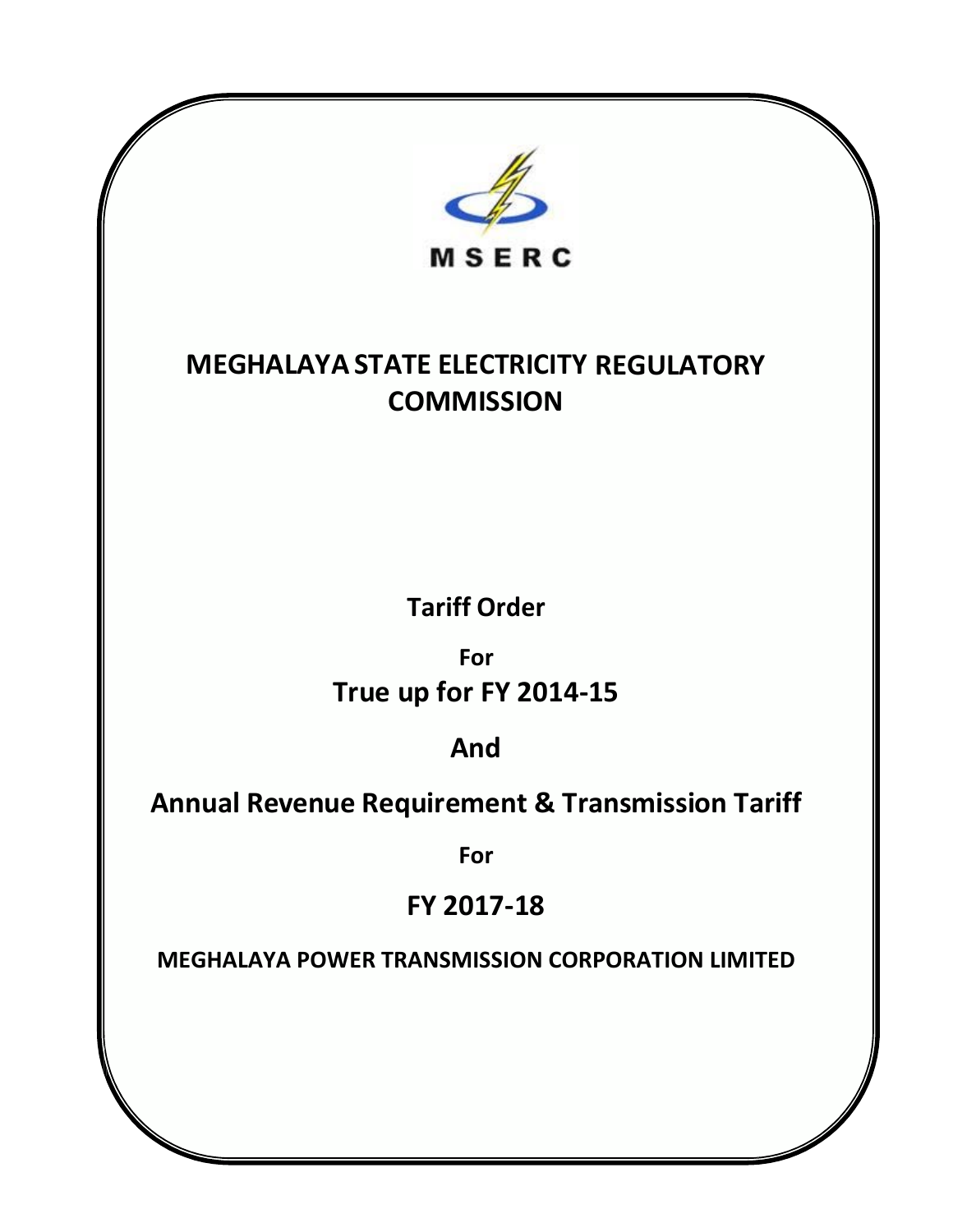MSERC

# MEGHALAYA STATE ELECTRICITY REGULATORY COMMISSION

## Tariff Order

**For**

## True up for FY 2014-15

## And

## Annual Revenue Requirement & Transmission Tariff

**For**

## FY 2017-18

**MEGHALAYA POWER TRANSMISSION CORPORATION LIMITED**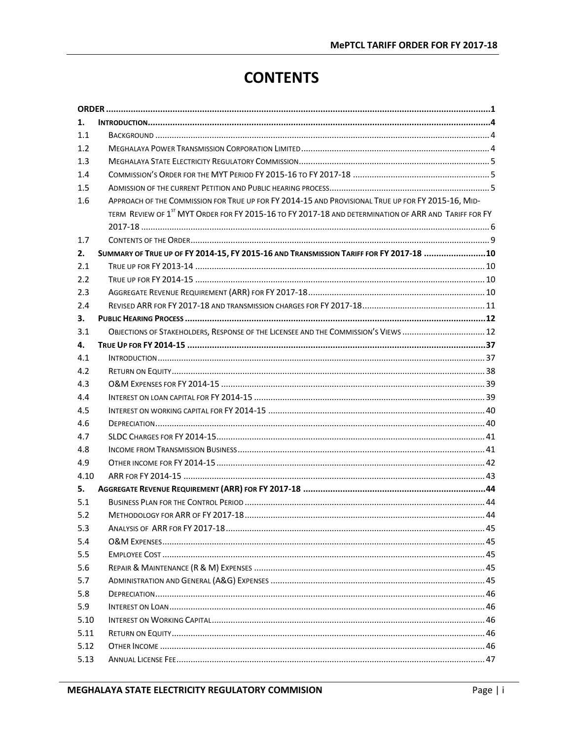# CONTENTS

| | | |
|---|---|---|
| **ORDER** | | **1** |
| **1.** | **INTRODUCTION** | **4** |
| 1.1 | BACKGROUND | 4 |
| 1.2 | MEGHALAYA POWER TRANSMISSION CORPORATION LIMITED | 4 |
| 1.3 | MEGHALAYA STATE ELECTRICITY REGULATORY COMMISSION | 5 |
| 1.4 | COMMISSION'S ORDER FOR THE MYT PERIOD FY 2015-16 TO FY 2017-18 | 5 |
| 1.5 | ADMISSION OF THE CURRENT PETITION AND PUBLIC HEARING PROCESS | 5 |
| 1.6 | APPROACH OF THE COMMISSION FOR TRUE UP FOR FY 2014-15 AND PROVISIONAL TRUE UP FOR FY 2015-16, MID-TERM REVIEW OF 1ST MYT ORDER FOR FY 2015-16 TO FY 2017-18 AND DETERMINATION OF ARR AND TARIFF FOR FY 2017-18 | 6 |
| 1.7 | CONTENTS OF THE ORDER | 9 |
| **2.** | **SUMMARY OF TRUE UP OF FY 2014-15, FY 2015-16 AND TRANSMISSION TARIFF FOR FY 2017-18** | **10** |
| 2.1 | TRUE UP FOR FY 2013-14 | 10 |
| 2.2 | TRUE UP FOR FY 2014-15 | 10 |
| 2.3 | AGGREGATE REVENUE REQUIREMENT (ARR) FOR FY 2017-18 | 10 |
| 2.4 | REVISED ARR FOR FY 2017-18 AND TRANSMISSION CHARGES FOR FY 2017-18 | 11 |
| **3.** | **PUBLIC HEARING PROCESS** | **12** |
| 3.1 | OBJECTIONS OF STAKEHOLDERS, RESPONSE OF THE LICENSEE AND THE COMMISSION'S VIEWS | 12 |
| **4.** | **TRUE UP FOR FY 2014-15** | **37** |
| 4.1 | INTRODUCTION | 37 |
| 4.2 | RETURN ON EQUITY | 38 |
| 4.3 | O&M EXPENSES FOR FY 2014-15 | 39 |
| 4.4 | INTEREST ON LOAN CAPITAL FOR FY 2014-15 | 39 |
| 4.5 | INTEREST ON WORKING CAPITAL FOR FY 2014-15 | 40 |
| 4.6 | DEPRECIATION | 40 |
| 4.7 | SLDC CHARGES FOR FY 2014-15 | 41 |
| 4.8 | INCOME FROM TRANSMISSION BUSINESS | 41 |
| 4.9 | OTHER INCOME FOR FY 2014-15 | 42 |
| 4.10 | ARR FOR FY 2014-15 | 43 |
| **5.** | **AGGREGATE REVENUE REQUIREMENT (ARR) FOR FY 2017-18** | **44** |
| 5.1 | BUSINESS PLAN FOR THE CONTROL PERIOD | 44 |
| 5.2 | METHODOLOGY FOR ARR OF FY 2017-18 | 44 |
| 5.3 | ANALYSIS OF ARR FOR FY 2017-18 | 45 |
| 5.4 | O&M EXPENSES | 45 |
| 5.5 | EMPLOYEE COST | 45 |
| 5.6 | REPAIR & MAINTENANCE (R & M) EXPENSES | 45 |
| 5.7 | ADMINISTRATION AND GENERAL (A&G) EXPENSES | 45 |
| 5.8 | DEPRECIATION | 46 |
| 5.9 | INTEREST ON LOAN | 46 |
| 5.10 | INTEREST ON WORKING CAPITAL | 46 |
| 5.11 | RETURN ON EQUITY | 46 |
| 5.12 | OTHER INCOME | 46 |
| 5.13 | ANNUAL LICENSE FEE | 47 |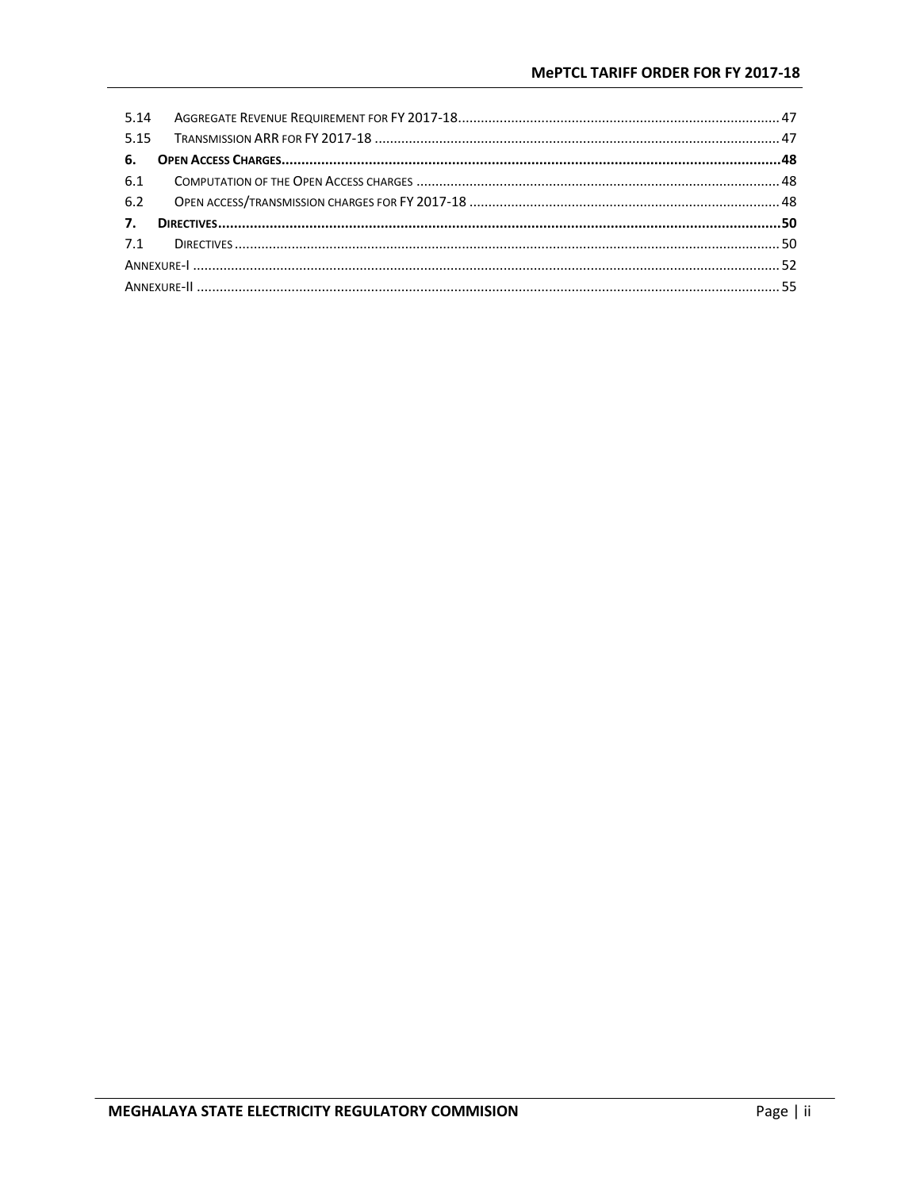| | | |
|---|---|---|
| 5.14 | Aggregate Revenue Requirement for FY 2017-18 | 47 |
| 5.15 | Transmission ARR for FY 2017-18 | 47 |
| **6.** | **Open Access Charges** | **48** |
| 6.1 | Computation of the Open Access charges | 48 |
| 6.2 | Open access/transmission charges for FY 2017-18 | 48 |
| **7.** | **Directives** | **50** |
| 7.1 | Directives | 50 |
| Annexure-I | | 52 |
| Annexure-II | | 55 |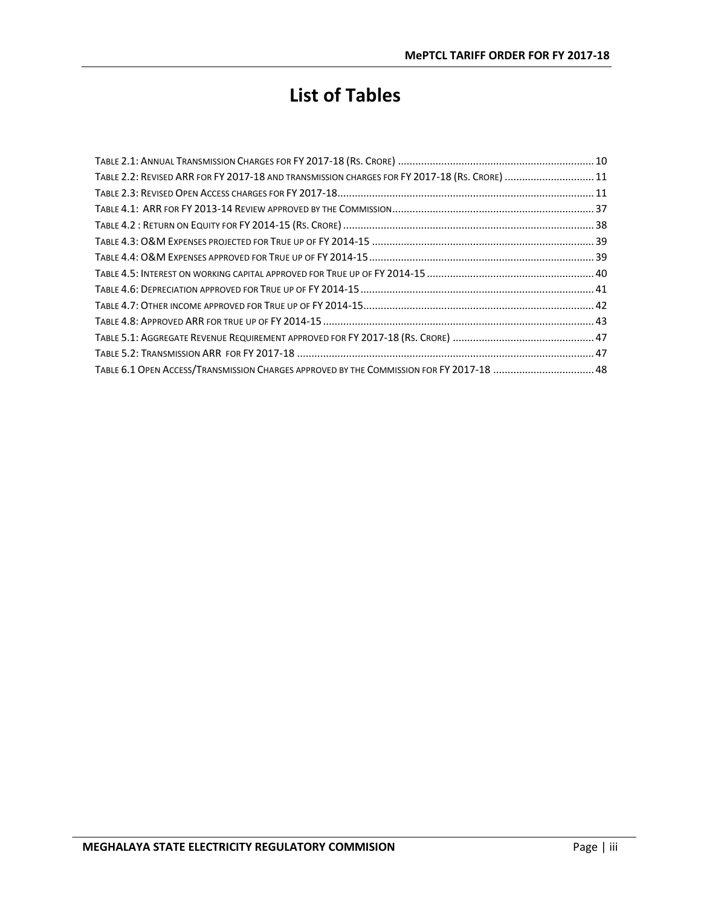# List of Tables

Table 2.1: Annual Transmission Charges for FY 2017-18 (Rs. Crore) ................................................................... 10

Table 2.2: Revised ARR for FY 2017-18 and transmission charges for FY 2017-18 (Rs. Crore) .............................. 11

Table 2.3: Revised Open Access charges for FY 2017-18........................................................................................ 11

Table 4.1: ARR for FY 2013-14 Review approved by the Commission..................................................................... 37

Table 4.2 : Return on Equity for FY 2014-15 (Rs. Crore) ...................................................................................... 38

Table 4.3: O&M Expenses projected for True up of FY 2014-15 ............................................................................ 39

Table 4.4: O&M Expenses approved for True up of FY 2014-15............................................................................. 39

Table 4.5: Interest on working capital approved for True up of FY 2014-15 .......................................................... 40

Table 4.6: Depreciation approved for True up of FY 2014-15................................................................................ 41

Table 4.7: Other income approved for True up of FY 2014-15............................................................................... 42

Table 4.8: Approved ARR for true up of FY 2014-15 ............................................................................................. 43

Table 5.1: Aggregate Revenue Requirement approved for FY 2017-18 (Rs. Crore) ................................................ 47

Table 5.2: Transmission ARR for FY 2017-18 ....................................................................................................... 47

Table 6.1 Open Access/Transmission Charges approved by the Commission for FY 2017-18 ................................... 48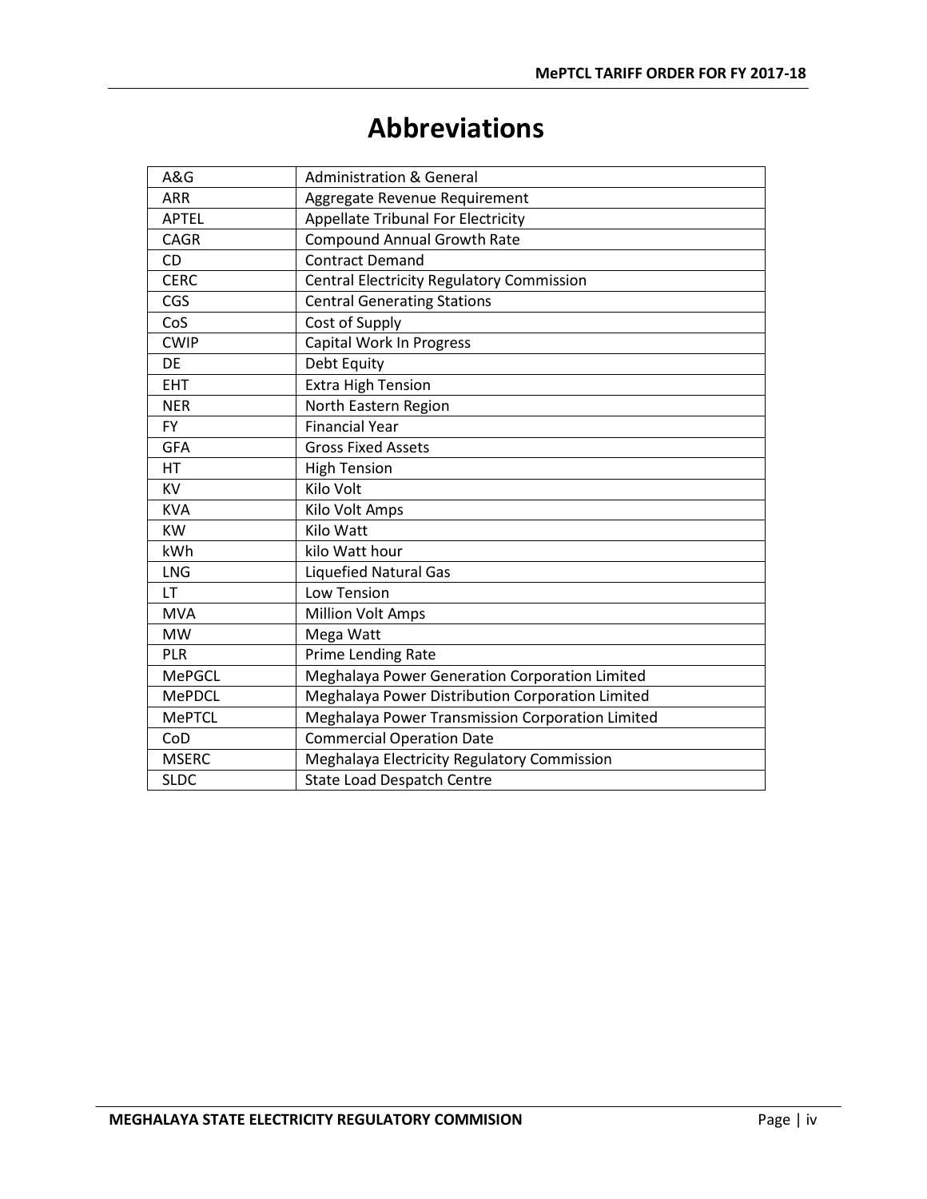# Abbreviations

| | |
|---|---|
| A&G | Administration & General |
| ARR | Aggregate Revenue Requirement |
| APTEL | Appellate Tribunal For Electricity |
| CAGR | Compound Annual Growth Rate |
| CD | Contract Demand |
| CERC | Central Electricity Regulatory Commission |
| CGS | Central Generating Stations |
| CoS | Cost of Supply |
| CWIP | Capital Work In Progress |
| DE | Debt Equity |
| EHT | Extra High Tension |
| NER | North Eastern Region |
| FY | Financial Year |
| GFA | Gross Fixed Assets |
| HT | High Tension |
| KV | Kilo Volt |
| KVA | Kilo Volt Amps |
| KW | Kilo Watt |
| kWh | kilo Watt hour |
| LNG | Liquefied Natural Gas |
| LT | Low Tension |
| MVA | Million Volt Amps |
| MW | Mega Watt |
| PLR | Prime Lending Rate |
| MePGCL | Meghalaya Power Generation Corporation Limited |
| MePDCL | Meghalaya Power Distribution Corporation Limited |
| MePTCL | Meghalaya Power Transmission Corporation Limited |
| CoD | Commercial Operation Date |
| MSERC | Meghalaya Electricity Regulatory Commission |
| SLDC | State Load Despatch Centre |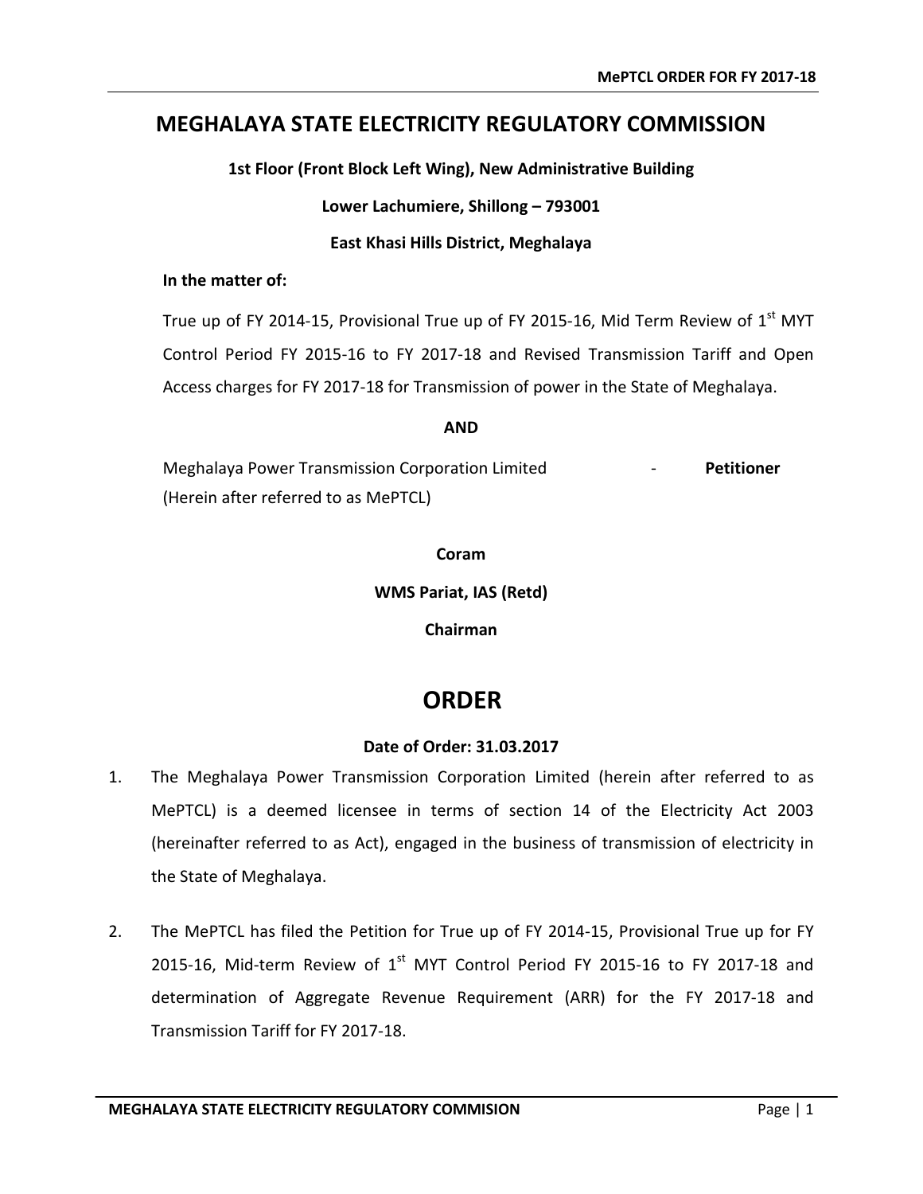# MEGHALAYA STATE ELECTRICITY REGULATORY COMMISSION

**1st Floor (Front Block Left Wing), New Administrative Building**

**Lower Lachumiere, Shillong – 793001**

**East Khasi Hills District, Meghalaya**

**In the matter of:**

True up of FY 2014-15, Provisional True up of FY 2015-16, Mid Term Review of 1st MYT Control Period FY 2015-16 to FY 2017-18 and Revised Transmission Tariff and Open Access charges for FY 2017-18 for Transmission of power in the State of Meghalaya.

**AND**

Meghalaya Power Transmission Corporation Limited - **Petitioner**
(Herein after referred to as MePTCL)

**Coram**

**WMS Pariat, IAS (Retd)**

**Chairman**

# ORDER

**Date of Order: 31.03.2017**

1. The Meghalaya Power Transmission Corporation Limited (herein after referred to as MePTCL) is a deemed licensee in terms of section 14 of the Electricity Act 2003 (hereinafter referred to as Act), engaged in the business of transmission of electricity in the State of Meghalaya.

2. The MePTCL has filed the Petition for True up of FY 2014-15, Provisional True up for FY 2015-16, Mid-term Review of 1st MYT Control Period FY 2015-16 to FY 2017-18 and determination of Aggregate Revenue Requirement (ARR) for the FY 2017-18 and Transmission Tariff for FY 2017-18.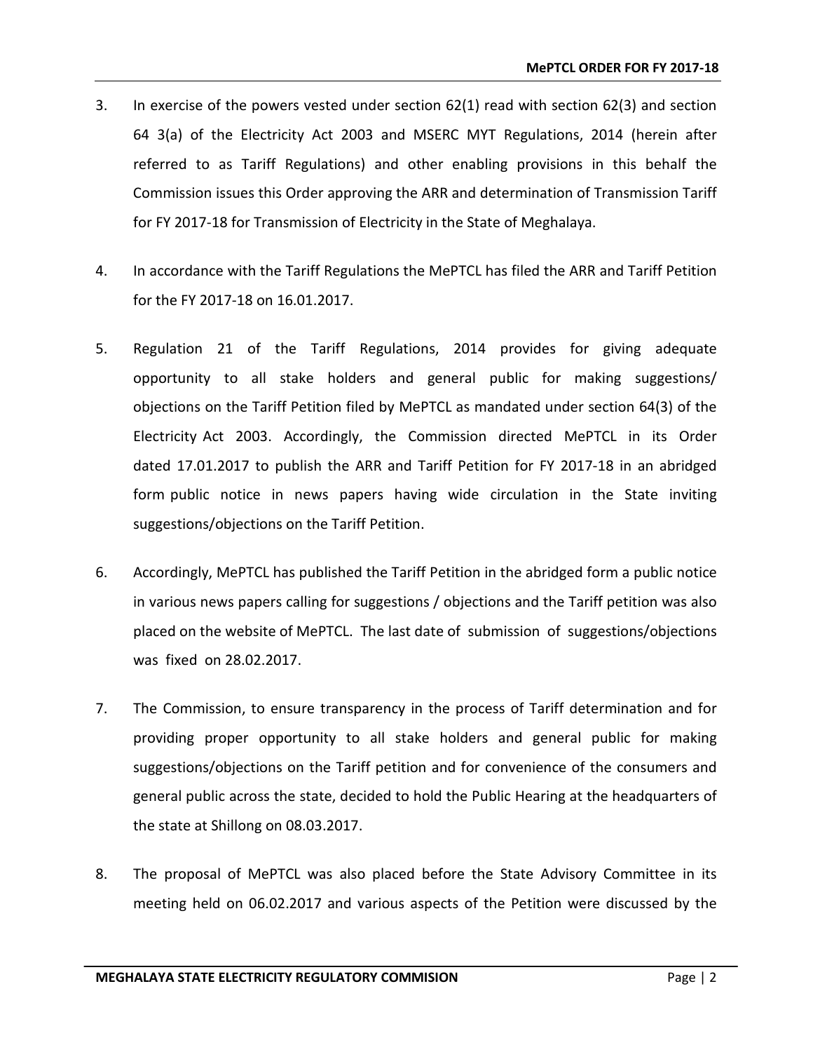3. In exercise of the powers vested under section 62(1) read with section 62(3) and section 64 3(a) of the Electricity Act 2003 and MSERC MYT Regulations, 2014 (herein after referred to as Tariff Regulations) and other enabling provisions in this behalf the Commission issues this Order approving the ARR and determination of Transmission Tariff for FY 2017-18 for Transmission of Electricity in the State of Meghalaya.

4. In accordance with the Tariff Regulations the MePTCL has filed the ARR and Tariff Petition for the FY 2017-18 on 16.01.2017.

5. Regulation 21 of the Tariff Regulations, 2014 provides for giving adequate opportunity to all stake holders and general public for making suggestions/ objections on the Tariff Petition filed by MePTCL as mandated under section 64(3) of the Electricity Act 2003. Accordingly, the Commission directed MePTCL in its Order dated 17.01.2017 to publish the ARR and Tariff Petition for FY 2017-18 in an abridged form public notice in news papers having wide circulation in the State inviting suggestions/objections on the Tariff Petition.

6. Accordingly, MePTCL has published the Tariff Petition in the abridged form a public notice in various news papers calling for suggestions / objections and the Tariff petition was also placed on the website of MePTCL. The last date of submission of suggestions/objections was fixed on 28.02.2017.

7. The Commission, to ensure transparency in the process of Tariff determination and for providing proper opportunity to all stake holders and general public for making suggestions/objections on the Tariff petition and for convenience of the consumers and general public across the state, decided to hold the Public Hearing at the headquarters of the state at Shillong on 08.03.2017.

8. The proposal of MePTCL was also placed before the State Advisory Committee in its meeting held on 06.02.2017 and various aspects of the Petition were discussed by the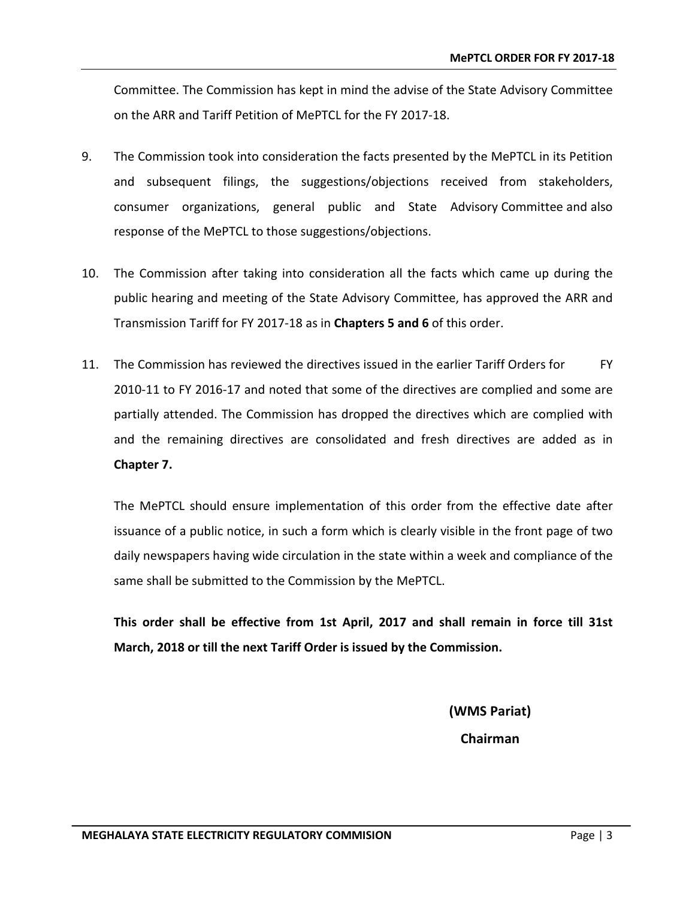Committee. The Commission has kept in mind the advise of the State Advisory Committee on the ARR and Tariff Petition of MePTCL for the FY 2017-18.

9. The Commission took into consideration the facts presented by the MePTCL in its Petition and subsequent filings, the suggestions/objections received from stakeholders, consumer organizations, general public and State Advisory Committee and also response of the MePTCL to those suggestions/objections.

10. The Commission after taking into consideration all the facts which came up during the public hearing and meeting of the State Advisory Committee, has approved the ARR and Transmission Tariff for FY 2017-18 as in **Chapters 5 and 6** of this order.

11. The Commission has reviewed the directives issued in the earlier Tariff Orders for FY 2010-11 to FY 2016-17 and noted that some of the directives are complied and some are partially attended. The Commission has dropped the directives which are complied with and the remaining directives are consolidated and fresh directives are added as in **Chapter 7.**

The MePTCL should ensure implementation of this order from the effective date after issuance of a public notice, in such a form which is clearly visible in the front page of two daily newspapers having wide circulation in the state within a week and compliance of the same shall be submitted to the Commission by the MePTCL.

**This order shall be effective from 1st April, 2017 and shall remain in force till 31st March, 2018 or till the next Tariff Order is issued by the Commission.**

**(WMS Pariat)**

**Chairman**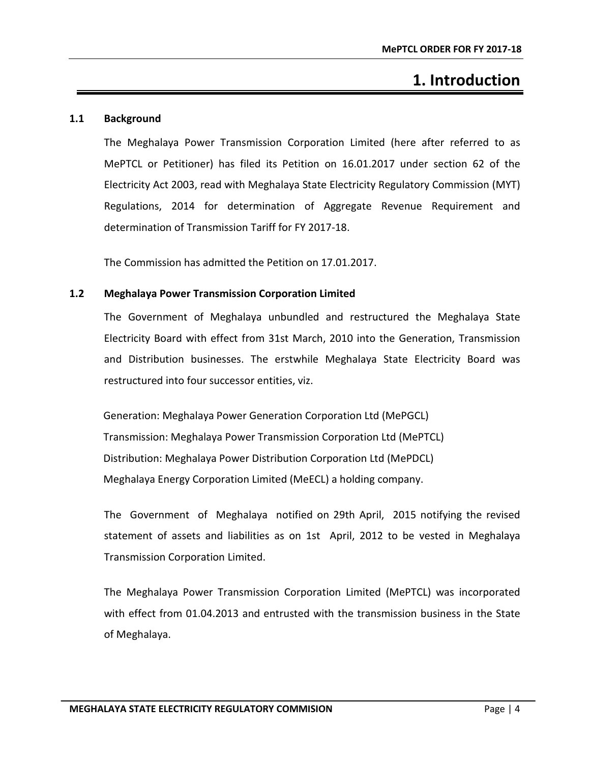# 1. Introduction

## 1.1 Background

The Meghalaya Power Transmission Corporation Limited (here after referred to as MePTCL or Petitioner) has filed its Petition on 16.01.2017 under section 62 of the Electricity Act 2003, read with Meghalaya State Electricity Regulatory Commission (MYT) Regulations, 2014 for determination of Aggregate Revenue Requirement and determination of Transmission Tariff for FY 2017-18.

The Commission has admitted the Petition on 17.01.2017.

## 1.2 Meghalaya Power Transmission Corporation Limited

The Government of Meghalaya unbundled and restructured the Meghalaya State Electricity Board with effect from 31st March, 2010 into the Generation, Transmission and Distribution businesses. The erstwhile Meghalaya State Electricity Board was restructured into four successor entities, viz.

Generation: Meghalaya Power Generation Corporation Ltd (MePGCL)
Transmission: Meghalaya Power Transmission Corporation Ltd (MePTCL)
Distribution: Meghalaya Power Distribution Corporation Ltd (MePDCL)
Meghalaya Energy Corporation Limited (MeECL) a holding company.

The Government of Meghalaya notified on 29th April, 2015 notifying the revised statement of assets and liabilities as on 1st April, 2012 to be vested in Meghalaya Transmission Corporation Limited.

The Meghalaya Power Transmission Corporation Limited (MePTCL) was incorporated with effect from 01.04.2013 and entrusted with the transmission business in the State of Meghalaya.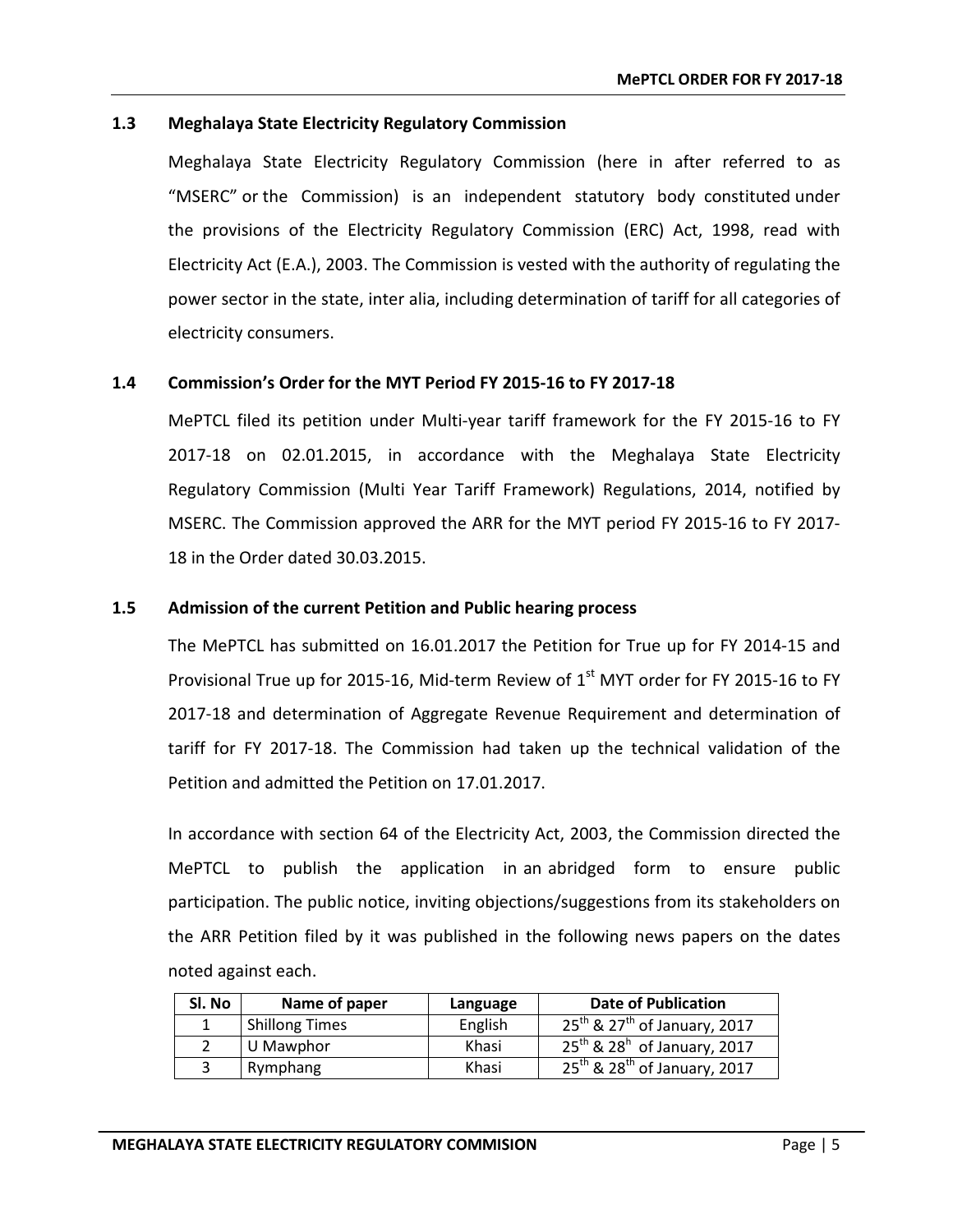### 1.3 Meghalaya State Electricity Regulatory Commission

Meghalaya State Electricity Regulatory Commission (here in after referred to as "MSERC" or the Commission) is an independent statutory body constituted under the provisions of the Electricity Regulatory Commission (ERC) Act, 1998, read with Electricity Act (E.A.), 2003. The Commission is vested with the authority of regulating the power sector in the state, inter alia, including determination of tariff for all categories of electricity consumers.

### 1.4 Commission's Order for the MYT Period FY 2015-16 to FY 2017-18

MePTCL filed its petition under Multi-year tariff framework for the FY 2015-16 to FY 2017-18 on 02.01.2015, in accordance with the Meghalaya State Electricity Regulatory Commission (Multi Year Tariff Framework) Regulations, 2014, notified by MSERC. The Commission approved the ARR for the MYT period FY 2015-16 to FY 2017-18 in the Order dated 30.03.2015.

### 1.5 Admission of the current Petition and Public hearing process

The MePTCL has submitted on 16.01.2017 the Petition for True up for FY 2014-15 and Provisional True up for 2015-16, Mid-term Review of 1st MYT order for FY 2015-16 to FY 2017-18 and determination of Aggregate Revenue Requirement and determination of tariff for FY 2017-18. The Commission had taken up the technical validation of the Petition and admitted the Petition on 17.01.2017.

In accordance with section 64 of the Electricity Act, 2003, the Commission directed the MePTCL to publish the application in an abridged form to ensure public participation. The public notice, inviting objections/suggestions from its stakeholders on the ARR Petition filed by it was published in the following news papers on the dates noted against each.

| Sl. No | Name of paper | Language | Date of Publication |
|---|---|---|---|
| 1 | Shillong Times | English | 25th & 27th of January, 2017 |
| 2 | U Mawphor | Khasi | 25th & 28h of January, 2017 |
| 3 | Rymphang | Khasi | 25th & 28th of January, 2017 |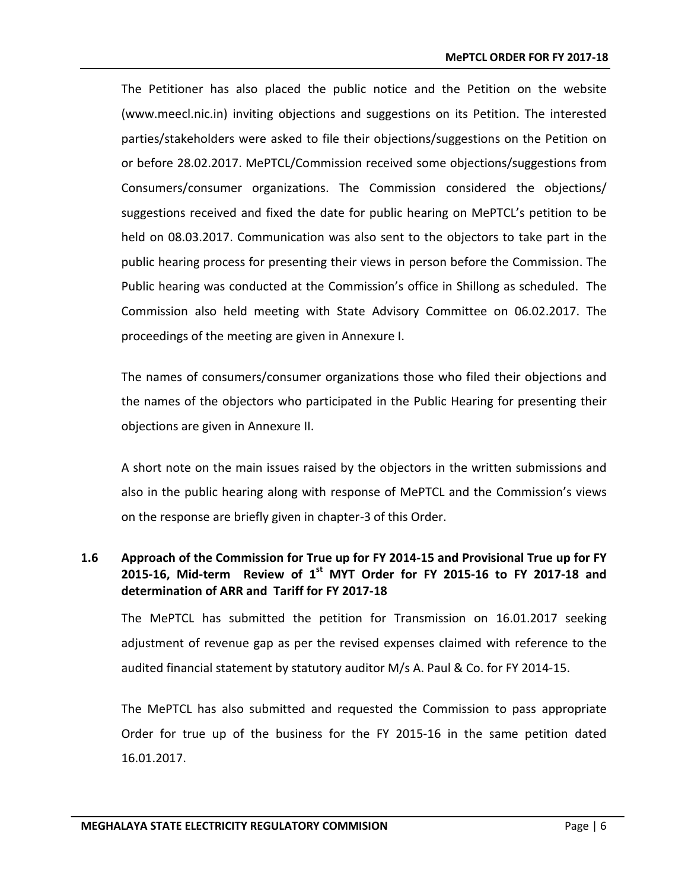The Petitioner has also placed the public notice and the Petition on the website (www.meecl.nic.in) inviting objections and suggestions on its Petition. The interested parties/stakeholders were asked to file their objections/suggestions on the Petition on or before 28.02.2017. MePTCL/Commission received some objections/suggestions from Consumers/consumer organizations. The Commission considered the objections/ suggestions received and fixed the date for public hearing on MePTCL's petition to be held on 08.03.2017. Communication was also sent to the objectors to take part in the public hearing process for presenting their views in person before the Commission. The Public hearing was conducted at the Commission's office in Shillong as scheduled. The Commission also held meeting with State Advisory Committee on 06.02.2017. The proceedings of the meeting are given in Annexure I.

The names of consumers/consumer organizations those who filed their objections and the names of the objectors who participated in the Public Hearing for presenting their objections are given in Annexure II.

A short note on the main issues raised by the objectors in the written submissions and also in the public hearing along with response of MePTCL and the Commission's views on the response are briefly given in chapter-3 of this Order.

### 1.6 Approach of the Commission for True up for FY 2014-15 and Provisional True up for FY 2015-16, Mid-term Review of 1st MYT Order for FY 2015-16 to FY 2017-18 and determination of ARR and Tariff for FY 2017-18

The MePTCL has submitted the petition for Transmission on 16.01.2017 seeking adjustment of revenue gap as per the revised expenses claimed with reference to the audited financial statement by statutory auditor M/s A. Paul & Co. for FY 2014-15.

The MePTCL has also submitted and requested the Commission to pass appropriate Order for true up of the business for the FY 2015-16 in the same petition dated 16.01.2017.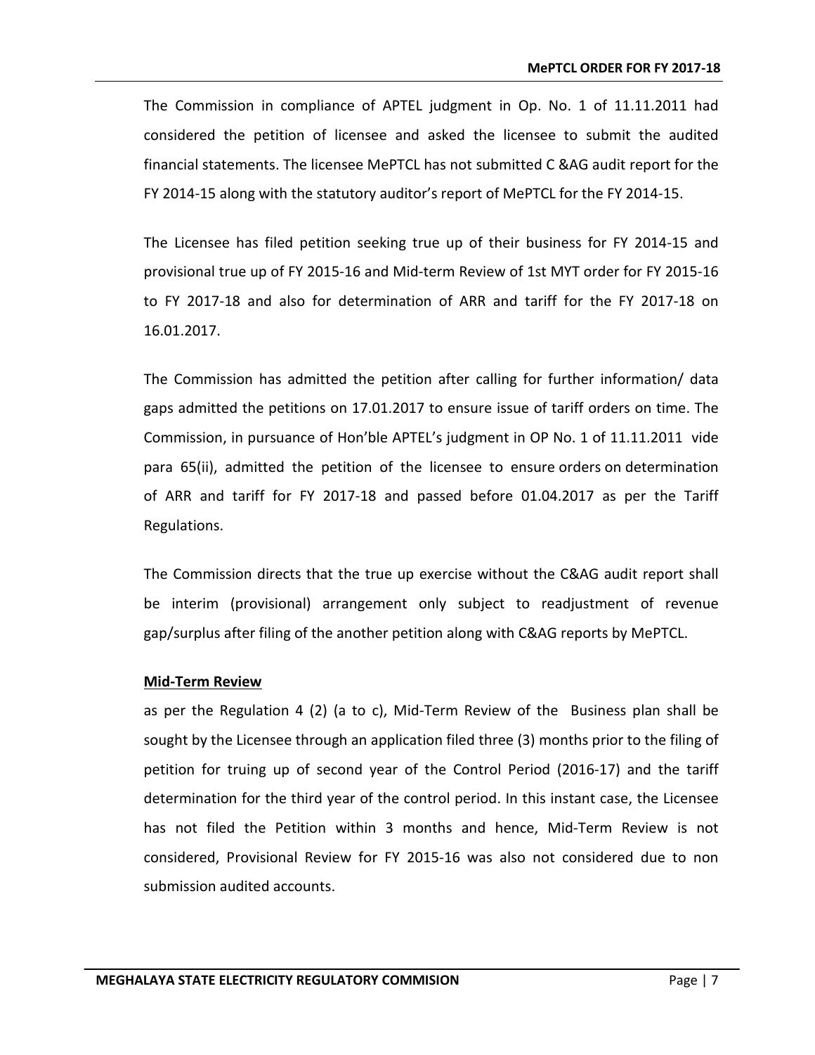The Commission in compliance of APTEL judgment in Op. No. 1 of 11.11.2011 had considered the petition of licensee and asked the licensee to submit the audited financial statements. The licensee MePTCL has not submitted C &AG audit report for the FY 2014-15 along with the statutory auditor's report of MePTCL for the FY 2014-15.

The Licensee has filed petition seeking true up of their business for FY 2014-15 and provisional true up of FY 2015-16 and Mid-term Review of 1st MYT order for FY 2015-16 to FY 2017-18 and also for determination of ARR and tariff for the FY 2017-18 on 16.01.2017.

The Commission has admitted the petition after calling for further information/ data gaps admitted the petitions on 17.01.2017 to ensure issue of tariff orders on time. The Commission, in pursuance of Hon'ble APTEL's judgment in OP No. 1 of 11.11.2011 vide para 65(ii), admitted the petition of the licensee to ensure orders on determination of ARR and tariff for FY 2017-18 and passed before 01.04.2017 as per the Tariff Regulations.

The Commission directs that the true up exercise without the C&AG audit report shall be interim (provisional) arrangement only subject to readjustment of revenue gap/surplus after filing of the another petition along with C&AG reports by MePTCL.

**Mid-Term Review**

as per the Regulation 4 (2) (a to c), Mid-Term Review of the Business plan shall be sought by the Licensee through an application filed three (3) months prior to the filing of petition for truing up of second year of the Control Period (2016-17) and the tariff determination for the third year of the control period. In this instant case, the Licensee has not filed the Petition within 3 months and hence, Mid-Term Review is not considered, Provisional Review for FY 2015-16 was also not considered due to non submission audited accounts.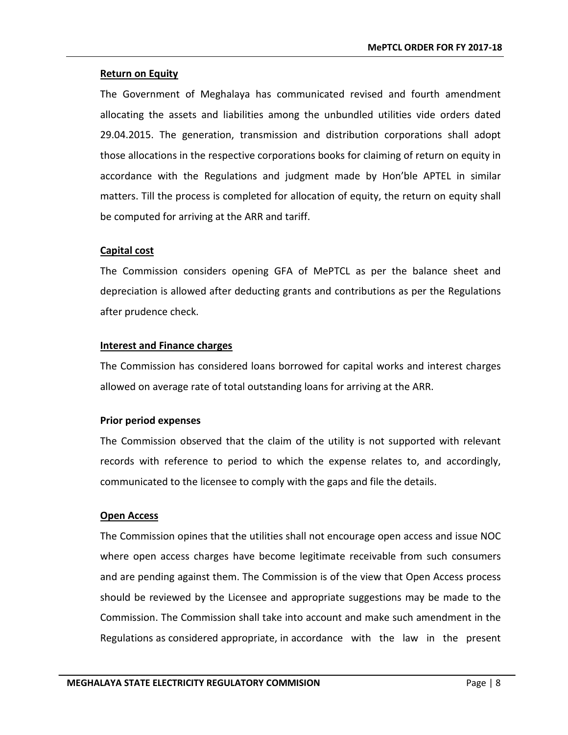**Return on Equity**

The Government of Meghalaya has communicated revised and fourth amendment allocating the assets and liabilities among the unbundled utilities vide orders dated 29.04.2015. The generation, transmission and distribution corporations shall adopt those allocations in the respective corporations books for claiming of return on equity in accordance with the Regulations and judgment made by Hon'ble APTEL in similar matters. Till the process is completed for allocation of equity, the return on equity shall be computed for arriving at the ARR and tariff.

**Capital cost**

The Commission considers opening GFA of MePTCL as per the balance sheet and depreciation is allowed after deducting grants and contributions as per the Regulations after prudence check.

**Interest and Finance charges**

The Commission has considered loans borrowed for capital works and interest charges allowed on average rate of total outstanding loans for arriving at the ARR.

**Prior period expenses**

The Commission observed that the claim of the utility is not supported with relevant records with reference to period to which the expense relates to, and accordingly, communicated to the licensee to comply with the gaps and file the details.

**Open Access**

The Commission opines that the utilities shall not encourage open access and issue NOC where open access charges have become legitimate receivable from such consumers and are pending against them. The Commission is of the view that Open Access process should be reviewed by the Licensee and appropriate suggestions may be made to the Commission. The Commission shall take into account and make such amendment in the Regulations as considered appropriate, in accordance with the law in the present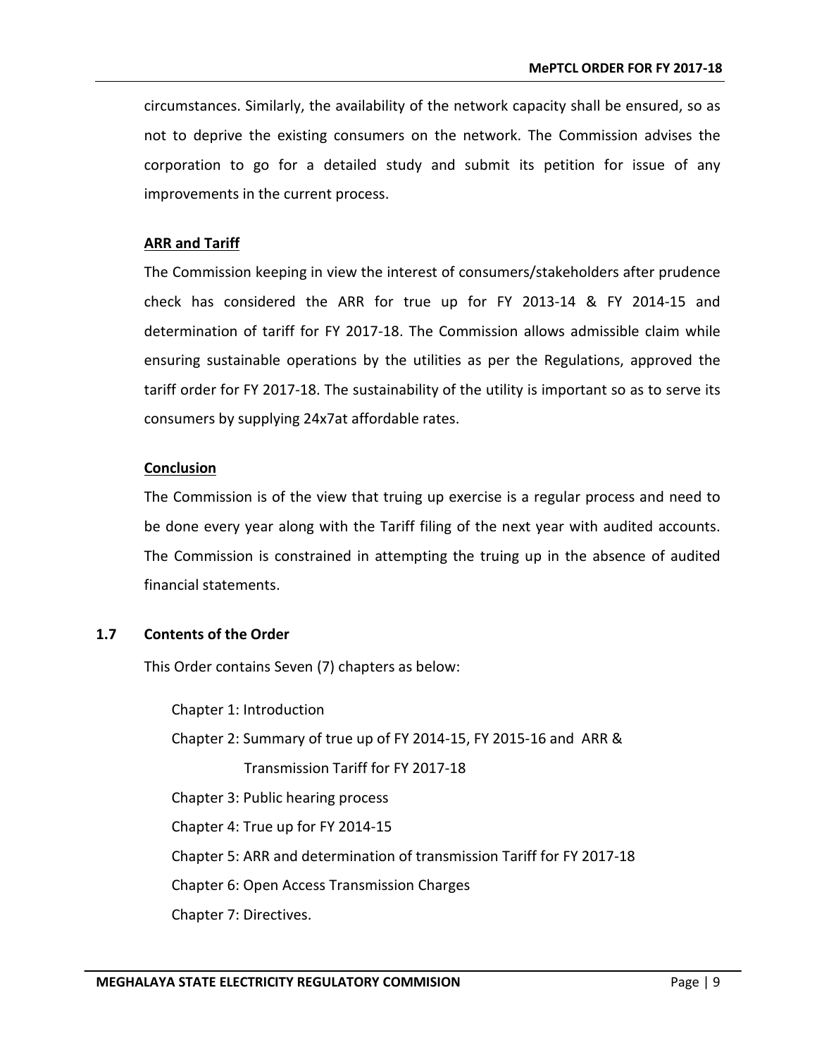circumstances. Similarly, the availability of the network capacity shall be ensured, so as not to deprive the existing consumers on the network. The Commission advises the corporation to go for a detailed study and submit its petition for issue of any improvements in the current process.

**ARR and Tariff**

The Commission keeping in view the interest of consumers/stakeholders after prudence check has considered the ARR for true up for FY 2013-14 & FY 2014-15 and determination of tariff for FY 2017-18. The Commission allows admissible claim while ensuring sustainable operations by the utilities as per the Regulations, approved the tariff order for FY 2017-18. The sustainability of the utility is important so as to serve its consumers by supplying 24x7at affordable rates.

**Conclusion**

The Commission is of the view that truing up exercise is a regular process and need to be done every year along with the Tariff filing of the next year with audited accounts. The Commission is constrained in attempting the truing up in the absence of audited financial statements.

## 1.7 Contents of the Order

This Order contains Seven (7) chapters as below:

- Chapter 1: Introduction
- Chapter 2: Summary of true up of FY 2014-15, FY 2015-16 and ARR & Transmission Tariff for FY 2017-18
- Chapter 3: Public hearing process
- Chapter 4: True up for FY 2014-15
- Chapter 5: ARR and determination of transmission Tariff for FY 2017-18
- Chapter 6: Open Access Transmission Charges
- Chapter 7: Directives.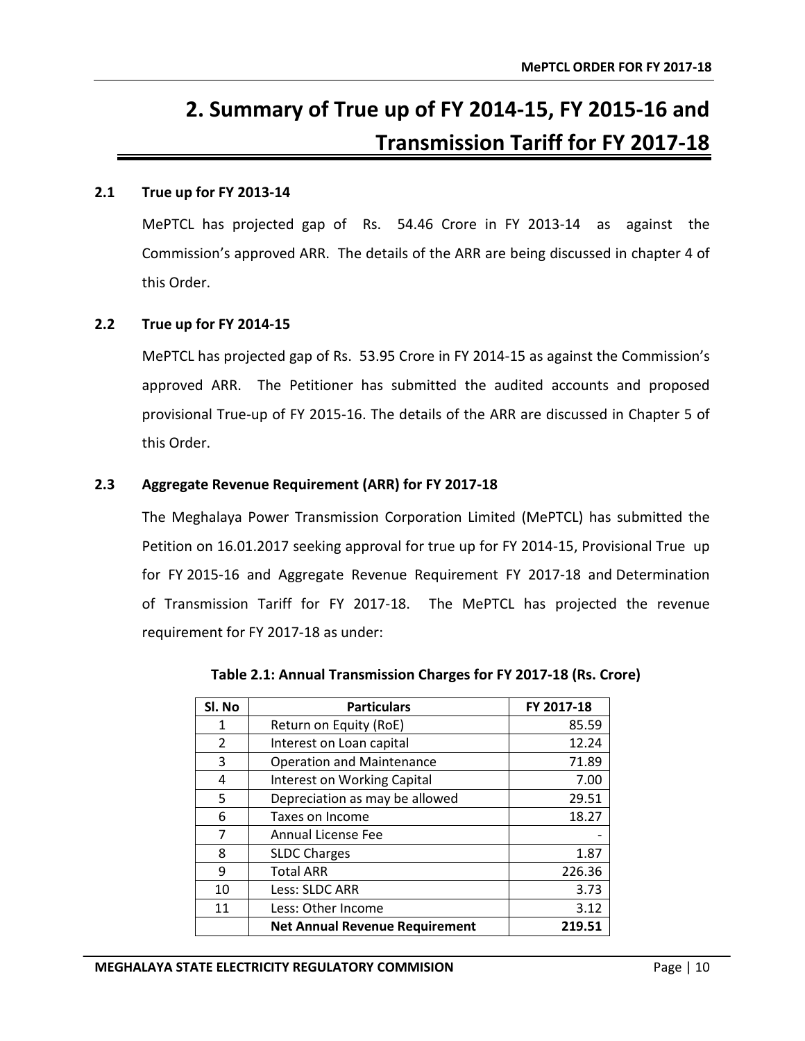# 2. Summary of True up of FY 2014-15, FY 2015-16 and Transmission Tariff for FY 2017-18

## 2.1 True up for FY 2013-14

MePTCL has projected gap of Rs. 54.46 Crore in FY 2013-14 as against the Commission's approved ARR. The details of the ARR are being discussed in chapter 4 of this Order.

## 2.2 True up for FY 2014-15

MePTCL has projected gap of Rs. 53.95 Crore in FY 2014-15 as against the Commission's approved ARR. The Petitioner has submitted the audited accounts and proposed provisional True-up of FY 2015-16. The details of the ARR are discussed in Chapter 5 of this Order.

## 2.3 Aggregate Revenue Requirement (ARR) for FY 2017-18

The Meghalaya Power Transmission Corporation Limited (MePTCL) has submitted the Petition on 16.01.2017 seeking approval for true up for FY 2014-15, Provisional True up for FY 2015-16 and Aggregate Revenue Requirement FY 2017-18 and Determination of Transmission Tariff for FY 2017-18. The MePTCL has projected the revenue requirement for FY 2017-18 as under:

**Table 2.1: Annual Transmission Charges for FY 2017-18 (Rs. Crore)**

| Sl. No | Particulars | FY 2017-18 |
|---|---|---|
| 1 | Return on Equity (RoE) | 85.59 |
| 2 | Interest on Loan capital | 12.24 |
| 3 | Operation and Maintenance | 71.89 |
| 4 | Interest on Working Capital | 7.00 |
| 5 | Depreciation as may be allowed | 29.51 |
| 6 | Taxes on Income | 18.27 |
| 7 | Annual License Fee | - |
| 8 | SLDC Charges | 1.87 |
| 9 | Total ARR | 226.36 |
| 10 | Less: SLDC ARR | 3.73 |
| 11 | Less: Other Income | 3.12 |
| | **Net Annual Revenue Requirement** | **219.51** |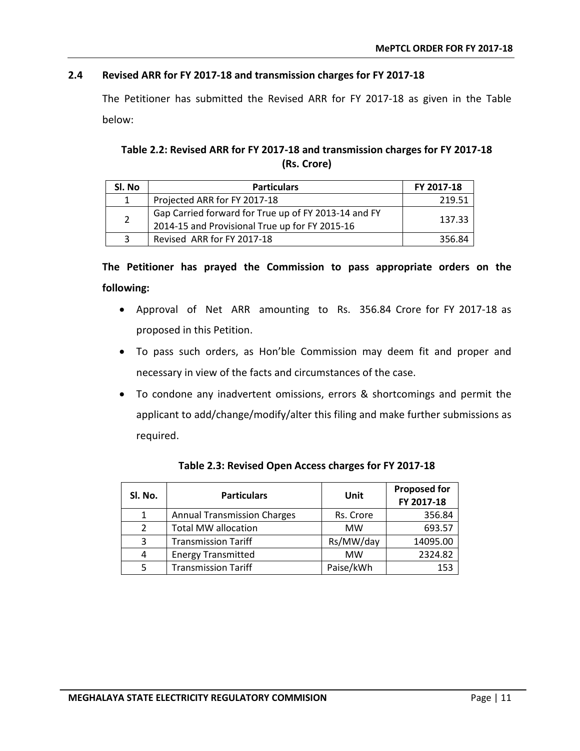## 2.4 Revised ARR for FY 2017-18 and transmission charges for FY 2017-18

The Petitioner has submitted the Revised ARR for FY 2017-18 as given in the Table below:

**Table 2.2: Revised ARR for FY 2017-18 and transmission charges for FY 2017-18 (Rs. Crore)**

| Sl. No | Particulars | FY 2017-18 |
|---|---|---|
| 1 | Projected ARR for FY 2017-18 | 219.51 |
| 2 | Gap Carried forward for True up of FY 2013-14 and FY 2014-15 and Provisional True up for FY 2015-16 | 137.33 |
| 3 | Revised ARR for FY 2017-18 | 356.84 |

**The Petitioner has prayed the Commission to pass appropriate orders on the following:**

- Approval of Net ARR amounting to Rs. 356.84 Crore for FY 2017-18 as proposed in this Petition.
- To pass such orders, as Hon'ble Commission may deem fit and proper and necessary in view of the facts and circumstances of the case.
- To condone any inadvertent omissions, errors & shortcomings and permit the applicant to add/change/modify/alter this filing and make further submissions as required.

**Table 2.3: Revised Open Access charges for FY 2017-18**

| Sl. No. | Particulars | Unit | Proposed for FY 2017-18 |
|---|---|---|---|
| 1 | Annual Transmission Charges | Rs. Crore | 356.84 |
| 2 | Total MW allocation | MW | 693.57 |
| 3 | Transmission Tariff | Rs/MW/day | 14095.00 |
| 4 | Energy Transmitted | MW | 2324.82 |
| 5 | Transmission Tariff | Paise/kWh | 153 |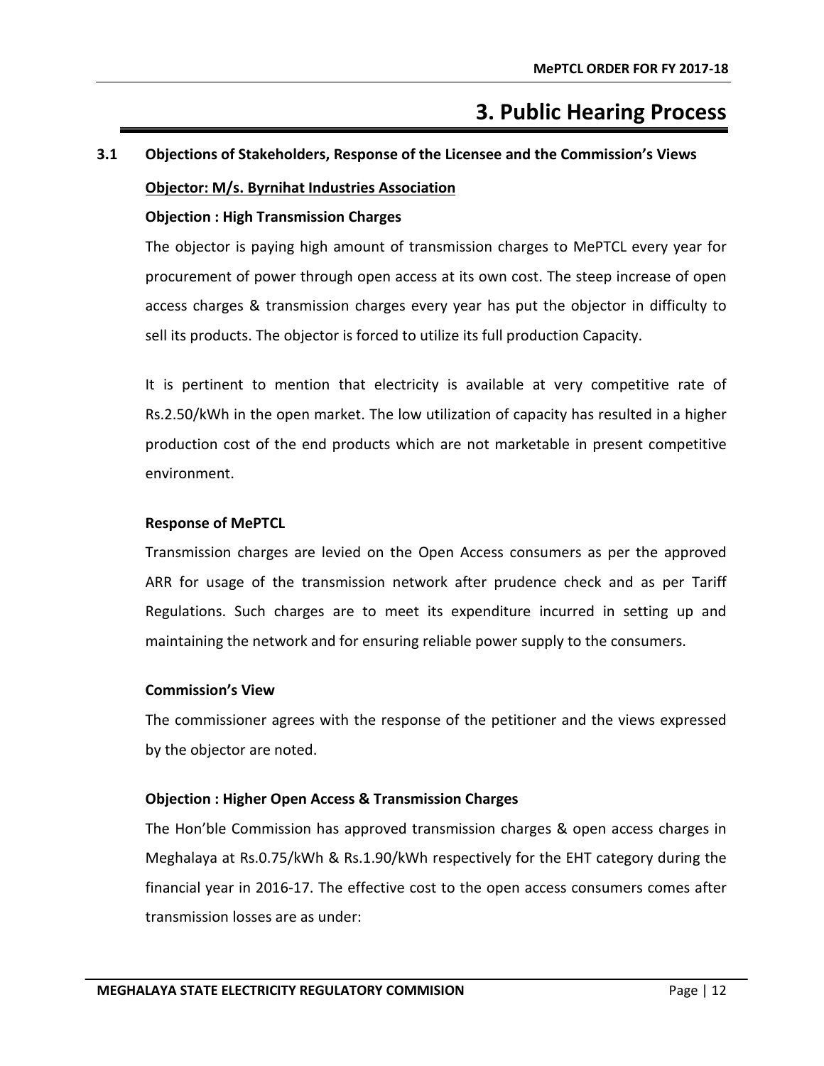# 3. Public Hearing Process

## 3.1 Objections of Stakeholders, Response of the Licensee and the Commission's Views

**Objector: M/s. Byrnihat Industries Association**

**Objection : High Transmission Charges**

The objector is paying high amount of transmission charges to MePTCL every year for procurement of power through open access at its own cost. The steep increase of open access charges & transmission charges every year has put the objector in difficulty to sell its products. The objector is forced to utilize its full production Capacity.

It is pertinent to mention that electricity is available at very competitive rate of Rs.2.50/kWh in the open market. The low utilization of capacity has resulted in a higher production cost of the end products which are not marketable in present competitive environment.

**Response of MePTCL**

Transmission charges are levied on the Open Access consumers as per the approved ARR for usage of the transmission network after prudence check and as per Tariff Regulations. Such charges are to meet its expenditure incurred in setting up and maintaining the network and for ensuring reliable power supply to the consumers.

**Commission's View**

The commissioner agrees with the response of the petitioner and the views expressed by the objector are noted.

**Objection : Higher Open Access & Transmission Charges**

The Hon'ble Commission has approved transmission charges & open access charges in Meghalaya at Rs.0.75/kWh & Rs.1.90/kWh respectively for the EHT category during the financial year in 2016-17. The effective cost to the open access consumers comes after transmission losses are as under: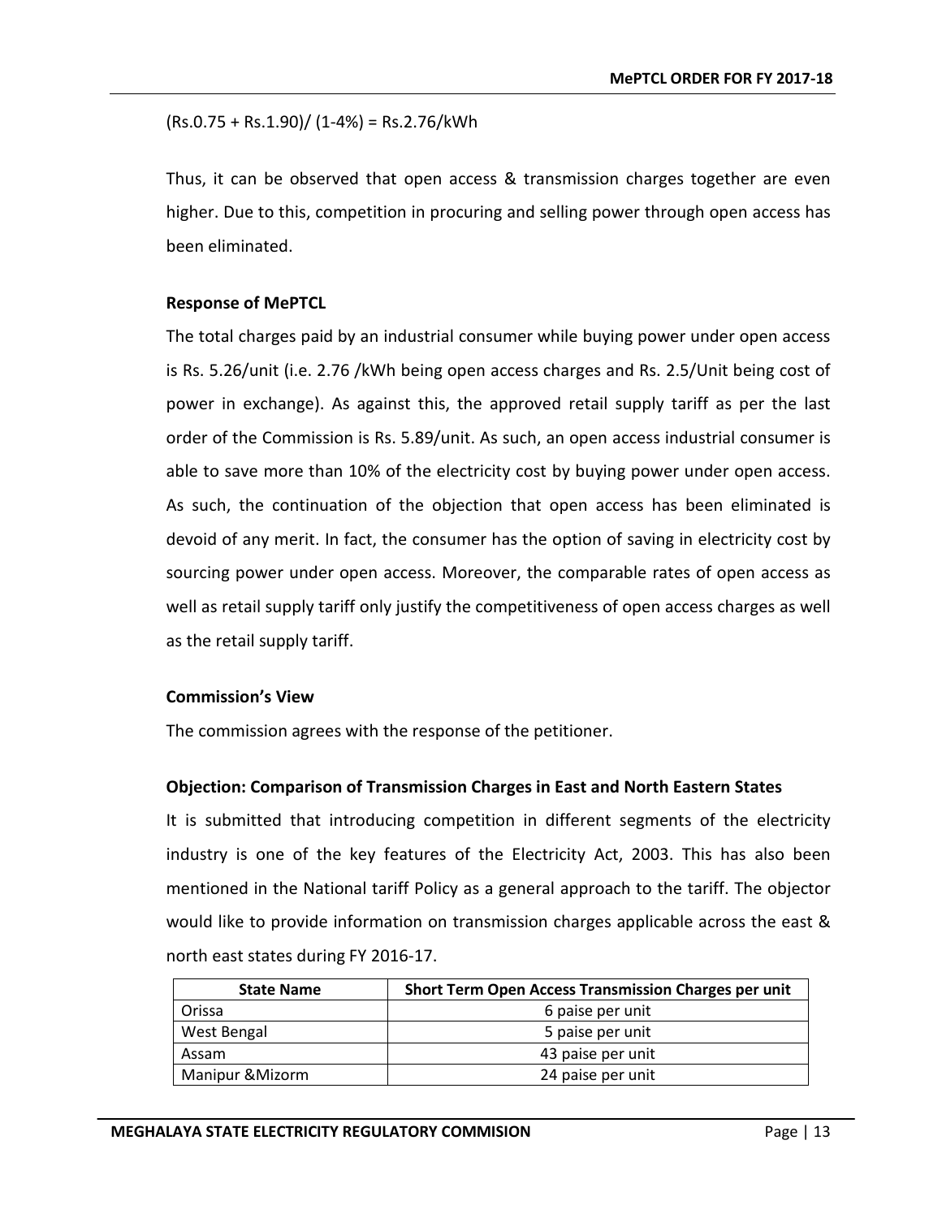(Rs.0.75 + Rs.1.90)/ (1-4%) = Rs.2.76/kWh

Thus, it can be observed that open access & transmission charges together are even higher. Due to this, competition in procuring and selling power through open access has been eliminated.

**Response of MePTCL**

The total charges paid by an industrial consumer while buying power under open access is Rs. 5.26/unit (i.e. 2.76 /kWh being open access charges and Rs. 2.5/Unit being cost of power in exchange). As against this, the approved retail supply tariff as per the last order of the Commission is Rs. 5.89/unit. As such, an open access industrial consumer is able to save more than 10% of the electricity cost by buying power under open access. As such, the continuation of the objection that open access has been eliminated is devoid of any merit. In fact, the consumer has the option of saving in electricity cost by sourcing power under open access. Moreover, the comparable rates of open access as well as retail supply tariff only justify the competitiveness of open access charges as well as the retail supply tariff.

**Commission's View**

The commission agrees with the response of the petitioner.

**Objection: Comparison of Transmission Charges in East and North Eastern States**

It is submitted that introducing competition in different segments of the electricity industry is one of the key features of the Electricity Act, 2003. This has also been mentioned in the National tariff Policy as a general approach to the tariff. The objector would like to provide information on transmission charges applicable across the east & north east states during FY 2016-17.

| State Name | Short Term Open Access Transmission Charges per unit |
|---|---|
| Orissa | 6 paise per unit |
| West Bengal | 5 paise per unit |
| Assam | 43 paise per unit |
| Manipur &Mizorm | 24 paise per unit |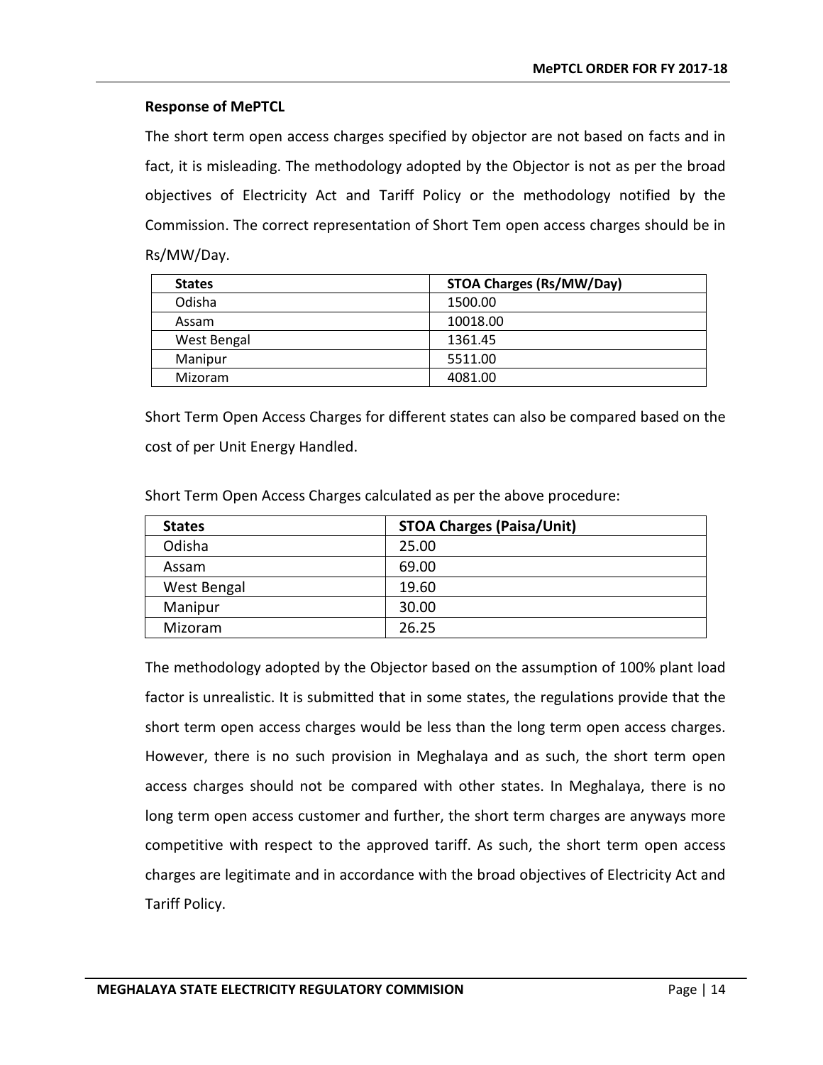**Response of MePTCL**

The short term open access charges specified by objector are not based on facts and in fact, it is misleading. The methodology adopted by the Objector is not as per the broad objectives of Electricity Act and Tariff Policy or the methodology notified by the Commission. The correct representation of Short Tem open access charges should be in Rs/MW/Day.

| States | STOA Charges (Rs/MW/Day) |
|---|---|
| Odisha | 1500.00 |
| Assam | 10018.00 |
| West Bengal | 1361.45 |
| Manipur | 5511.00 |
| Mizoram | 4081.00 |

Short Term Open Access Charges for different states can also be compared based on the cost of per Unit Energy Handled.

Short Term Open Access Charges calculated as per the above procedure:

| States | STOA Charges (Paisa/Unit) |
|---|---|
| Odisha | 25.00 |
| Assam | 69.00 |
| West Bengal | 19.60 |
| Manipur | 30.00 |
| Mizoram | 26.25 |

The methodology adopted by the Objector based on the assumption of 100% plant load factor is unrealistic. It is submitted that in some states, the regulations provide that the short term open access charges would be less than the long term open access charges. However, there is no such provision in Meghalaya and as such, the short term open access charges should not be compared with other states. In Meghalaya, there is no long term open access customer and further, the short term charges are anyways more competitive with respect to the approved tariff. As such, the short term open access charges are legitimate and in accordance with the broad objectives of Electricity Act and Tariff Policy.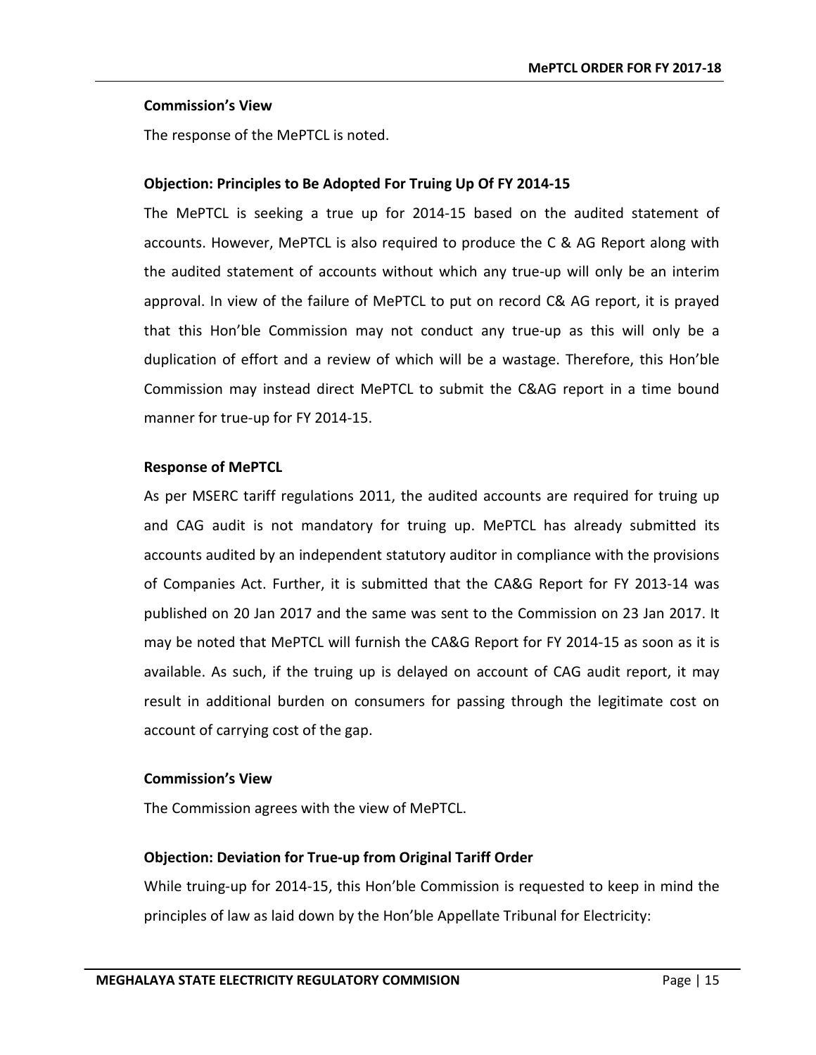**Commission's View**

The response of the MePTCL is noted.

**Objection: Principles to Be Adopted For Truing Up Of FY 2014-15**

The MePTCL is seeking a true up for 2014-15 based on the audited statement of accounts. However, MePTCL is also required to produce the C & AG Report along with the audited statement of accounts without which any true-up will only be an interim approval. In view of the failure of MePTCL to put on record C& AG report, it is prayed that this Hon'ble Commission may not conduct any true-up as this will only be a duplication of effort and a review of which will be a wastage. Therefore, this Hon'ble Commission may instead direct MePTCL to submit the C&AG report in a time bound manner for true-up for FY 2014-15.

**Response of MePTCL**

As per MSERC tariff regulations 2011, the audited accounts are required for truing up and CAG audit is not mandatory for truing up. MePTCL has already submitted its accounts audited by an independent statutory auditor in compliance with the provisions of Companies Act. Further, it is submitted that the CA&G Report for FY 2013-14 was published on 20 Jan 2017 and the same was sent to the Commission on 23 Jan 2017. It may be noted that MePTCL will furnish the CA&G Report for FY 2014-15 as soon as it is available. As such, if the truing up is delayed on account of CAG audit report, it may result in additional burden on consumers for passing through the legitimate cost on account of carrying cost of the gap.

**Commission's View**

The Commission agrees with the view of MePTCL.

**Objection: Deviation for True-up from Original Tariff Order**

While truing-up for 2014-15, this Hon'ble Commission is requested to keep in mind the principles of law as laid down by the Hon'ble Appellate Tribunal for Electricity: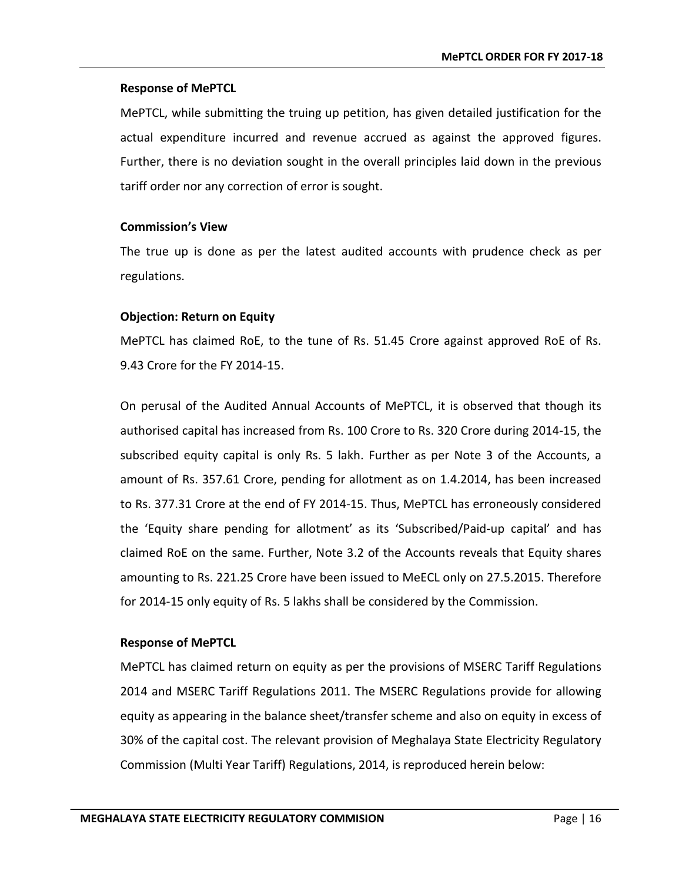**Response of MePTCL**

MePTCL, while submitting the truing up petition, has given detailed justification for the actual expenditure incurred and revenue accrued as against the approved figures. Further, there is no deviation sought in the overall principles laid down in the previous tariff order nor any correction of error is sought.

**Commission's View**

The true up is done as per the latest audited accounts with prudence check as per regulations.

**Objection: Return on Equity**

MePTCL has claimed RoE, to the tune of Rs. 51.45 Crore against approved RoE of Rs. 9.43 Crore for the FY 2014-15.

On perusal of the Audited Annual Accounts of MePTCL, it is observed that though its authorised capital has increased from Rs. 100 Crore to Rs. 320 Crore during 2014-15, the subscribed equity capital is only Rs. 5 lakh. Further as per Note 3 of the Accounts, a amount of Rs. 357.61 Crore, pending for allotment as on 1.4.2014, has been increased to Rs. 377.31 Crore at the end of FY 2014-15. Thus, MePTCL has erroneously considered the 'Equity share pending for allotment' as its 'Subscribed/Paid-up capital' and has claimed RoE on the same. Further, Note 3.2 of the Accounts reveals that Equity shares amounting to Rs. 221.25 Crore have been issued to MeECL only on 27.5.2015. Therefore for 2014-15 only equity of Rs. 5 lakhs shall be considered by the Commission.

**Response of MePTCL**

MePTCL has claimed return on equity as per the provisions of MSERC Tariff Regulations 2014 and MSERC Tariff Regulations 2011. The MSERC Regulations provide for allowing equity as appearing in the balance sheet/transfer scheme and also on equity in excess of 30% of the capital cost. The relevant provision of Meghalaya State Electricity Regulatory Commission (Multi Year Tariff) Regulations, 2014, is reproduced herein below: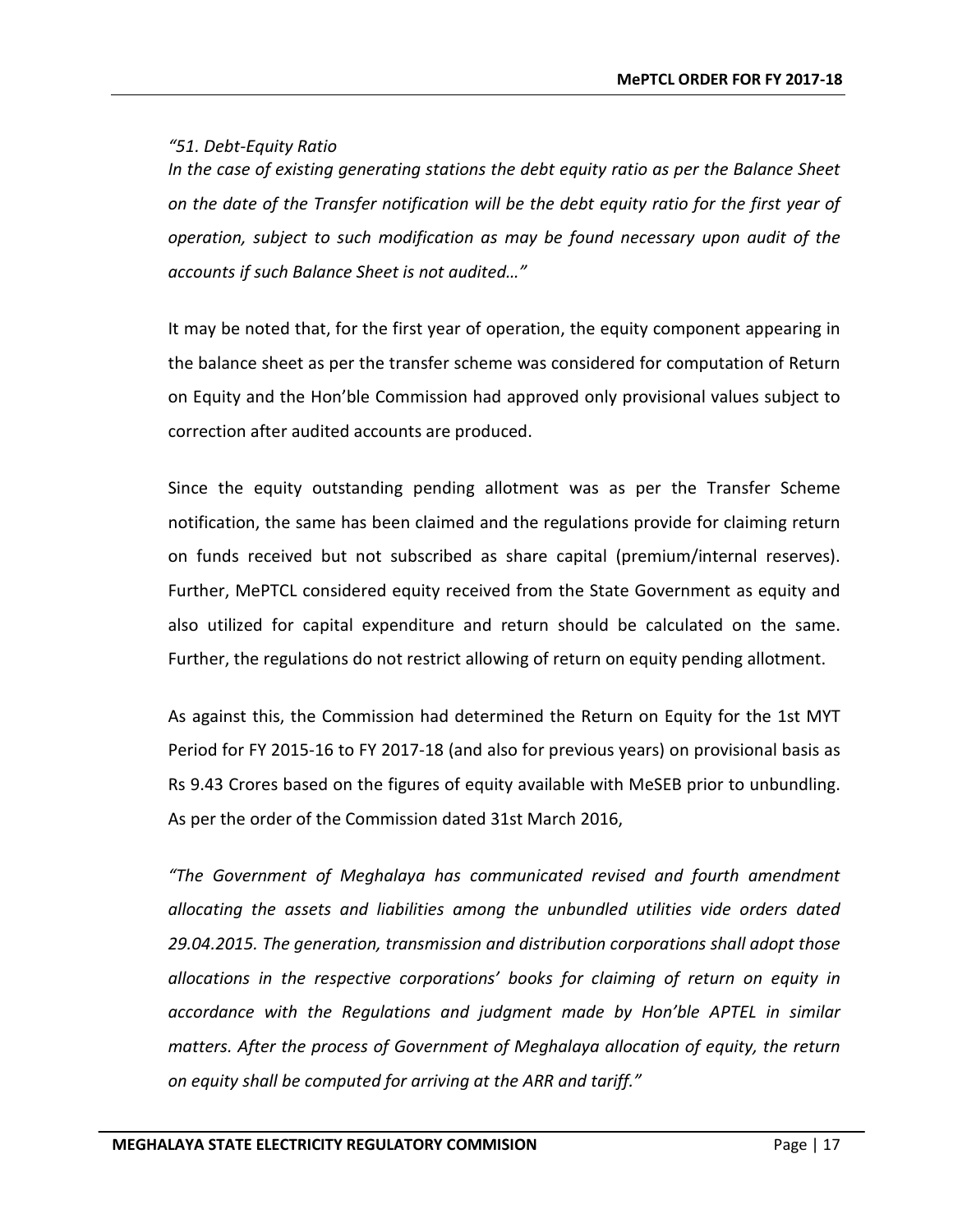*"51. Debt-Equity Ratio*
*In the case of existing generating stations the debt equity ratio as per the Balance Sheet on the date of the Transfer notification will be the debt equity ratio for the first year of operation, subject to such modification as may be found necessary upon audit of the accounts if such Balance Sheet is not audited…"*

It may be noted that, for the first year of operation, the equity component appearing in the balance sheet as per the transfer scheme was considered for computation of Return on Equity and the Hon'ble Commission had approved only provisional values subject to correction after audited accounts are produced.

Since the equity outstanding pending allotment was as per the Transfer Scheme notification, the same has been claimed and the regulations provide for claiming return on funds received but not subscribed as share capital (premium/internal reserves). Further, MePTCL considered equity received from the State Government as equity and also utilized for capital expenditure and return should be calculated on the same. Further, the regulations do not restrict allowing of return on equity pending allotment.

As against this, the Commission had determined the Return on Equity for the 1st MYT Period for FY 2015-16 to FY 2017-18 (and also for previous years) on provisional basis as Rs 9.43 Crores based on the figures of equity available with MeSEB prior to unbundling. As per the order of the Commission dated 31st March 2016,

*"The Government of Meghalaya has communicated revised and fourth amendment allocating the assets and liabilities among the unbundled utilities vide orders dated 29.04.2015. The generation, transmission and distribution corporations shall adopt those allocations in the respective corporations' books for claiming of return on equity in accordance with the Regulations and judgment made by Hon'ble APTEL in similar matters. After the process of Government of Meghalaya allocation of equity, the return on equity shall be computed for arriving at the ARR and tariff."*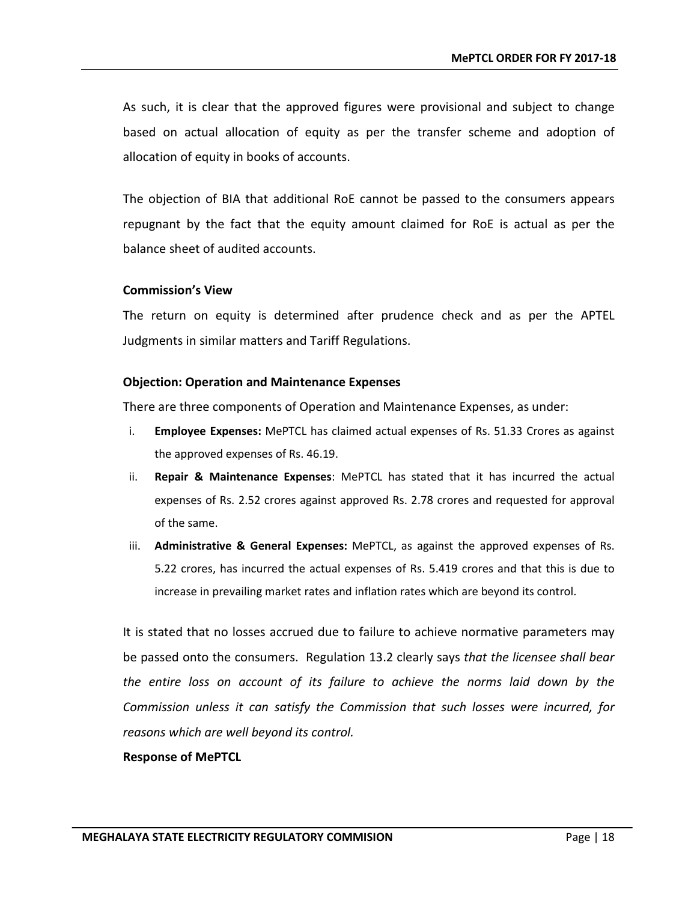As such, it is clear that the approved figures were provisional and subject to change based on actual allocation of equity as per the transfer scheme and adoption of allocation of equity in books of accounts.

The objection of BIA that additional RoE cannot be passed to the consumers appears repugnant by the fact that the equity amount claimed for RoE is actual as per the balance sheet of audited accounts.

**Commission's View**

The return on equity is determined after prudence check and as per the APTEL Judgments in similar matters and Tariff Regulations.

**Objection: Operation and Maintenance Expenses**

There are three components of Operation and Maintenance Expenses, as under:

i. **Employee Expenses:** MePTCL has claimed actual expenses of Rs. 51.33 Crores as against the approved expenses of Rs. 46.19.
ii. **Repair & Maintenance Expenses**: MePTCL has stated that it has incurred the actual expenses of Rs. 2.52 crores against approved Rs. 2.78 crores and requested for approval of the same.
iii. **Administrative & General Expenses:** MePTCL, as against the approved expenses of Rs. 5.22 crores, has incurred the actual expenses of Rs. 5.419 crores and that this is due to increase in prevailing market rates and inflation rates which are beyond its control.

It is stated that no losses accrued due to failure to achieve normative parameters may be passed onto the consumers. Regulation 13.2 clearly says *that the licensee shall bear the entire loss on account of its failure to achieve the norms laid down by the Commission unless it can satisfy the Commission that such losses were incurred, for reasons which are well beyond its control.*

**Response of MePTCL**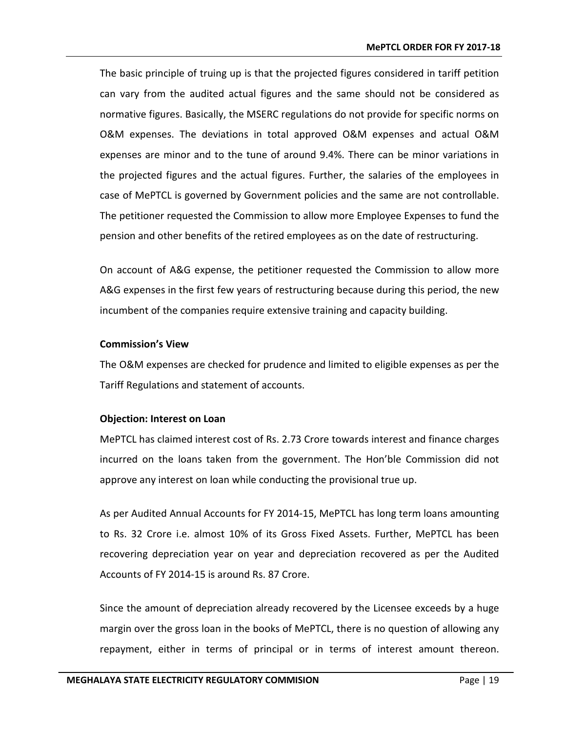The basic principle of truing up is that the projected figures considered in tariff petition can vary from the audited actual figures and the same should not be considered as normative figures. Basically, the MSERC regulations do not provide for specific norms on O&M expenses. The deviations in total approved O&M expenses and actual O&M expenses are minor and to the tune of around 9.4%. There can be minor variations in the projected figures and the actual figures. Further, the salaries of the employees in case of MePTCL is governed by Government policies and the same are not controllable. The petitioner requested the Commission to allow more Employee Expenses to fund the pension and other benefits of the retired employees as on the date of restructuring.

On account of A&G expense, the petitioner requested the Commission to allow more A&G expenses in the first few years of restructuring because during this period, the new incumbent of the companies require extensive training and capacity building.

**Commission's View**

The O&M expenses are checked for prudence and limited to eligible expenses as per the Tariff Regulations and statement of accounts.

**Objection: Interest on Loan**

MePTCL has claimed interest cost of Rs. 2.73 Crore towards interest and finance charges incurred on the loans taken from the government. The Hon'ble Commission did not approve any interest on loan while conducting the provisional true up.

As per Audited Annual Accounts for FY 2014-15, MePTCL has long term loans amounting to Rs. 32 Crore i.e. almost 10% of its Gross Fixed Assets. Further, MePTCL has been recovering depreciation year on year and depreciation recovered as per the Audited Accounts of FY 2014-15 is around Rs. 87 Crore.

Since the amount of depreciation already recovered by the Licensee exceeds by a huge margin over the gross loan in the books of MePTCL, there is no question of allowing any repayment, either in terms of principal or in terms of interest amount thereon.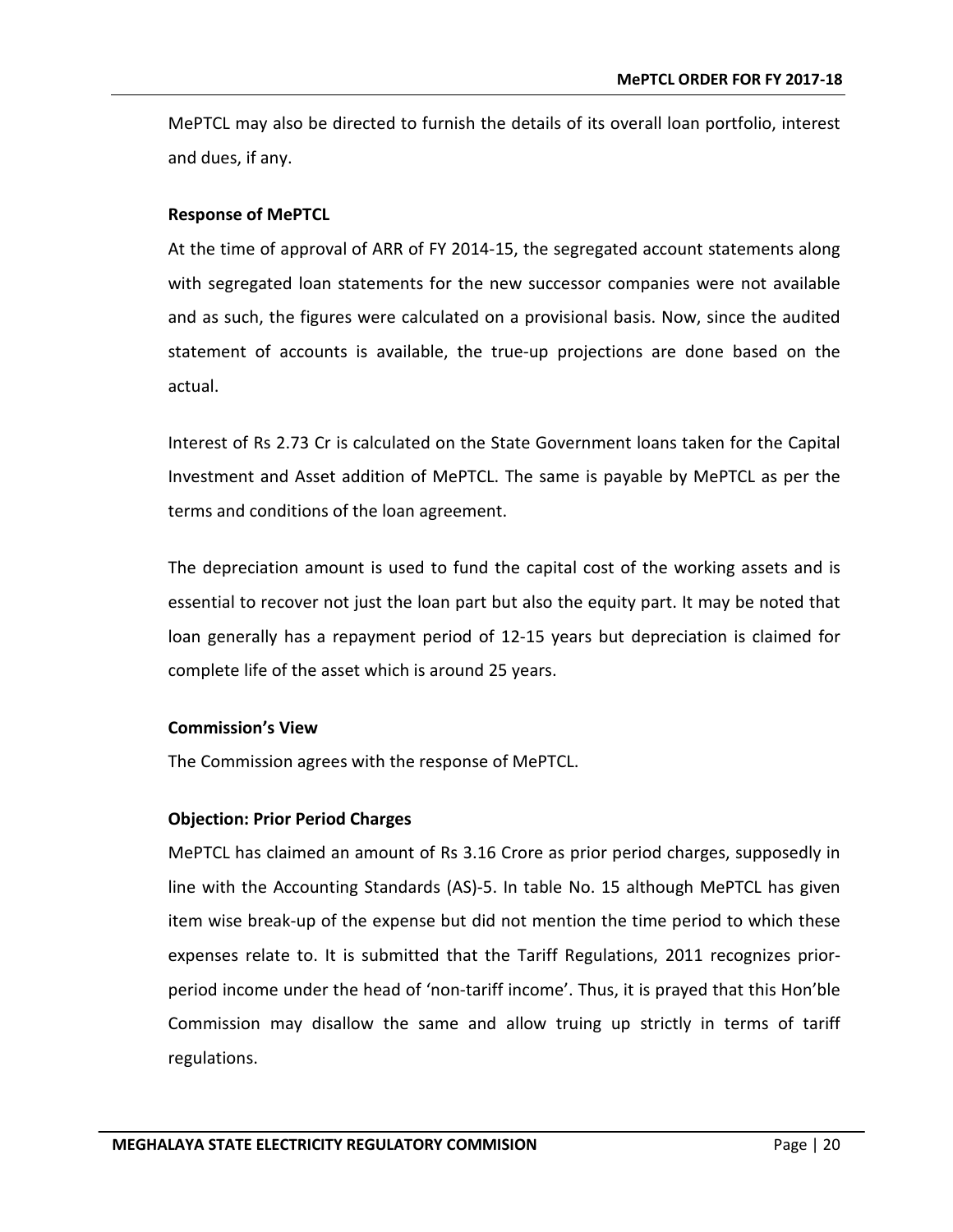MePTCL may also be directed to furnish the details of its overall loan portfolio, interest and dues, if any.

**Response of MePTCL**

At the time of approval of ARR of FY 2014-15, the segregated account statements along with segregated loan statements for the new successor companies were not available and as such, the figures were calculated on a provisional basis. Now, since the audited statement of accounts is available, the true-up projections are done based on the actual.

Interest of Rs 2.73 Cr is calculated on the State Government loans taken for the Capital Investment and Asset addition of MePTCL. The same is payable by MePTCL as per the terms and conditions of the loan agreement.

The depreciation amount is used to fund the capital cost of the working assets and is essential to recover not just the loan part but also the equity part. It may be noted that loan generally has a repayment period of 12-15 years but depreciation is claimed for complete life of the asset which is around 25 years.

**Commission's View**

The Commission agrees with the response of MePTCL.

**Objection: Prior Period Charges**

MePTCL has claimed an amount of Rs 3.16 Crore as prior period charges, supposedly in line with the Accounting Standards (AS)-5. In table No. 15 although MePTCL has given item wise break-up of the expense but did not mention the time period to which these expenses relate to. It is submitted that the Tariff Regulations, 2011 recognizes prior-period income under the head of 'non-tariff income'. Thus, it is prayed that this Hon'ble Commission may disallow the same and allow truing up strictly in terms of tariff regulations.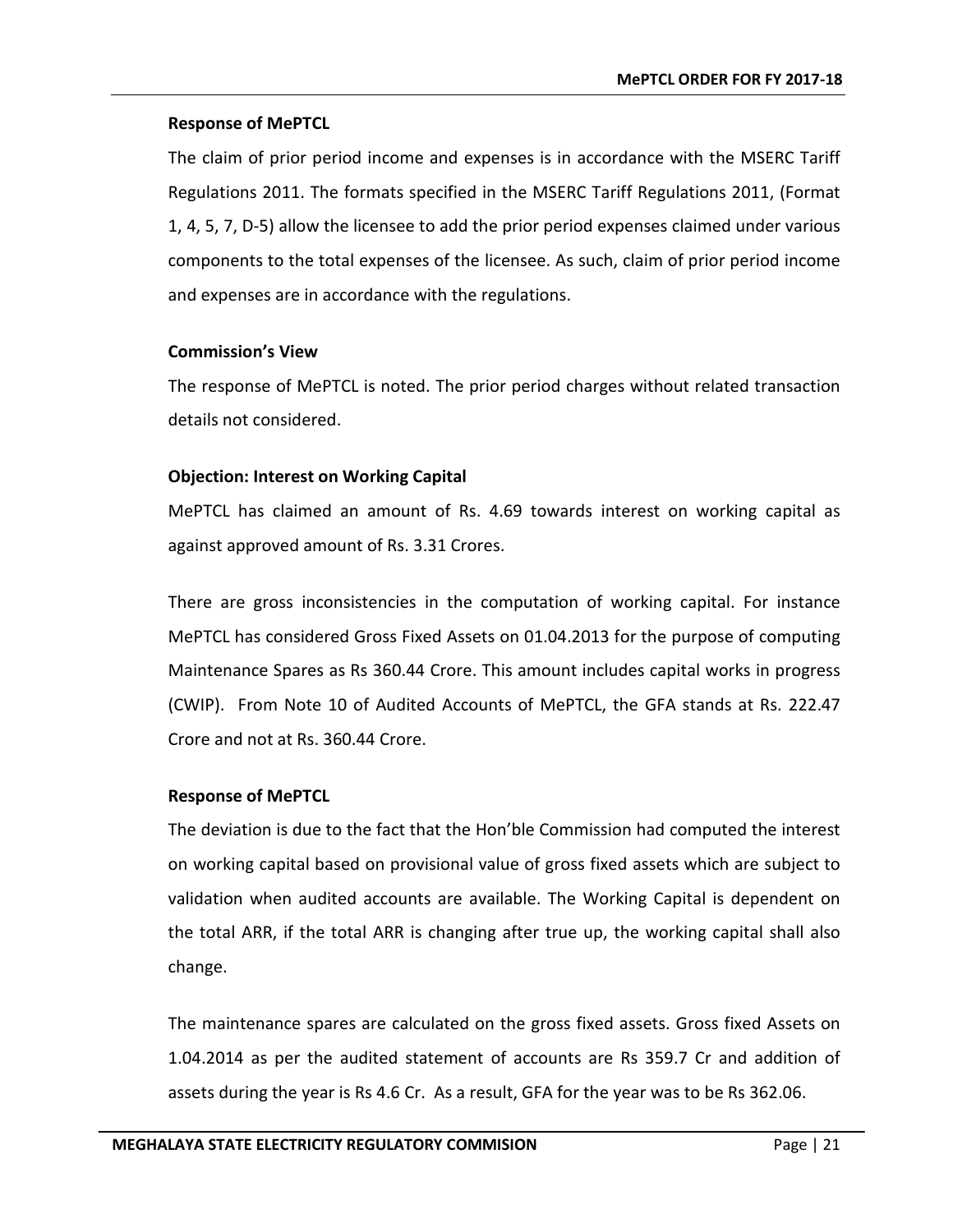**Response of MePTCL**

The claim of prior period income and expenses is in accordance with the MSERC Tariff Regulations 2011. The formats specified in the MSERC Tariff Regulations 2011, (Format 1, 4, 5, 7, D-5) allow the licensee to add the prior period expenses claimed under various components to the total expenses of the licensee. As such, claim of prior period income and expenses are in accordance with the regulations.

**Commission's View**

The response of MePTCL is noted. The prior period charges without related transaction details not considered.

**Objection: Interest on Working Capital**

MePTCL has claimed an amount of Rs. 4.69 towards interest on working capital as against approved amount of Rs. 3.31 Crores.

There are gross inconsistencies in the computation of working capital. For instance MePTCL has considered Gross Fixed Assets on 01.04.2013 for the purpose of computing Maintenance Spares as Rs 360.44 Crore. This amount includes capital works in progress (CWIP). From Note 10 of Audited Accounts of MePTCL, the GFA stands at Rs. 222.47 Crore and not at Rs. 360.44 Crore.

**Response of MePTCL**

The deviation is due to the fact that the Hon'ble Commission had computed the interest on working capital based on provisional value of gross fixed assets which are subject to validation when audited accounts are available. The Working Capital is dependent on the total ARR, if the total ARR is changing after true up, the working capital shall also change.

The maintenance spares are calculated on the gross fixed assets. Gross fixed Assets on 1.04.2014 as per the audited statement of accounts are Rs 359.7 Cr and addition of assets during the year is Rs 4.6 Cr. As a result, GFA for the year was to be Rs 362.06.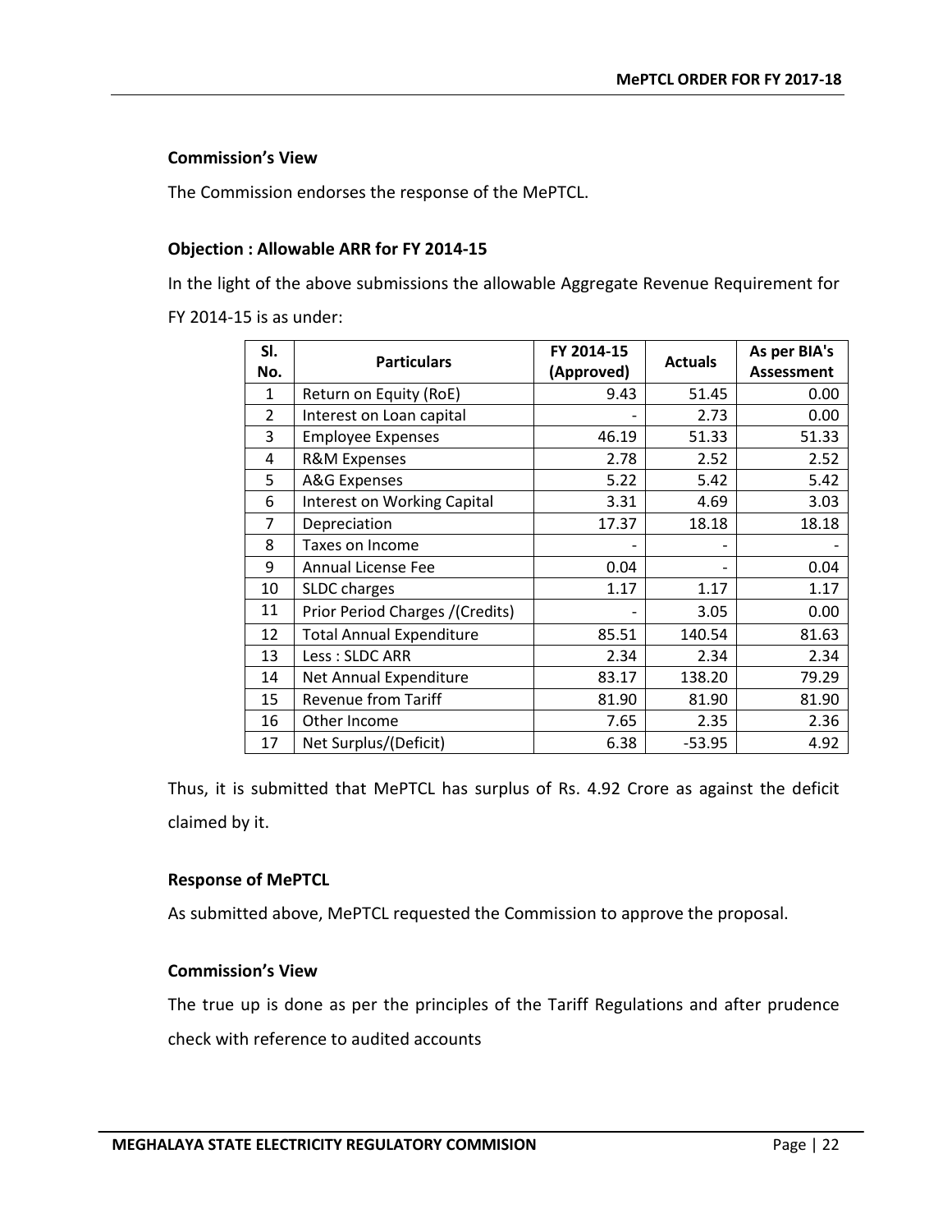**Commission's View**

The Commission endorses the response of the MePTCL.

**Objection : Allowable ARR for FY 2014-15**

In the light of the above submissions the allowable Aggregate Revenue Requirement for FY 2014-15 is as under:

| Sl. No. | Particulars | FY 2014-15 (Approved) | Actuals | As per BIA's Assessment |
|---|---|---|---|---|
| 1 | Return on Equity (RoE) | 9.43 | 51.45 | 0.00 |
| 2 | Interest on Loan capital | - | 2.73 | 0.00 |
| 3 | Employee Expenses | 46.19 | 51.33 | 51.33 |
| 4 | R&M Expenses | 2.78 | 2.52 | 2.52 |
| 5 | A&G Expenses | 5.22 | 5.42 | 5.42 |
| 6 | Interest on Working Capital | 3.31 | 4.69 | 3.03 |
| 7 | Depreciation | 17.37 | 18.18 | 18.18 |
| 8 | Taxes on Income | - | - | - |
| 9 | Annual License Fee | 0.04 | - | 0.04 |
| 10 | SLDC charges | 1.17 | 1.17 | 1.17 |
| 11 | Prior Period Charges /(Credits) | - | 3.05 | 0.00 |
| 12 | Total Annual Expenditure | 85.51 | 140.54 | 81.63 |
| 13 | Less : SLDC ARR | 2.34 | 2.34 | 2.34 |
| 14 | Net Annual Expenditure | 83.17 | 138.20 | 79.29 |
| 15 | Revenue from Tariff | 81.90 | 81.90 | 81.90 |
| 16 | Other Income | 7.65 | 2.35 | 2.36 |
| 17 | Net Surplus/(Deficit) | 6.38 | -53.95 | 4.92 |

Thus, it is submitted that MePTCL has surplus of Rs. 4.92 Crore as against the deficit claimed by it.

**Response of MePTCL**

As submitted above, MePTCL requested the Commission to approve the proposal.

**Commission's View**

The true up is done as per the principles of the Tariff Regulations and after prudence check with reference to audited accounts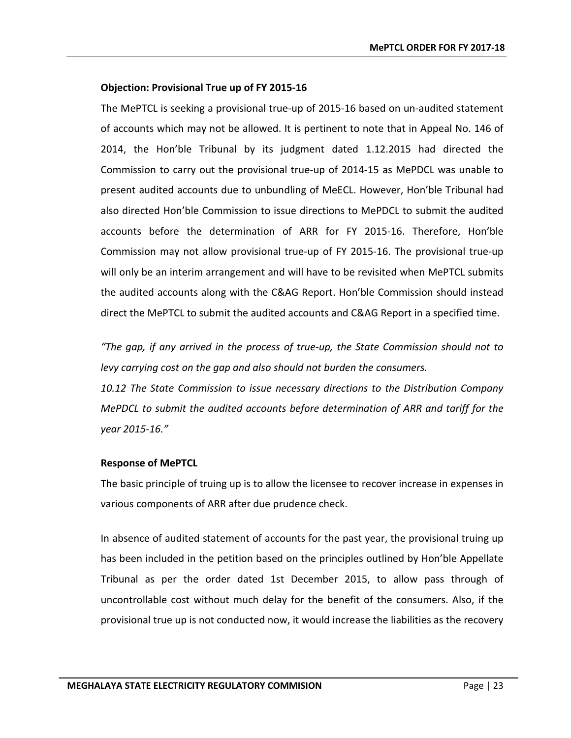**Objection: Provisional True up of FY 2015-16**

The MePTCL is seeking a provisional true-up of 2015-16 based on un-audited statement of accounts which may not be allowed. It is pertinent to note that in Appeal No. 146 of 2014, the Hon'ble Tribunal by its judgment dated 1.12.2015 had directed the Commission to carry out the provisional true-up of 2014-15 as MePDCL was unable to present audited accounts due to unbundling of MeECL. However, Hon'ble Tribunal had also directed Hon'ble Commission to issue directions to MePDCL to submit the audited accounts before the determination of ARR for FY 2015-16. Therefore, Hon'ble Commission may not allow provisional true-up of FY 2015-16. The provisional true-up will only be an interim arrangement and will have to be revisited when MePTCL submits the audited accounts along with the C&AG Report. Hon'ble Commission should instead direct the MePTCL to submit the audited accounts and C&AG Report in a specified time.

*"The gap, if any arrived in the process of true-up, the State Commission should not to levy carrying cost on the gap and also should not burden the consumers.*
*10.12 The State Commission to issue necessary directions to the Distribution Company MePDCL to submit the audited accounts before determination of ARR and tariff for the year 2015-16."*

**Response of MePTCL**

The basic principle of truing up is to allow the licensee to recover increase in expenses in various components of ARR after due prudence check.

In absence of audited statement of accounts for the past year, the provisional truing up has been included in the petition based on the principles outlined by Hon'ble Appellate Tribunal as per the order dated 1st December 2015, to allow pass through of uncontrollable cost without much delay for the benefit of the consumers. Also, if the provisional true up is not conducted now, it would increase the liabilities as the recovery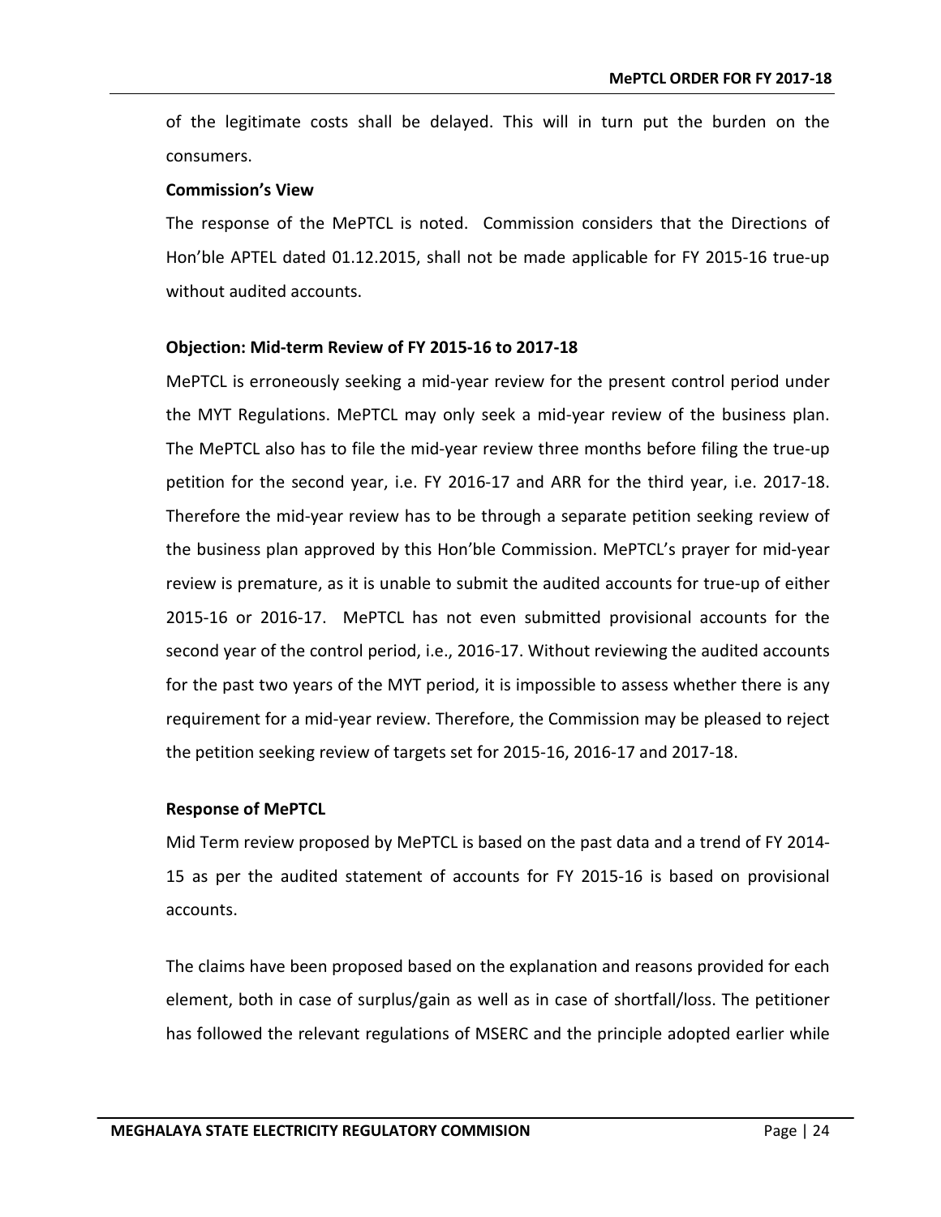of the legitimate costs shall be delayed. This will in turn put the burden on the consumers.

**Commission's View**

The response of the MePTCL is noted. Commission considers that the Directions of Hon'ble APTEL dated 01.12.2015, shall not be made applicable for FY 2015-16 true-up without audited accounts.

**Objection: Mid-term Review of FY 2015-16 to 2017-18**

MePTCL is erroneously seeking a mid-year review for the present control period under the MYT Regulations. MePTCL may only seek a mid-year review of the business plan. The MePTCL also has to file the mid-year review three months before filing the true-up petition for the second year, i.e. FY 2016-17 and ARR for the third year, i.e. 2017-18. Therefore the mid-year review has to be through a separate petition seeking review of the business plan approved by this Hon'ble Commission. MePTCL's prayer for mid-year review is premature, as it is unable to submit the audited accounts for true-up of either 2015-16 or 2016-17. MePTCL has not even submitted provisional accounts for the second year of the control period, i.e., 2016-17. Without reviewing the audited accounts for the past two years of the MYT period, it is impossible to assess whether there is any requirement for a mid-year review. Therefore, the Commission may be pleased to reject the petition seeking review of targets set for 2015-16, 2016-17 and 2017-18.

**Response of MePTCL**

Mid Term review proposed by MePTCL is based on the past data and a trend of FY 2014-15 as per the audited statement of accounts for FY 2015-16 is based on provisional accounts.

The claims have been proposed based on the explanation and reasons provided for each element, both in case of surplus/gain as well as in case of shortfall/loss. The petitioner has followed the relevant regulations of MSERC and the principle adopted earlier while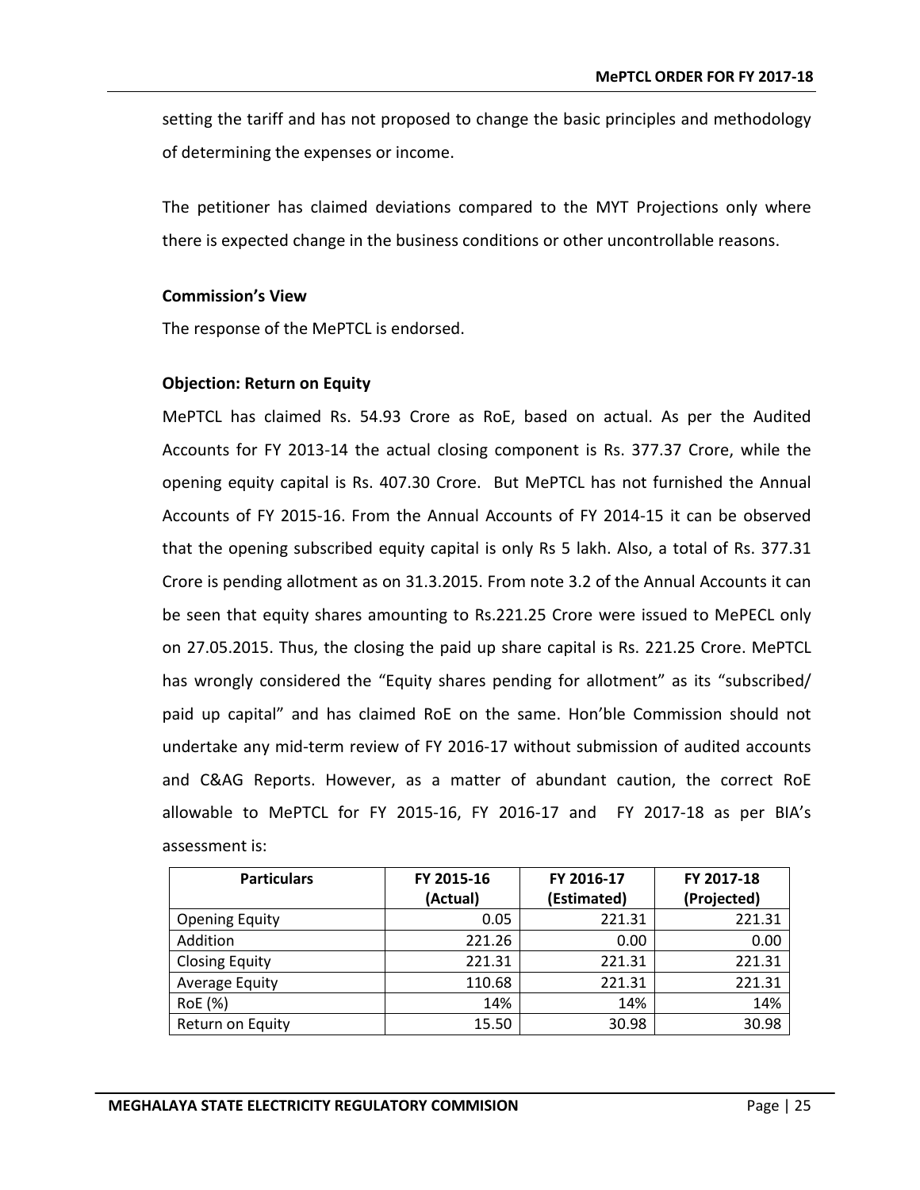setting the tariff and has not proposed to change the basic principles and methodology of determining the expenses or income.

The petitioner has claimed deviations compared to the MYT Projections only where there is expected change in the business conditions or other uncontrollable reasons.

**Commission's View**

The response of the MePTCL is endorsed.

**Objection: Return on Equity**

MePTCL has claimed Rs. 54.93 Crore as RoE, based on actual. As per the Audited Accounts for FY 2013-14 the actual closing component is Rs. 377.37 Crore, while the opening equity capital is Rs. 407.30 Crore. But MePTCL has not furnished the Annual Accounts of FY 2015-16. From the Annual Accounts of FY 2014-15 it can be observed that the opening subscribed equity capital is only Rs 5 lakh. Also, a total of Rs. 377.31 Crore is pending allotment as on 31.3.2015. From note 3.2 of the Annual Accounts it can be seen that equity shares amounting to Rs.221.25 Crore were issued to MePECL only on 27.05.2015. Thus, the closing the paid up share capital is Rs. 221.25 Crore. MePTCL has wrongly considered the "Equity shares pending for allotment" as its "subscribed/ paid up capital" and has claimed RoE on the same. Hon'ble Commission should not undertake any mid-term review of FY 2016-17 without submission of audited accounts and C&AG Reports. However, as a matter of abundant caution, the correct RoE allowable to MePTCL for FY 2015-16, FY 2016-17 and FY 2017-18 as per BIA's assessment is:

| Particulars | FY 2015-16 (Actual) | FY 2016-17 (Estimated) | FY 2017-18 (Projected) |
|---|---|---|---|
| Opening Equity | 0.05 | 221.31 | 221.31 |
| Addition | 221.26 | 0.00 | 0.00 |
| Closing Equity | 221.31 | 221.31 | 221.31 |
| Average Equity | 110.68 | 221.31 | 221.31 |
| RoE (%) | 14% | 14% | 14% |
| Return on Equity | 15.50 | 30.98 | 30.98 |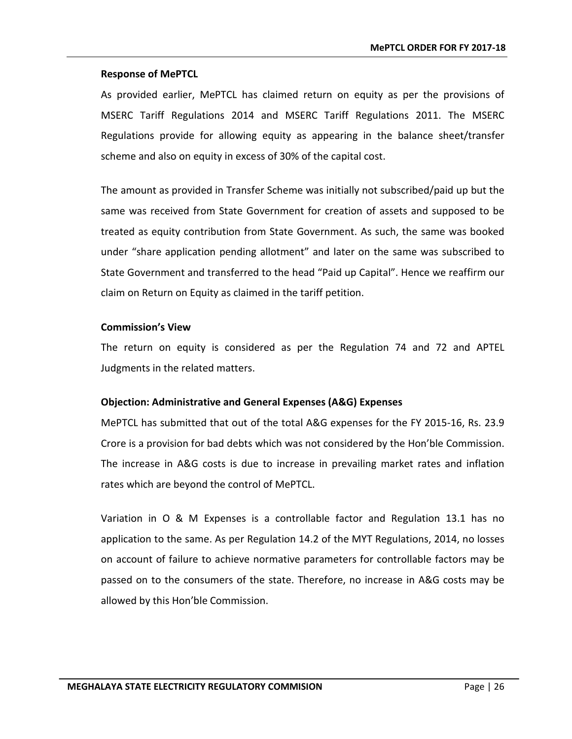**Response of MePTCL**

As provided earlier, MePTCL has claimed return on equity as per the provisions of MSERC Tariff Regulations 2014 and MSERC Tariff Regulations 2011. The MSERC Regulations provide for allowing equity as appearing in the balance sheet/transfer scheme and also on equity in excess of 30% of the capital cost.

The amount as provided in Transfer Scheme was initially not subscribed/paid up but the same was received from State Government for creation of assets and supposed to be treated as equity contribution from State Government. As such, the same was booked under "share application pending allotment" and later on the same was subscribed to State Government and transferred to the head "Paid up Capital". Hence we reaffirm our claim on Return on Equity as claimed in the tariff petition.

**Commission's View**

The return on equity is considered as per the Regulation 74 and 72 and APTEL Judgments in the related matters.

**Objection: Administrative and General Expenses (A&G) Expenses**

MePTCL has submitted that out of the total A&G expenses for the FY 2015-16, Rs. 23.9 Crore is a provision for bad debts which was not considered by the Hon'ble Commission. The increase in A&G costs is due to increase in prevailing market rates and inflation rates which are beyond the control of MePTCL.

Variation in O & M Expenses is a controllable factor and Regulation 13.1 has no application to the same. As per Regulation 14.2 of the MYT Regulations, 2014, no losses on account of failure to achieve normative parameters for controllable factors may be passed on to the consumers of the state. Therefore, no increase in A&G costs may be allowed by this Hon'ble Commission.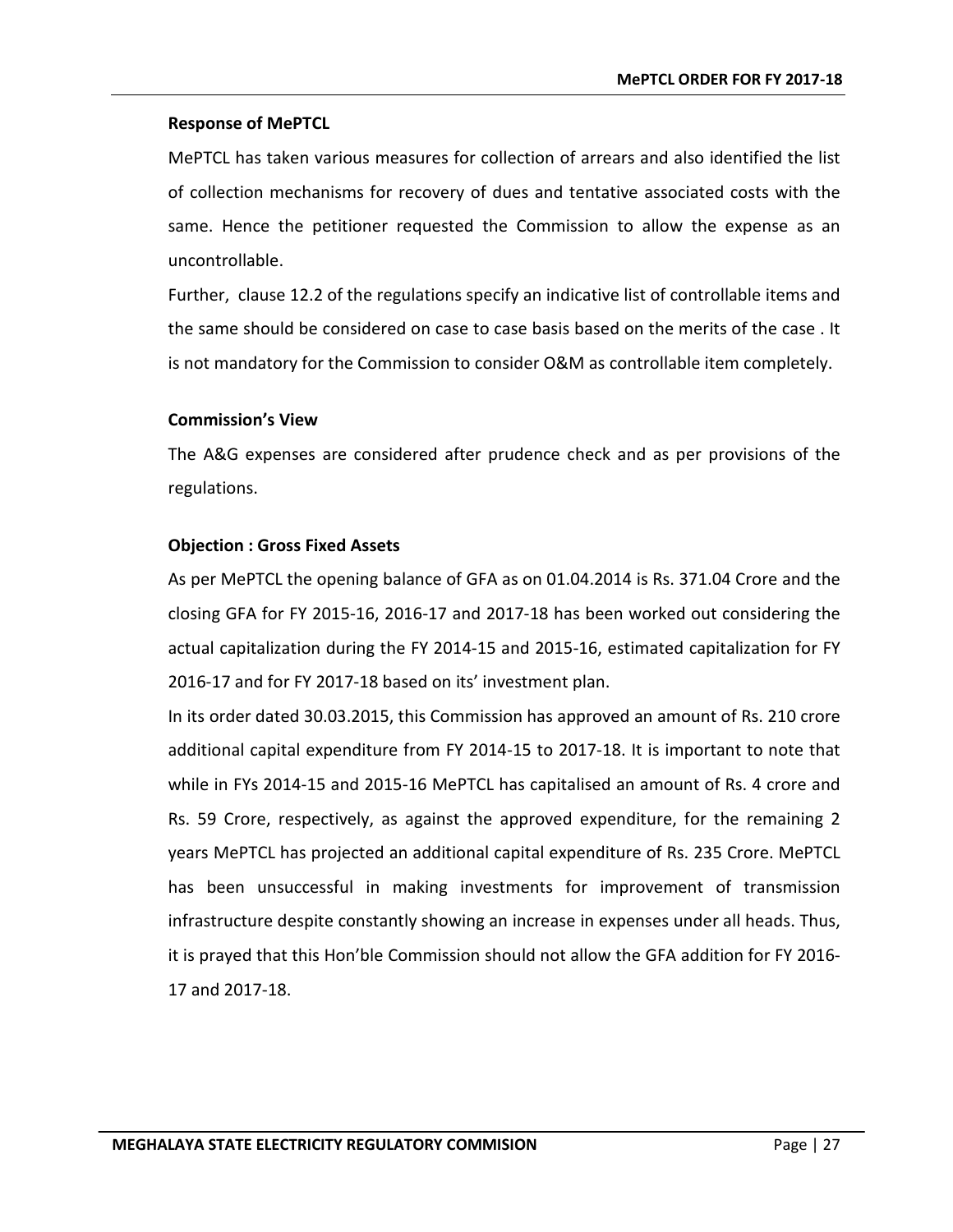**Response of MePTCL**

MePTCL has taken various measures for collection of arrears and also identified the list of collection mechanisms for recovery of dues and tentative associated costs with the same. Hence the petitioner requested the Commission to allow the expense as an uncontrollable.

Further, clause 12.2 of the regulations specify an indicative list of controllable items and the same should be considered on case to case basis based on the merits of the case . It is not mandatory for the Commission to consider O&M as controllable item completely.

**Commission's View**

The A&G expenses are considered after prudence check and as per provisions of the regulations.

**Objection : Gross Fixed Assets**

As per MePTCL the opening balance of GFA as on 01.04.2014 is Rs. 371.04 Crore and the closing GFA for FY 2015-16, 2016-17 and 2017-18 has been worked out considering the actual capitalization during the FY 2014-15 and 2015-16, estimated capitalization for FY 2016-17 and for FY 2017-18 based on its' investment plan.

In its order dated 30.03.2015, this Commission has approved an amount of Rs. 210 crore additional capital expenditure from FY 2014-15 to 2017-18. It is important to note that while in FYs 2014-15 and 2015-16 MePTCL has capitalised an amount of Rs. 4 crore and Rs. 59 Crore, respectively, as against the approved expenditure, for the remaining 2 years MePTCL has projected an additional capital expenditure of Rs. 235 Crore. MePTCL has been unsuccessful in making investments for improvement of transmission infrastructure despite constantly showing an increase in expenses under all heads. Thus, it is prayed that this Hon'ble Commission should not allow the GFA addition for FY 2016-17 and 2017-18.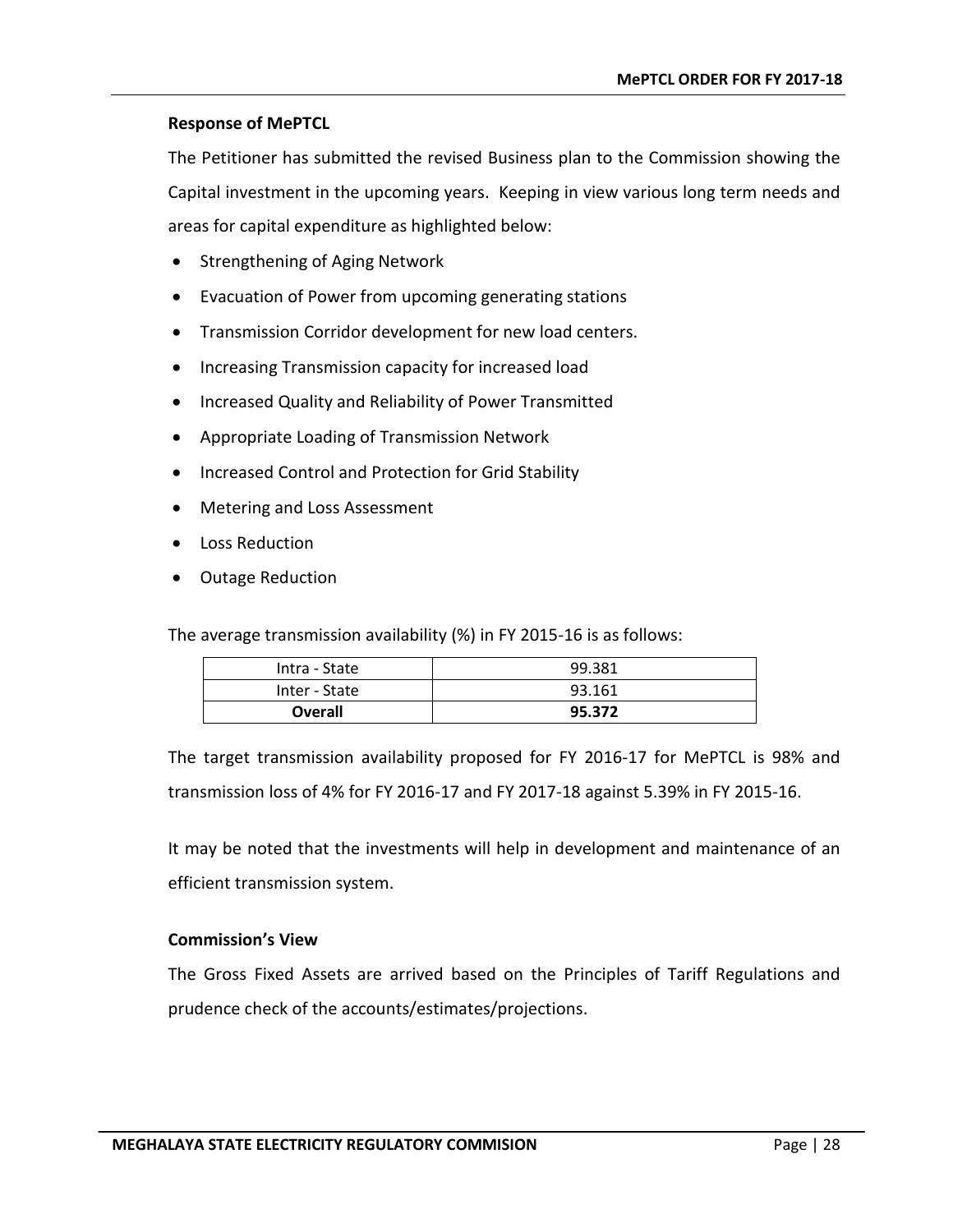**Response of MePTCL**

The Petitioner has submitted the revised Business plan to the Commission showing the Capital investment in the upcoming years. Keeping in view various long term needs and areas for capital expenditure as highlighted below:

- Strengthening of Aging Network
- Evacuation of Power from upcoming generating stations
- Transmission Corridor development for new load centers.
- Increasing Transmission capacity for increased load
- Increased Quality and Reliability of Power Transmitted
- Appropriate Loading of Transmission Network
- Increased Control and Protection for Grid Stability
- Metering and Loss Assessment
- Loss Reduction
- Outage Reduction

The average transmission availability (%) in FY 2015-16 is as follows:

| | |
|---|---|
| Intra - State | 99.381 |
| Inter - State | 93.161 |
| **Overall** | **95.372** |

The target transmission availability proposed for FY 2016-17 for MePTCL is 98% and transmission loss of 4% for FY 2016-17 and FY 2017-18 against 5.39% in FY 2015-16.

It may be noted that the investments will help in development and maintenance of an efficient transmission system.

**Commission's View**

The Gross Fixed Assets are arrived based on the Principles of Tariff Regulations and prudence check of the accounts/estimates/projections.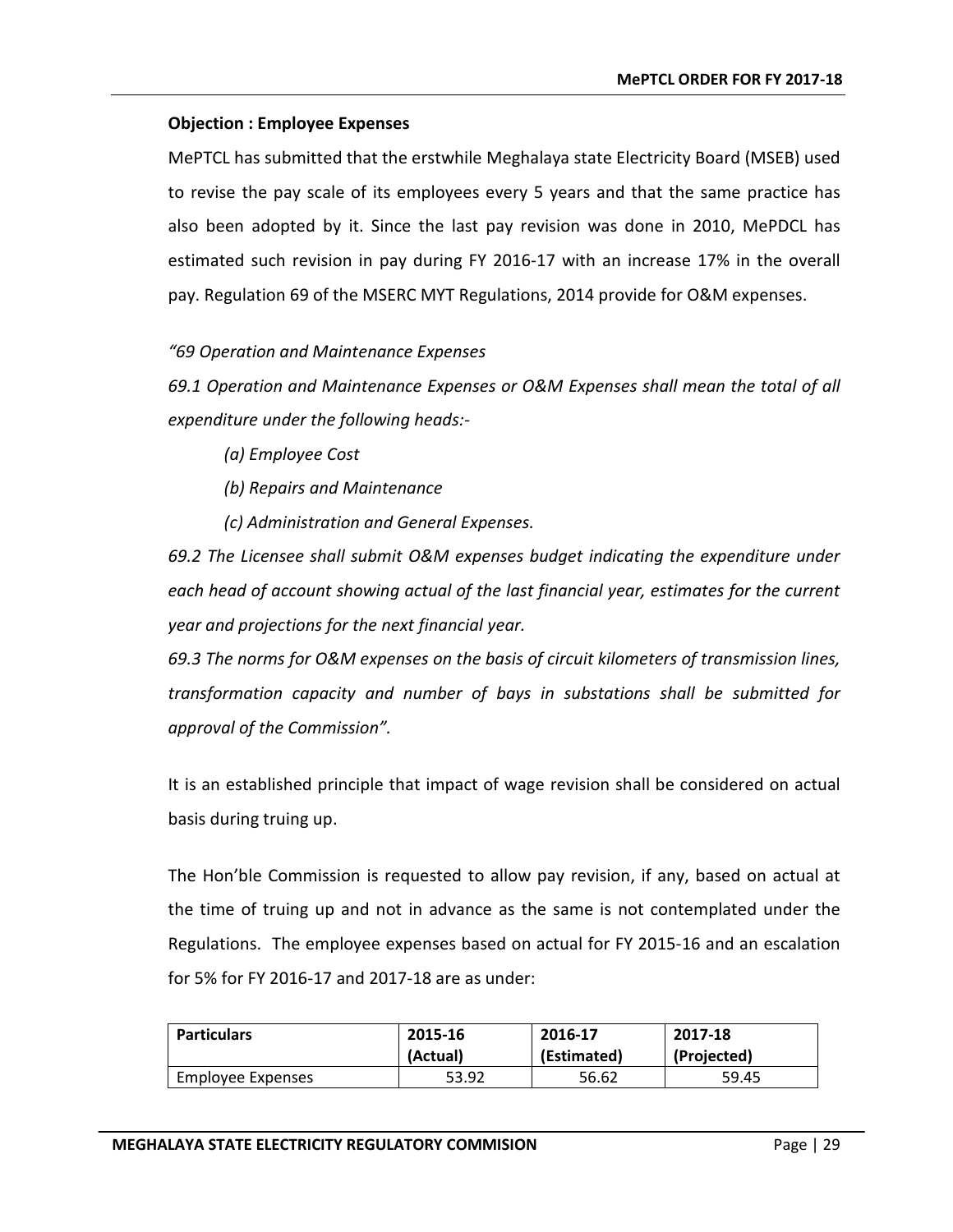**Objection : Employee Expenses**

MePTCL has submitted that the erstwhile Meghalaya state Electricity Board (MSEB) used to revise the pay scale of its employees every 5 years and that the same practice has also been adopted by it. Since the last pay revision was done in 2010, MePDCL has estimated such revision in pay during FY 2016-17 with an increase 17% in the overall pay. Regulation 69 of the MSERC MYT Regulations, 2014 provide for O&M expenses.

*"69 Operation and Maintenance Expenses*

*69.1 Operation and Maintenance Expenses or O&M Expenses shall mean the total of all expenditure under the following heads:-*

*(a) Employee Cost*

*(b) Repairs and Maintenance*

*(c) Administration and General Expenses.*

*69.2 The Licensee shall submit O&M expenses budget indicating the expenditure under each head of account showing actual of the last financial year, estimates for the current year and projections for the next financial year.*

*69.3 The norms for O&M expenses on the basis of circuit kilometers of transmission lines, transformation capacity and number of bays in substations shall be submitted for approval of the Commission".*

It is an established principle that impact of wage revision shall be considered on actual basis during truing up.

The Hon'ble Commission is requested to allow pay revision, if any, based on actual at the time of truing up and not in advance as the same is not contemplated under the Regulations. The employee expenses based on actual for FY 2015-16 and an escalation for 5% for FY 2016-17 and 2017-18 are as under:

| Particulars | 2015-16 (Actual) | 2016-17 (Estimated) | 2017-18 (Projected) |
|---|---|---|---|
| Employee Expenses | 53.92 | 56.62 | 59.45 |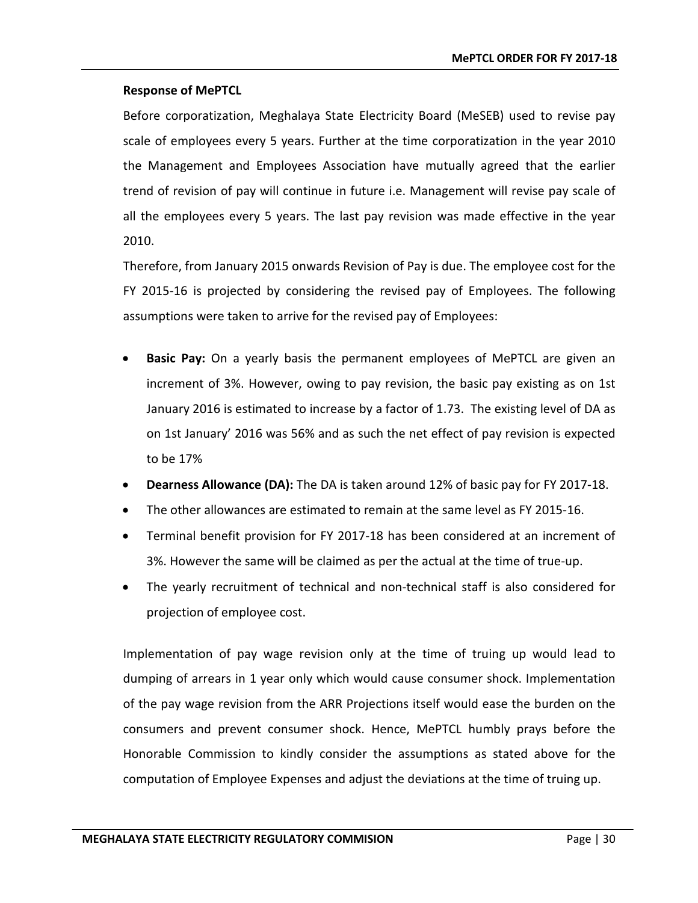**Response of MePTCL**

Before corporatization, Meghalaya State Electricity Board (MeSEB) used to revise pay scale of employees every 5 years. Further at the time corporatization in the year 2010 the Management and Employees Association have mutually agreed that the earlier trend of revision of pay will continue in future i.e. Management will revise pay scale of all the employees every 5 years. The last pay revision was made effective in the year 2010.

Therefore, from January 2015 onwards Revision of Pay is due. The employee cost for the FY 2015-16 is projected by considering the revised pay of Employees. The following assumptions were taken to arrive for the revised pay of Employees:

- **Basic Pay:** On a yearly basis the permanent employees of MePTCL are given an increment of 3%. However, owing to pay revision, the basic pay existing as on 1st January 2016 is estimated to increase by a factor of 1.73. The existing level of DA as on 1st January' 2016 was 56% and as such the net effect of pay revision is expected to be 17%
- **Dearness Allowance (DA):** The DA is taken around 12% of basic pay for FY 2017-18.
- The other allowances are estimated to remain at the same level as FY 2015-16.
- Terminal benefit provision for FY 2017-18 has been considered at an increment of 3%. However the same will be claimed as per the actual at the time of true-up.
- The yearly recruitment of technical and non-technical staff is also considered for projection of employee cost.

Implementation of pay wage revision only at the time of truing up would lead to dumping of arrears in 1 year only which would cause consumer shock. Implementation of the pay wage revision from the ARR Projections itself would ease the burden on the consumers and prevent consumer shock. Hence, MePTCL humbly prays before the Honorable Commission to kindly consider the assumptions as stated above for the computation of Employee Expenses and adjust the deviations at the time of truing up.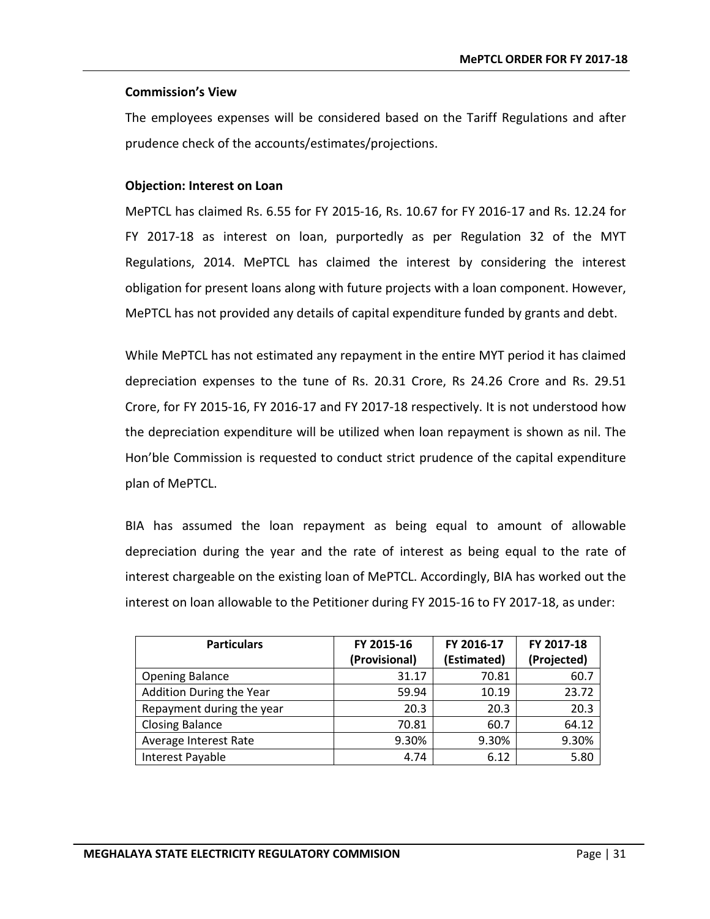**Commission's View**

The employees expenses will be considered based on the Tariff Regulations and after prudence check of the accounts/estimates/projections.

**Objection: Interest on Loan**

MePTCL has claimed Rs. 6.55 for FY 2015-16, Rs. 10.67 for FY 2016-17 and Rs. 12.24 for FY 2017-18 as interest on loan, purportedly as per Regulation 32 of the MYT Regulations, 2014. MePTCL has claimed the interest by considering the interest obligation for present loans along with future projects with a loan component. However, MePTCL has not provided any details of capital expenditure funded by grants and debt.

While MePTCL has not estimated any repayment in the entire MYT period it has claimed depreciation expenses to the tune of Rs. 20.31 Crore, Rs 24.26 Crore and Rs. 29.51 Crore, for FY 2015-16, FY 2016-17 and FY 2017-18 respectively. It is not understood how the depreciation expenditure will be utilized when loan repayment is shown as nil. The Hon'ble Commission is requested to conduct strict prudence of the capital expenditure plan of MePTCL.

BIA has assumed the loan repayment as being equal to amount of allowable depreciation during the year and the rate of interest as being equal to the rate of interest chargeable on the existing loan of MePTCL. Accordingly, BIA has worked out the interest on loan allowable to the Petitioner during FY 2015-16 to FY 2017-18, as under:

| Particulars | FY 2015-16 (Provisional) | FY 2016-17 (Estimated) | FY 2017-18 (Projected) |
|---|---|---|---|
| Opening Balance | 31.17 | 70.81 | 60.7 |
| Addition During the Year | 59.94 | 10.19 | 23.72 |
| Repayment during the year | 20.3 | 20.3 | 20.3 |
| Closing Balance | 70.81 | 60.7 | 64.12 |
| Average Interest Rate | 9.30% | 9.30% | 9.30% |
| Interest Payable | 4.74 | 6.12 | 5.80 |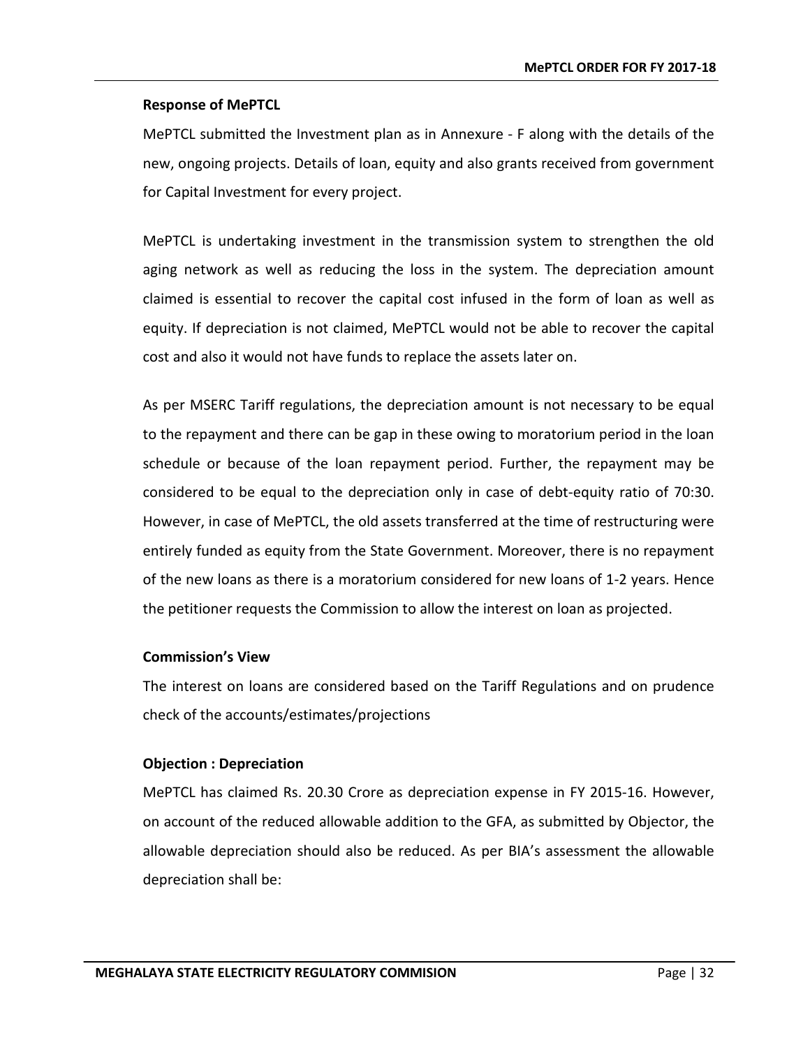**Response of MePTCL**

MePTCL submitted the Investment plan as in Annexure - F along with the details of the new, ongoing projects. Details of loan, equity and also grants received from government for Capital Investment for every project.

MePTCL is undertaking investment in the transmission system to strengthen the old aging network as well as reducing the loss in the system. The depreciation amount claimed is essential to recover the capital cost infused in the form of loan as well as equity. If depreciation is not claimed, MePTCL would not be able to recover the capital cost and also it would not have funds to replace the assets later on.

As per MSERC Tariff regulations, the depreciation amount is not necessary to be equal to the repayment and there can be gap in these owing to moratorium period in the loan schedule or because of the loan repayment period. Further, the repayment may be considered to be equal to the depreciation only in case of debt-equity ratio of 70:30. However, in case of MePTCL, the old assets transferred at the time of restructuring were entirely funded as equity from the State Government. Moreover, there is no repayment of the new loans as there is a moratorium considered for new loans of 1-2 years. Hence the petitioner requests the Commission to allow the interest on loan as projected.

**Commission's View**

The interest on loans are considered based on the Tariff Regulations and on prudence check of the accounts/estimates/projections

**Objection : Depreciation**

MePTCL has claimed Rs. 20.30 Crore as depreciation expense in FY 2015-16. However, on account of the reduced allowable addition to the GFA, as submitted by Objector, the allowable depreciation should also be reduced. As per BIA's assessment the allowable depreciation shall be: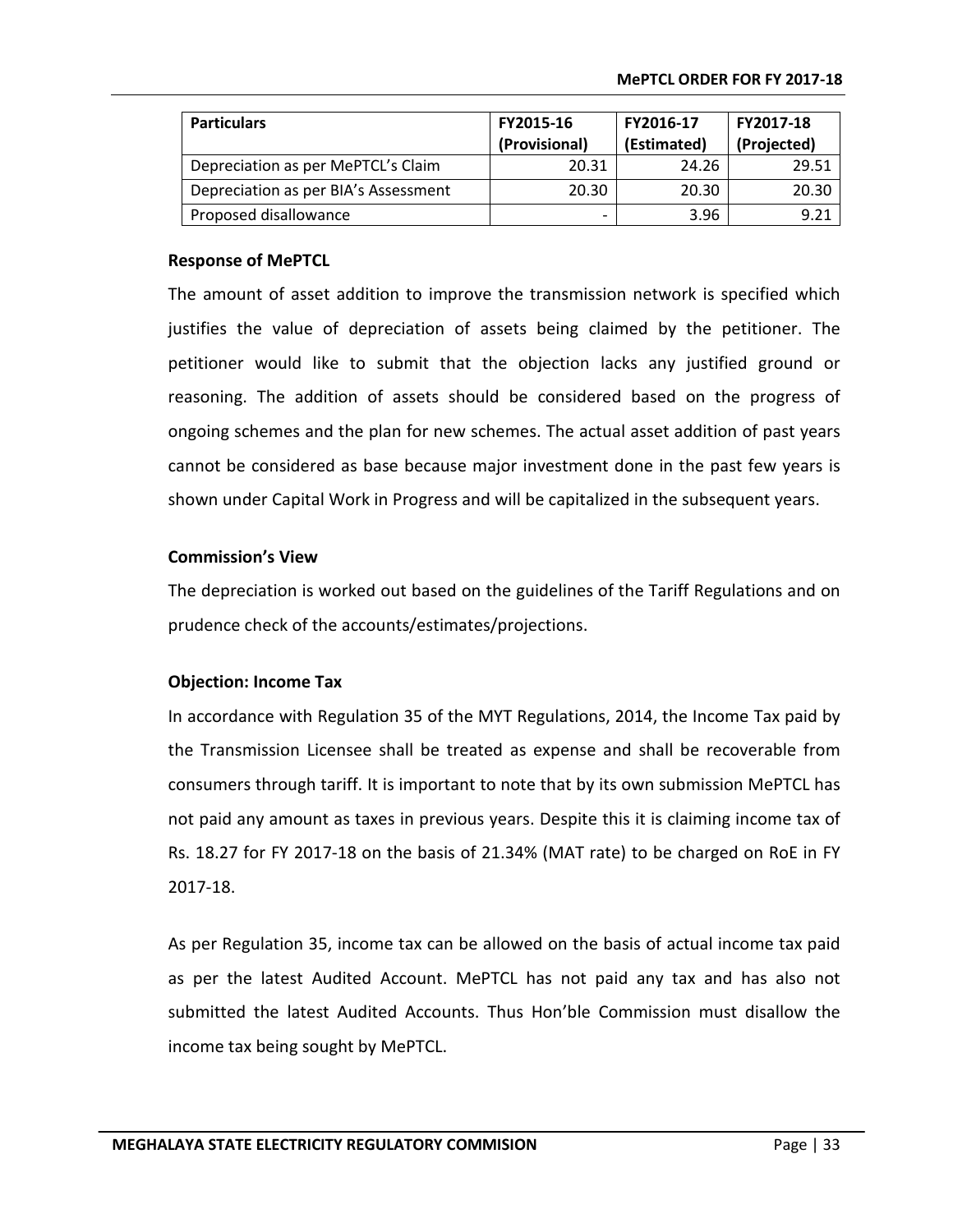| Particulars | FY2015-16 (Provisional) | FY2016-17 (Estimated) | FY2017-18 (Projected) |
|---|---|---|---|
| Depreciation as per MePTCL's Claim | 20.31 | 24.26 | 29.51 |
| Depreciation as per BIA's Assessment | 20.30 | 20.30 | 20.30 |
| Proposed disallowance | - | 3.96 | 9.21 |

**Response of MePTCL**

The amount of asset addition to improve the transmission network is specified which justifies the value of depreciation of assets being claimed by the petitioner. The petitioner would like to submit that the objection lacks any justified ground or reasoning. The addition of assets should be considered based on the progress of ongoing schemes and the plan for new schemes. The actual asset addition of past years cannot be considered as base because major investment done in the past few years is shown under Capital Work in Progress and will be capitalized in the subsequent years.

**Commission's View**

The depreciation is worked out based on the guidelines of the Tariff Regulations and on prudence check of the accounts/estimates/projections.

**Objection: Income Tax**

In accordance with Regulation 35 of the MYT Regulations, 2014, the Income Tax paid by the Transmission Licensee shall be treated as expense and shall be recoverable from consumers through tariff. It is important to note that by its own submission MePTCL has not paid any amount as taxes in previous years. Despite this it is claiming income tax of Rs. 18.27 for FY 2017-18 on the basis of 21.34% (MAT rate) to be charged on RoE in FY 2017-18.

As per Regulation 35, income tax can be allowed on the basis of actual income tax paid as per the latest Audited Account. MePTCL has not paid any tax and has also not submitted the latest Audited Accounts. Thus Hon'ble Commission must disallow the income tax being sought by MePTCL.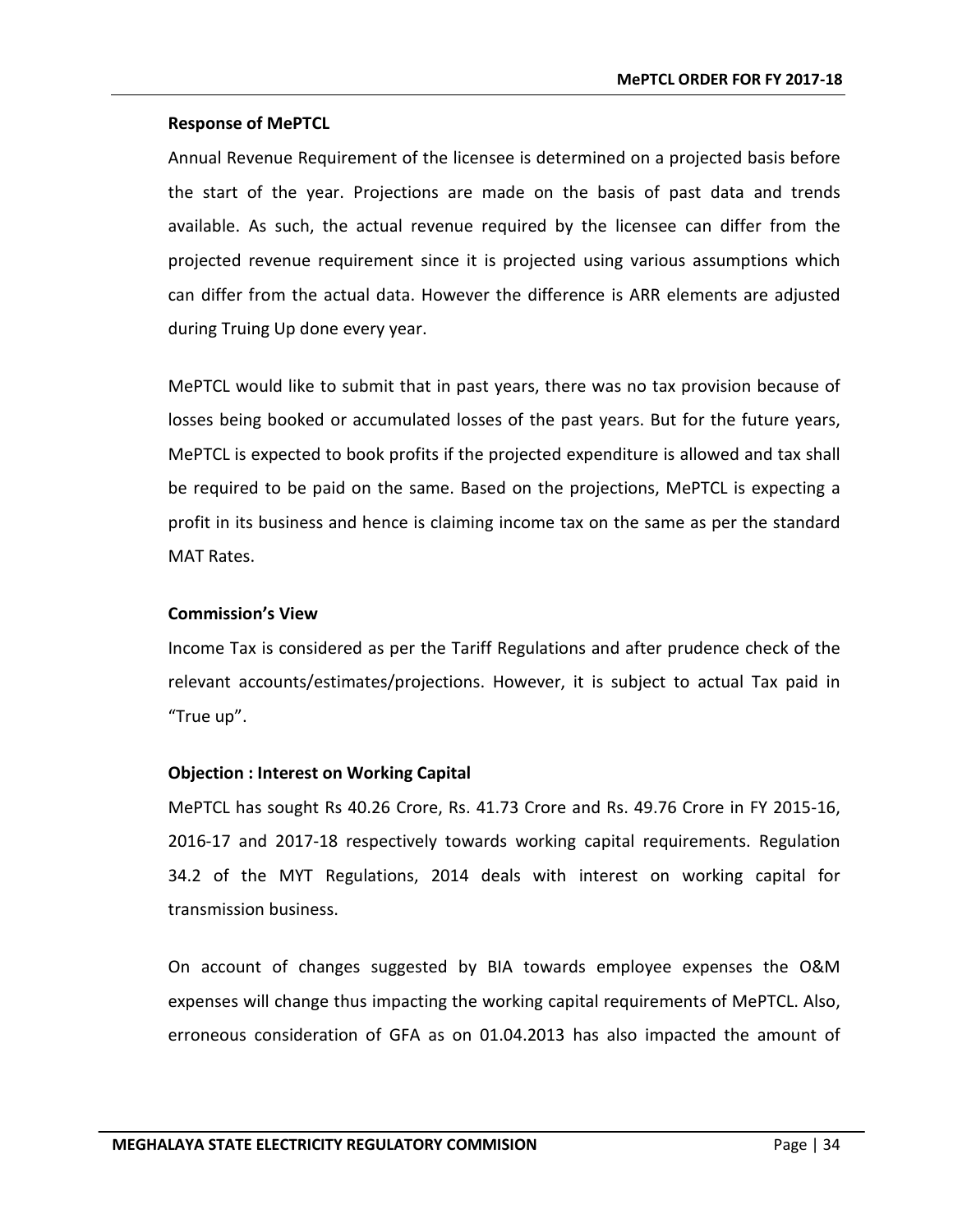**Response of MePTCL**

Annual Revenue Requirement of the licensee is determined on a projected basis before the start of the year. Projections are made on the basis of past data and trends available. As such, the actual revenue required by the licensee can differ from the projected revenue requirement since it is projected using various assumptions which can differ from the actual data. However the difference is ARR elements are adjusted during Truing Up done every year.

MePTCL would like to submit that in past years, there was no tax provision because of losses being booked or accumulated losses of the past years. But for the future years, MePTCL is expected to book profits if the projected expenditure is allowed and tax shall be required to be paid on the same. Based on the projections, MePTCL is expecting a profit in its business and hence is claiming income tax on the same as per the standard MAT Rates.

**Commission's View**

Income Tax is considered as per the Tariff Regulations and after prudence check of the relevant accounts/estimates/projections. However, it is subject to actual Tax paid in "True up".

**Objection : Interest on Working Capital**

MePTCL has sought Rs 40.26 Crore, Rs. 41.73 Crore and Rs. 49.76 Crore in FY 2015-16, 2016-17 and 2017-18 respectively towards working capital requirements. Regulation 34.2 of the MYT Regulations, 2014 deals with interest on working capital for transmission business.

On account of changes suggested by BIA towards employee expenses the O&M expenses will change thus impacting the working capital requirements of MePTCL. Also, erroneous consideration of GFA as on 01.04.2013 has also impacted the amount of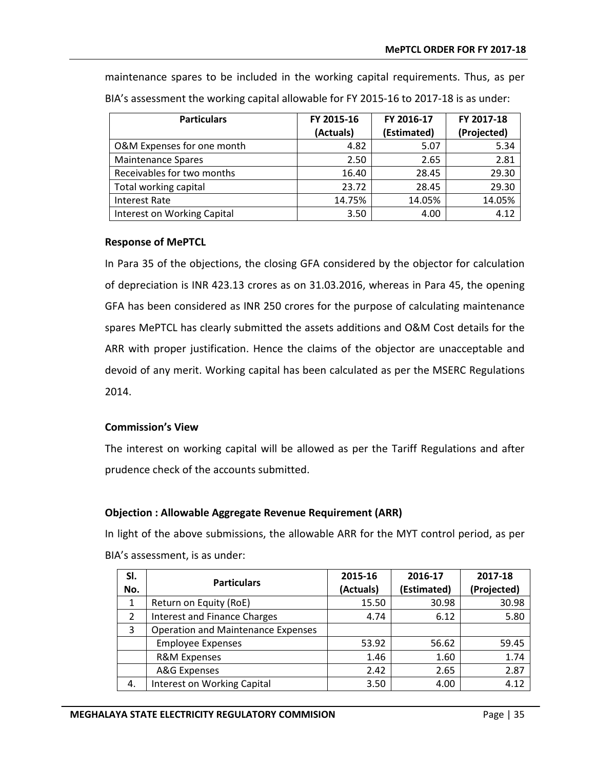maintenance spares to be included in the working capital requirements. Thus, as per BIA's assessment the working capital allowable for FY 2015-16 to 2017-18 is as under:

| Particulars | FY 2015-16 (Actuals) | FY 2016-17 (Estimated) | FY 2017-18 (Projected) |
|---|---|---|---|
| O&M Expenses for one month | 4.82 | 5.07 | 5.34 |
| Maintenance Spares | 2.50 | 2.65 | 2.81 |
| Receivables for two months | 16.40 | 28.45 | 29.30 |
| Total working capital | 23.72 | 28.45 | 29.30 |
| Interest Rate | 14.75% | 14.05% | 14.05% |
| Interest on Working Capital | 3.50 | 4.00 | 4.12 |

**Response of MePTCL**

In Para 35 of the objections, the closing GFA considered by the objector for calculation of depreciation is INR 423.13 crores as on 31.03.2016, whereas in Para 45, the opening GFA has been considered as INR 250 crores for the purpose of calculating maintenance spares MePTCL has clearly submitted the assets additions and O&M Cost details for the ARR with proper justification. Hence the claims of the objector are unacceptable and devoid of any merit. Working capital has been calculated as per the MSERC Regulations 2014.

**Commission's View**

The interest on working capital will be allowed as per the Tariff Regulations and after prudence check of the accounts submitted.

**Objection : Allowable Aggregate Revenue Requirement (ARR)**

In light of the above submissions, the allowable ARR for the MYT control period, as per BIA's assessment, is as under:

| Sl. No. | Particulars | 2015-16 (Actuals) | 2016-17 (Estimated) | 2017-18 (Projected) |
|---|---|---|---|---|
| 1 | Return on Equity (RoE) | 15.50 | 30.98 | 30.98 |
| 2 | Interest and Finance Charges | 4.74 | 6.12 | 5.80 |
| 3 | Operation and Maintenance Expenses | | | |
| | Employee Expenses | 53.92 | 56.62 | 59.45 |
| | R&M Expenses | 1.46 | 1.60 | 1.74 |
| | A&G Expenses | 2.42 | 2.65 | 2.87 |
| 4. | Interest on Working Capital | 3.50 | 4.00 | 4.12 |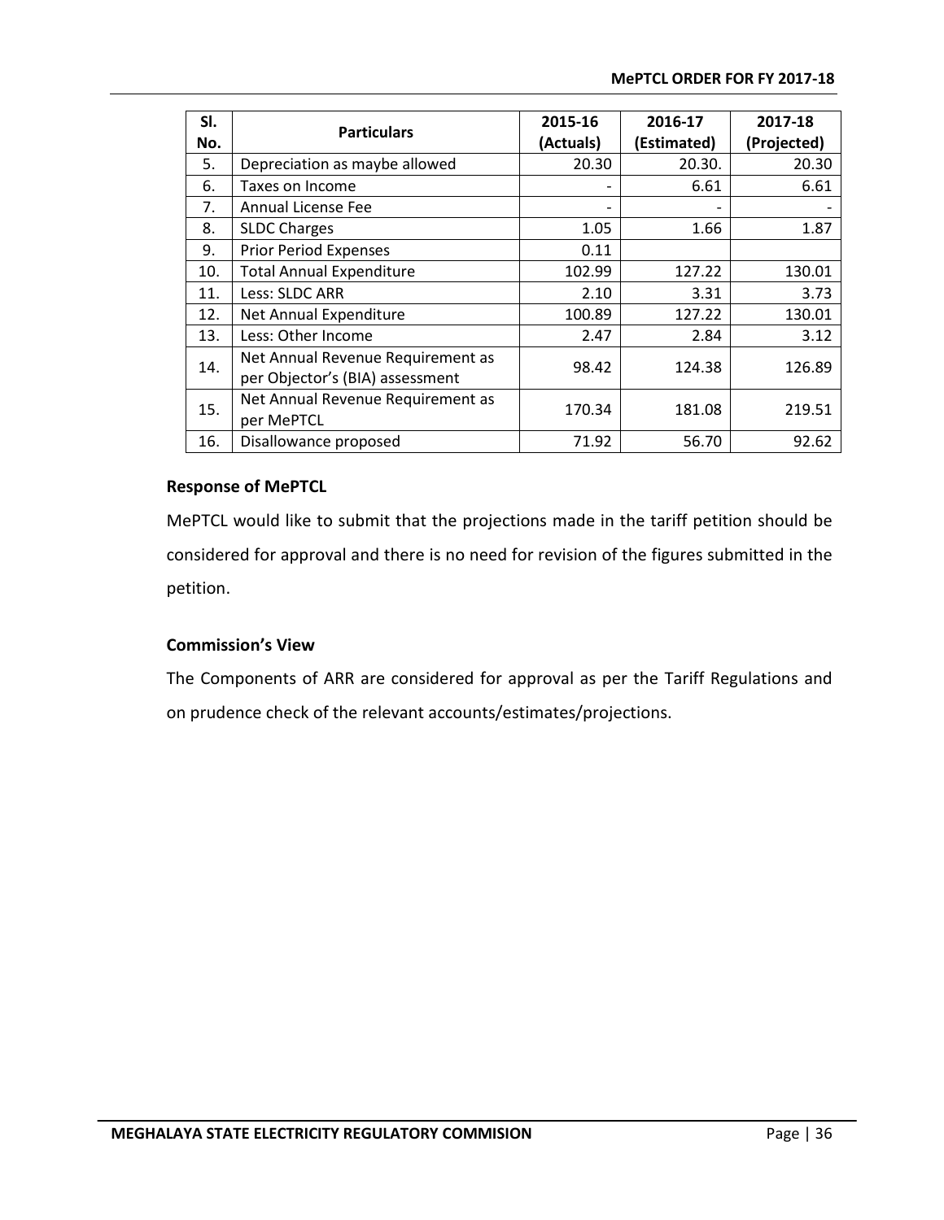| Sl. No. | Particulars | 2015-16 (Actuals) | 2016-17 (Estimated) | 2017-18 (Projected) |
|---|---|---|---|---|
| 5. | Depreciation as maybe allowed | 20.30 | 20.30. | 20.30 |
| 6. | Taxes on Income | - | 6.61 | 6.61 |
| 7. | Annual License Fee | - | - | - |
| 8. | SLDC Charges | 1.05 | 1.66 | 1.87 |
| 9. | Prior Period Expenses | 0.11 | | |
| 10. | Total Annual Expenditure | 102.99 | 127.22 | 130.01 |
| 11. | Less: SLDC ARR | 2.10 | 3.31 | 3.73 |
| 12. | Net Annual Expenditure | 100.89 | 127.22 | 130.01 |
| 13. | Less: Other Income | 2.47 | 2.84 | 3.12 |
| 14. | Net Annual Revenue Requirement as per Objector's (BIA) assessment | 98.42 | 124.38 | 126.89 |
| 15. | Net Annual Revenue Requirement as per MePTCL | 170.34 | 181.08 | 219.51 |
| 16. | Disallowance proposed | 71.92 | 56.70 | 92.62 |

**Response of MePTCL**

MePTCL would like to submit that the projections made in the tariff petition should be considered for approval and there is no need for revision of the figures submitted in the petition.

**Commission's View**

The Components of ARR are considered for approval as per the Tariff Regulations and on prudence check of the relevant accounts/estimates/projections.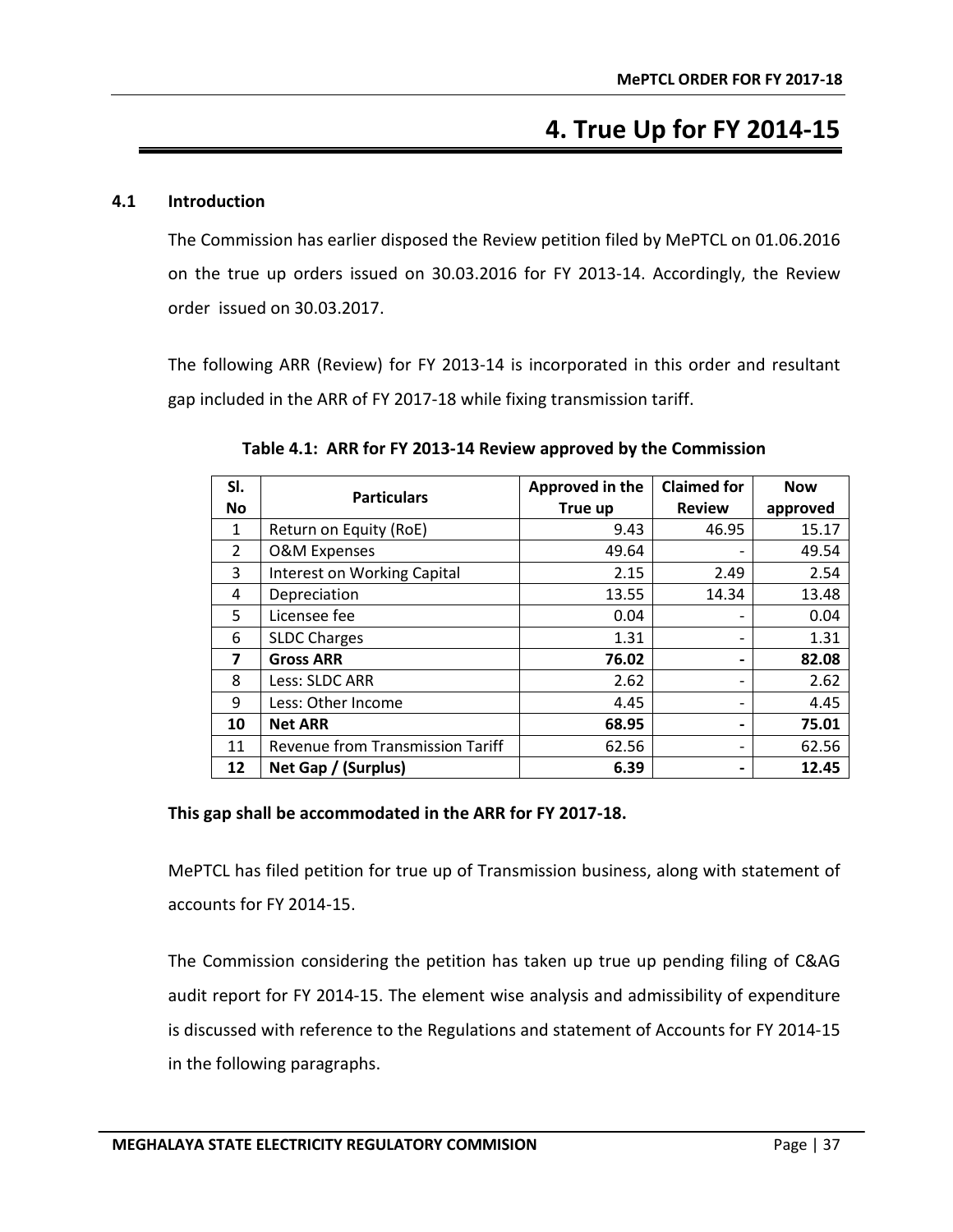# 4. True Up for FY 2014-15

## 4.1 Introduction

The Commission has earlier disposed the Review petition filed by MePTCL on 01.06.2016 on the true up orders issued on 30.03.2016 for FY 2013-14. Accordingly, the Review order issued on 30.03.2017.

The following ARR (Review) for FY 2013-14 is incorporated in this order and resultant gap included in the ARR of FY 2017-18 while fixing transmission tariff.

**Table 4.1: ARR for FY 2013-14 Review approved by the Commission**

| Sl. No | Particulars | Approved in the True up | Claimed for Review | Now approved |
|---|---|---|---|---|
| 1 | Return on Equity (RoE) | 9.43 | 46.95 | 15.17 |
| 2 | O&M Expenses | 49.64 | - | 49.54 |
| 3 | Interest on Working Capital | 2.15 | 2.49 | 2.54 |
| 4 | Depreciation | 13.55 | 14.34 | 13.48 |
| 5 | Licensee fee | 0.04 | - | 0.04 |
| 6 | SLDC Charges | 1.31 | - | 1.31 |
| **7** | **Gross ARR** | **76.02** | **-** | **82.08** |
| 8 | Less: SLDC ARR | 2.62 | - | 2.62 |
| 9 | Less: Other Income | 4.45 | - | 4.45 |
| **10** | **Net ARR** | **68.95** | **-** | **75.01** |
| 11 | Revenue from Transmission Tariff | 62.56 | - | 62.56 |
| **12** | **Net Gap / (Surplus)** | **6.39** | **-** | **12.45** |

**This gap shall be accommodated in the ARR for FY 2017-18.**

MePTCL has filed petition for true up of Transmission business, along with statement of accounts for FY 2014-15.

The Commission considering the petition has taken up true up pending filing of C&AG audit report for FY 2014-15. The element wise analysis and admissibility of expenditure is discussed with reference to the Regulations and statement of Accounts for FY 2014-15 in the following paragraphs.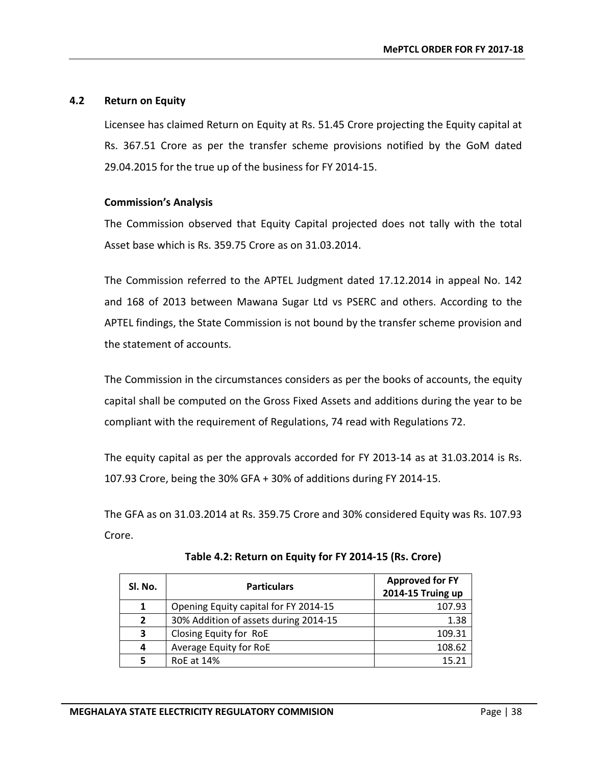## 4.2 Return on Equity

Licensee has claimed Return on Equity at Rs. 51.45 Crore projecting the Equity capital at Rs. 367.51 Crore as per the transfer scheme provisions notified by the GoM dated 29.04.2015 for the true up of the business for FY 2014-15.

**Commission's Analysis**

The Commission observed that Equity Capital projected does not tally with the total Asset base which is Rs. 359.75 Crore as on 31.03.2014.

The Commission referred to the APTEL Judgment dated 17.12.2014 in appeal No. 142 and 168 of 2013 between Mawana Sugar Ltd vs PSERC and others. According to the APTEL findings, the State Commission is not bound by the transfer scheme provision and the statement of accounts.

The Commission in the circumstances considers as per the books of accounts, the equity capital shall be computed on the Gross Fixed Assets and additions during the year to be compliant with the requirement of Regulations, 74 read with Regulations 72.

The equity capital as per the approvals accorded for FY 2013-14 as at 31.03.2014 is Rs. 107.93 Crore, being the 30% GFA + 30% of additions during FY 2014-15.

The GFA as on 31.03.2014 at Rs. 359.75 Crore and 30% considered Equity was Rs. 107.93 Crore.

**Table 4.2: Return on Equity for FY 2014-15 (Rs. Crore)**

| Sl. No. | Particulars | Approved for FY 2014-15 Truing up |
|---|---|---|
| 1 | Opening Equity capital for FY 2014-15 | 107.93 |
| 2 | 30% Addition of assets during 2014-15 | 1.38 |
| 3 | Closing Equity for RoE | 109.31 |
| 4 | Average Equity for RoE | 108.62 |
| 5 | RoE at 14% | 15.21 |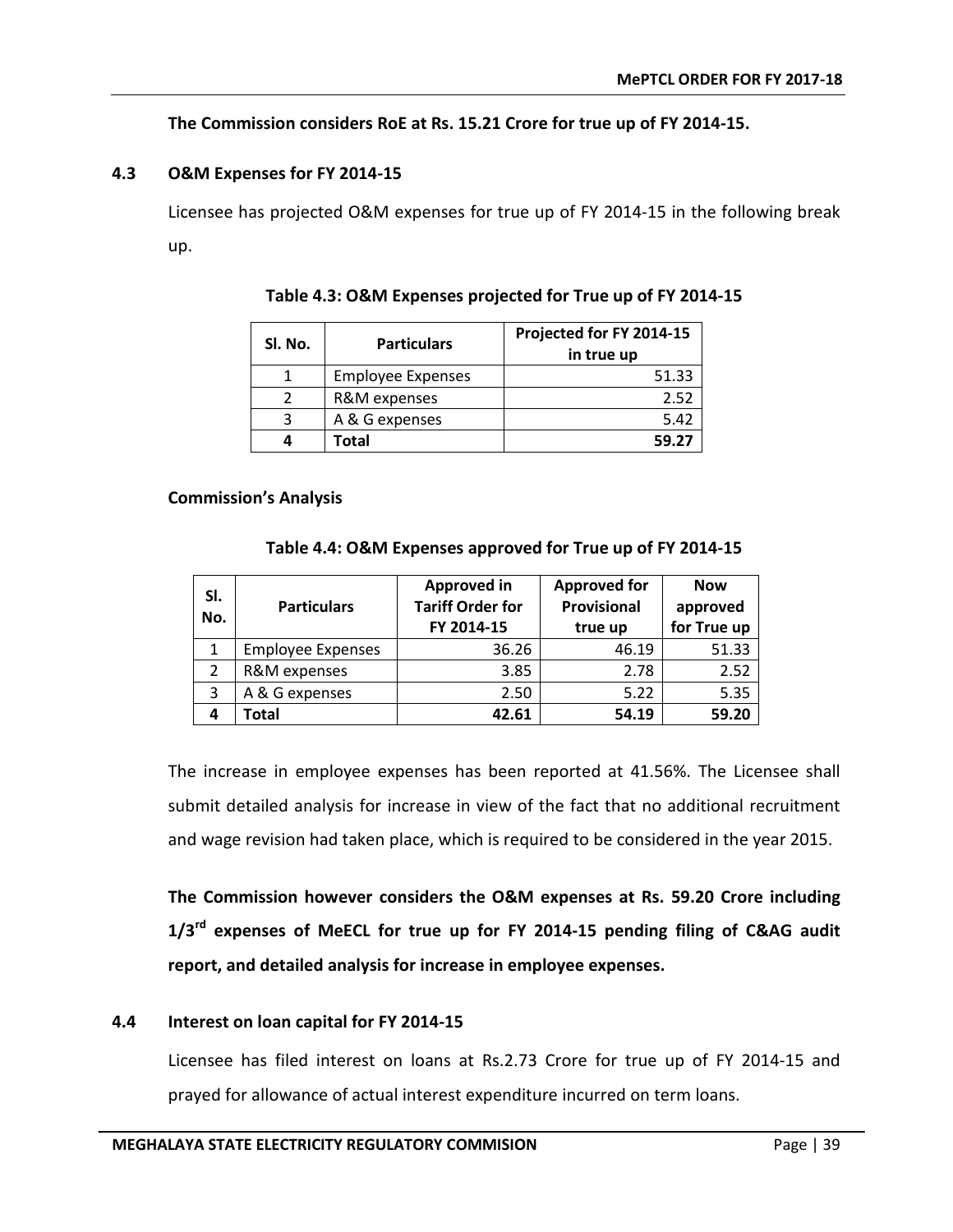**The Commission considers RoE at Rs. 15.21 Crore for true up of FY 2014-15.**

### 4.3 O&M Expenses for FY 2014-15

Licensee has projected O&M expenses for true up of FY 2014-15 in the following break up.

**Table 4.3: O&M Expenses projected for True up of FY 2014-15**

| Sl. No. | Particulars | Projected for FY 2014-15 in true up |
|---|---|---|
| 1 | Employee Expenses | 51.33 |
| 2 | R&M expenses | 2.52 |
| 3 | A & G expenses | 5.42 |
| **4** | **Total** | **59.27** |

**Commission's Analysis**

**Table 4.4: O&M Expenses approved for True up of FY 2014-15**

| Sl. No. | Particulars | Approved in Tariff Order for FY 2014-15 | Approved for Provisional true up | Now approved for True up |
|---|---|---|---|---|
| 1 | Employee Expenses | 36.26 | 46.19 | 51.33 |
| 2 | R&M expenses | 3.85 | 2.78 | 2.52 |
| 3 | A & G expenses | 2.50 | 5.22 | 5.35 |
| **4** | **Total** | **42.61** | **54.19** | **59.20** |

The increase in employee expenses has been reported at 41.56%. The Licensee shall submit detailed analysis for increase in view of the fact that no additional recruitment and wage revision had taken place, which is required to be considered in the year 2015.

**The Commission however considers the O&M expenses at Rs. 59.20 Crore including 1/3rd expenses of MeECL for true up for FY 2014-15 pending filing of C&AG audit report, and detailed analysis for increase in employee expenses.**

### 4.4 Interest on loan capital for FY 2014-15

Licensee has filed interest on loans at Rs.2.73 Crore for true up of FY 2014-15 and prayed for allowance of actual interest expenditure incurred on term loans.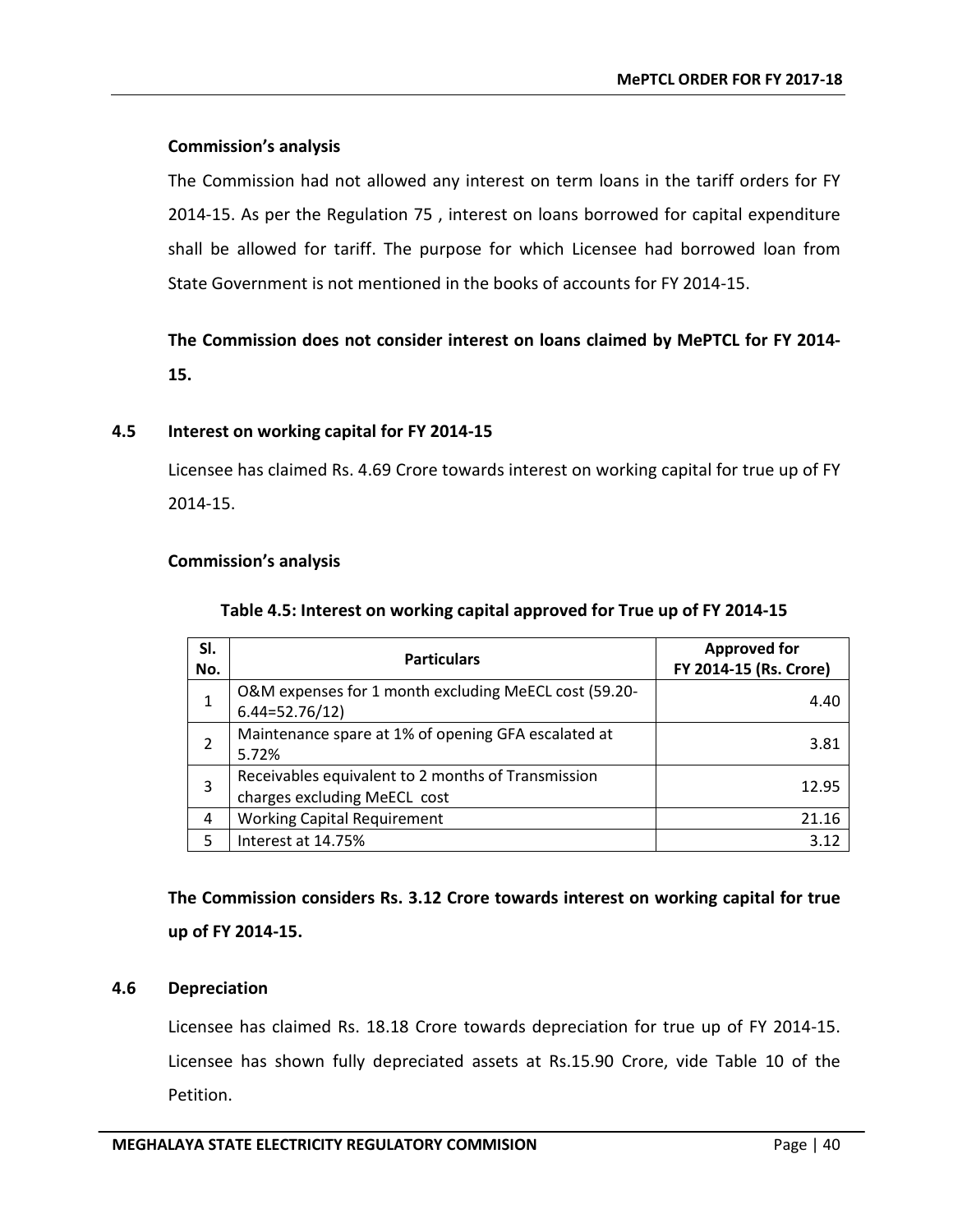**Commission's analysis**

The Commission had not allowed any interest on term loans in the tariff orders for FY 2014-15. As per the Regulation 75 , interest on loans borrowed for capital expenditure shall be allowed for tariff. The purpose for which Licensee had borrowed loan from State Government is not mentioned in the books of accounts for FY 2014-15.

**The Commission does not consider interest on loans claimed by MePTCL for FY 2014-15.**

## 4.5 Interest on working capital for FY 2014-15

Licensee has claimed Rs. 4.69 Crore towards interest on working capital for true up of FY 2014-15.

**Commission's analysis**

**Table 4.5: Interest on working capital approved for True up of FY 2014-15**

| Sl. No. | Particulars | Approved for FY 2014-15 (Rs. Crore) |
|---|---|---|
| 1 | O&M expenses for 1 month excluding MeECL cost (59.20-6.44=52.76/12) | 4.40 |
| 2 | Maintenance spare at 1% of opening GFA escalated at 5.72% | 3.81 |
| 3 | Receivables equivalent to 2 months of Transmission charges excluding MeECL cost | 12.95 |
| 4 | Working Capital Requirement | 21.16 |
| 5 | Interest at 14.75% | 3.12 |

**The Commission considers Rs. 3.12 Crore towards interest on working capital for true up of FY 2014-15.**

## 4.6 Depreciation

Licensee has claimed Rs. 18.18 Crore towards depreciation for true up of FY 2014-15. Licensee has shown fully depreciated assets at Rs.15.90 Crore, vide Table 10 of the Petition.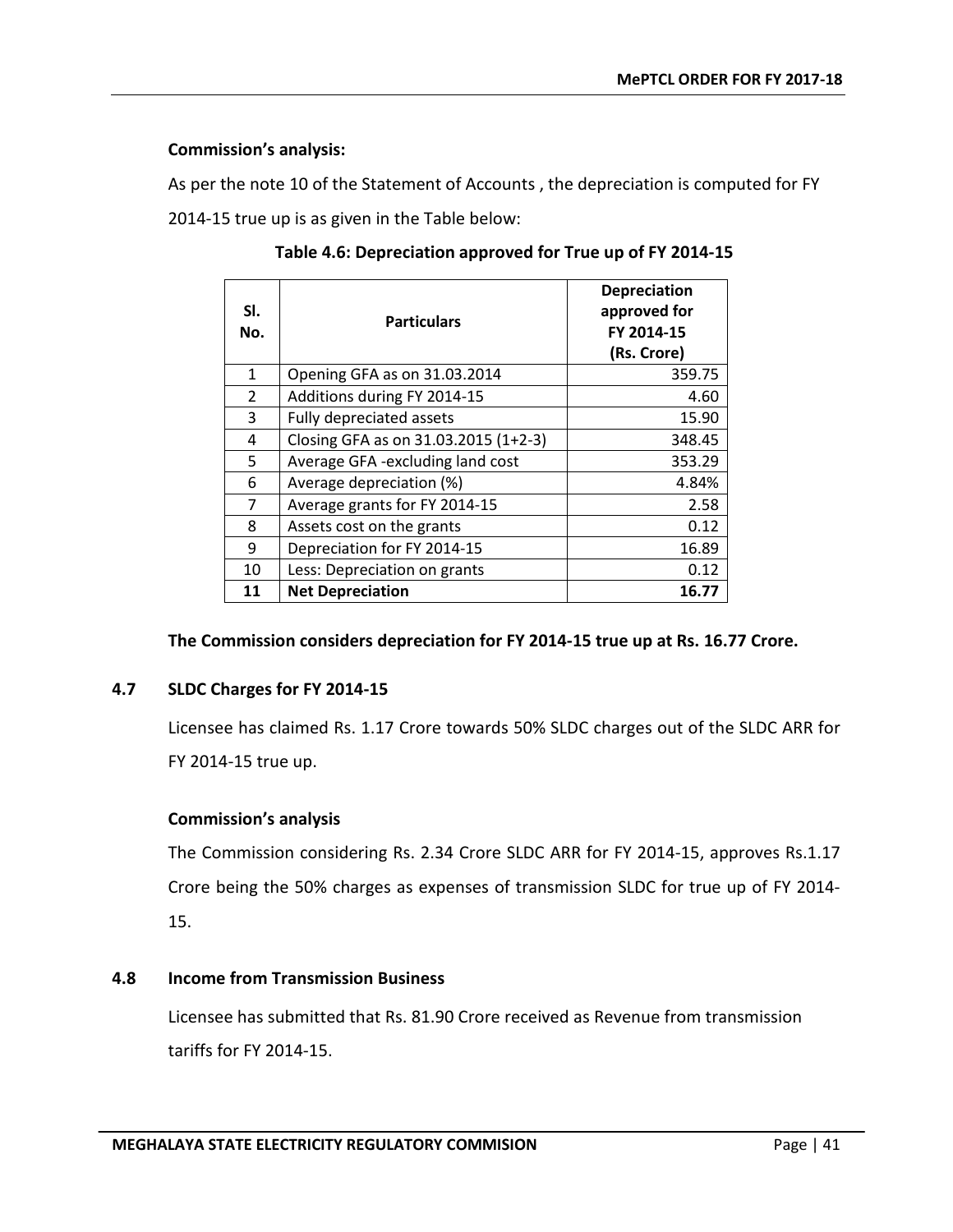**Commission's analysis:**

As per the note 10 of the Statement of Accounts , the depreciation is computed for FY 2014-15 true up is as given in the Table below:

**Table 4.6: Depreciation approved for True up of FY 2014-15**

| Sl. No. | Particulars | Depreciation approved for FY 2014-15 (Rs. Crore) |
|---|---|---|
| 1 | Opening GFA as on 31.03.2014 | 359.75 |
| 2 | Additions during FY 2014-15 | 4.60 |
| 3 | Fully depreciated assets | 15.90 |
| 4 | Closing GFA as on 31.03.2015 (1+2-3) | 348.45 |
| 5 | Average GFA -excluding land cost | 353.29 |
| 6 | Average depreciation (%) | 4.84% |
| 7 | Average grants for FY 2014-15 | 2.58 |
| 8 | Assets cost on the grants | 0.12 |
| 9 | Depreciation for FY 2014-15 | 16.89 |
| 10 | Less: Depreciation on grants | 0.12 |
| **11** | **Net Depreciation** | **16.77** |

**The Commission considers depreciation for FY 2014-15 true up at Rs. 16.77 Crore.**

## 4.7 SLDC Charges for FY 2014-15

Licensee has claimed Rs. 1.17 Crore towards 50% SLDC charges out of the SLDC ARR for FY 2014-15 true up.

**Commission's analysis**

The Commission considering Rs. 2.34 Crore SLDC ARR for FY 2014-15, approves Rs.1.17 Crore being the 50% charges as expenses of transmission SLDC for true up of FY 2014-15.

## 4.8 Income from Transmission Business

Licensee has submitted that Rs. 81.90 Crore received as Revenue from transmission tariffs for FY 2014-15.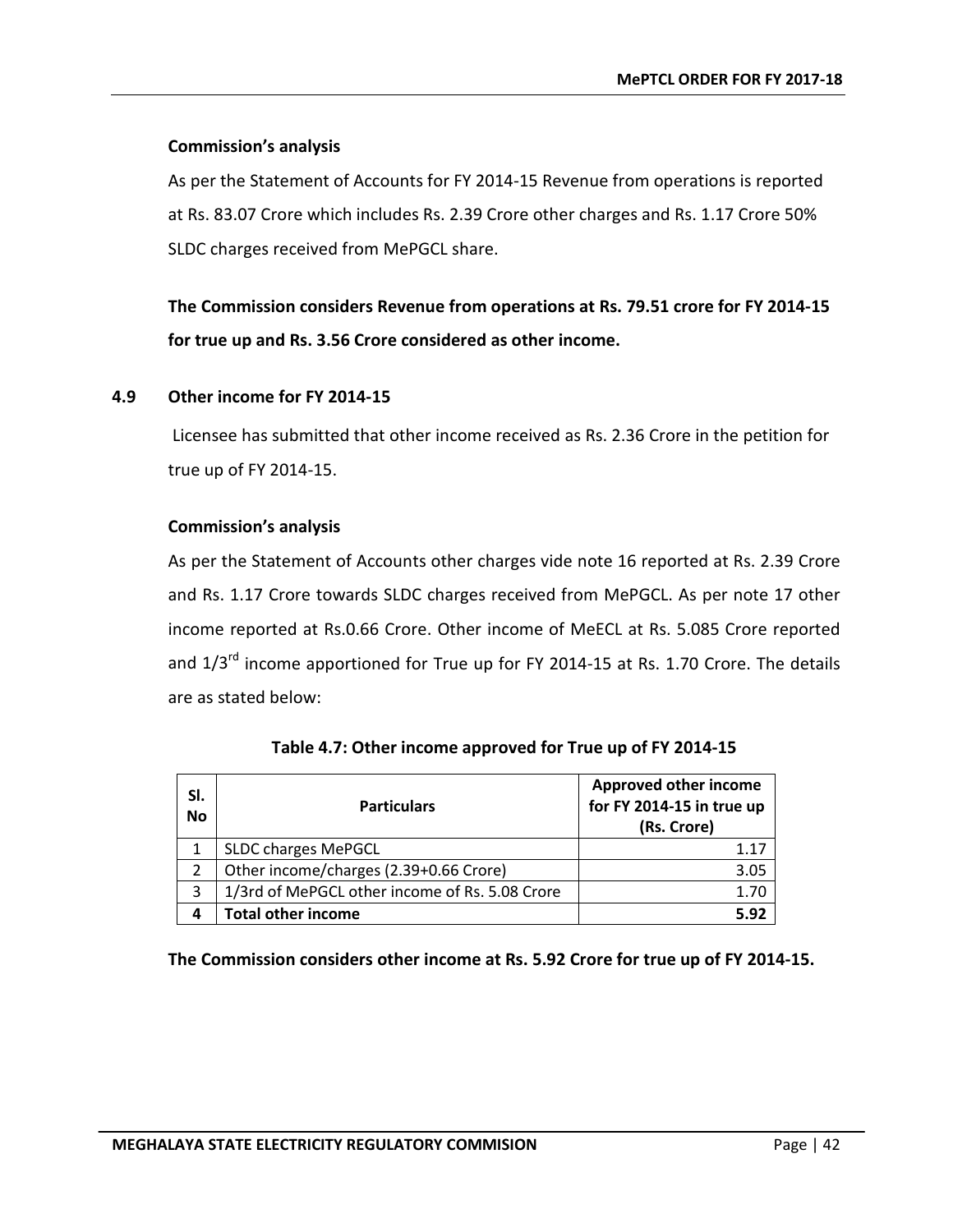**Commission's analysis**

As per the Statement of Accounts for FY 2014-15 Revenue from operations is reported at Rs. 83.07 Crore which includes Rs. 2.39 Crore other charges and Rs. 1.17 Crore 50% SLDC charges received from MePGCL share.

**The Commission considers Revenue from operations at Rs. 79.51 crore for FY 2014-15 for true up and Rs. 3.56 Crore considered as other income.**

## 4.9 Other income for FY 2014-15

Licensee has submitted that other income received as Rs. 2.36 Crore in the petition for true up of FY 2014-15.

**Commission's analysis**

As per the Statement of Accounts other charges vide note 16 reported at Rs. 2.39 Crore and Rs. 1.17 Crore towards SLDC charges received from MePGCL. As per note 17 other income reported at Rs.0.66 Crore. Other income of MeECL at Rs. 5.085 Crore reported and 1/3[rd] income apportioned for True up for FY 2014-15 at Rs. 1.70 Crore. The details are as stated below:

**Table 4.7: Other income approved for True up of FY 2014-15**

| Sl. No | Particulars | Approved other income for FY 2014-15 in true up (Rs. Crore) |
|---|---|---|
| 1 | SLDC charges MePGCL | 1.17 |
| 2 | Other income/charges (2.39+0.66 Crore) | 3.05 |
| 3 | 1/3rd of MePGCL other income of Rs. 5.08 Crore | 1.70 |
| **4** | **Total other income** | **5.92** |

**The Commission considers other income at Rs. 5.92 Crore for true up of FY 2014-15.**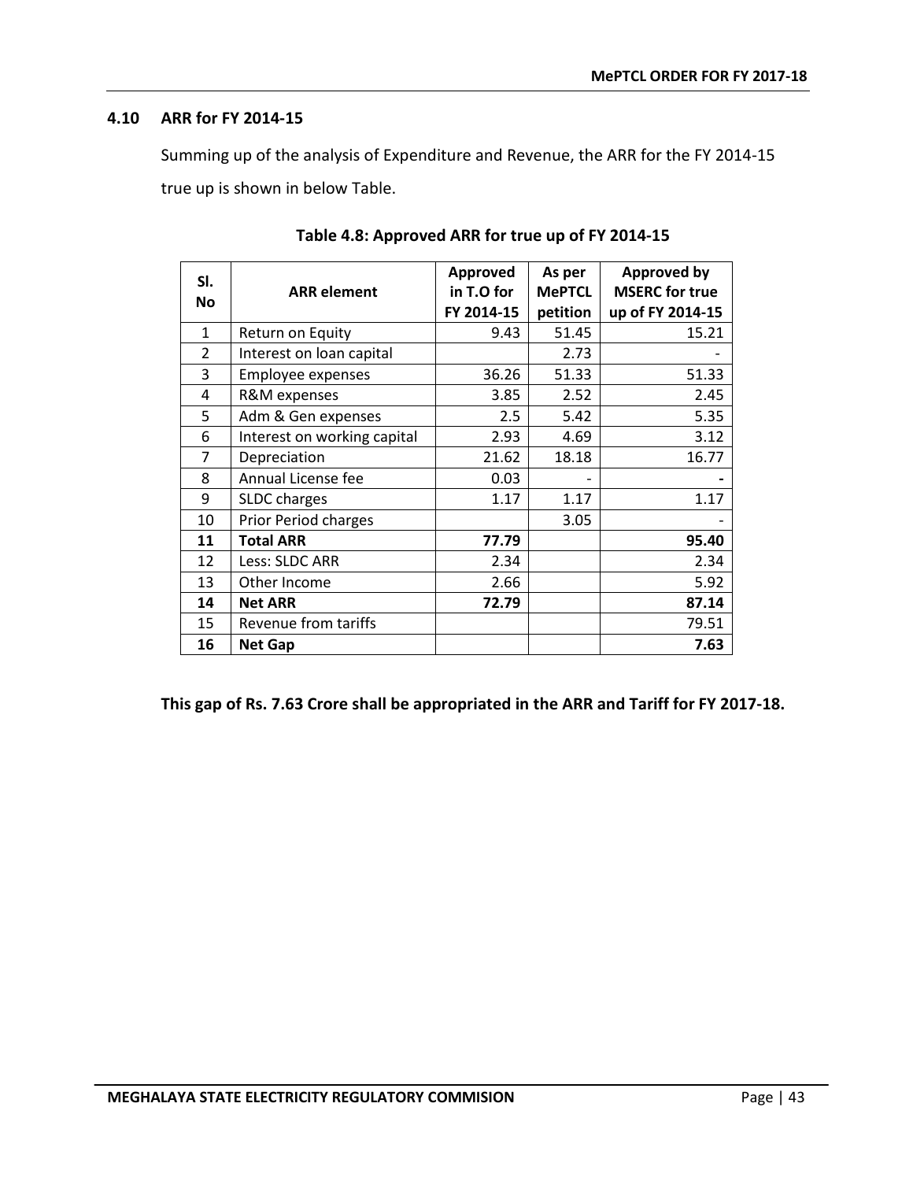### 4.10 ARR for FY 2014-15

Summing up of the analysis of Expenditure and Revenue, the ARR for the FY 2014-15 true up is shown in below Table.

**Table 4.8: Approved ARR for true up of FY 2014-15**

| Sl. No | ARR element | Approved in T.O for FY 2014-15 | As per MePTCL petition | Approved by MSERC for true up of FY 2014-15 |
|---|---|---|---|---|
| 1 | Return on Equity | 9.43 | 51.45 | 15.21 |
| 2 | Interest on loan capital | | 2.73 | - |
| 3 | Employee expenses | 36.26 | 51.33 | 51.33 |
| 4 | R&M expenses | 3.85 | 2.52 | 2.45 |
| 5 | Adm & Gen expenses | 2.5 | 5.42 | 5.35 |
| 6 | Interest on working capital | 2.93 | 4.69 | 3.12 |
| 7 | Depreciation | 21.62 | 18.18 | 16.77 |
| 8 | Annual License fee | 0.03 | - | **-** |
| 9 | SLDC charges | 1.17 | 1.17 | 1.17 |
| 10 | Prior Period charges | | 3.05 | - |
| **11** | **Total ARR** | **77.79** | | **95.40** |
| 12 | Less: SLDC ARR | 2.34 | | 2.34 |
| 13 | Other Income | 2.66 | | 5.92 |
| **14** | **Net ARR** | **72.79** | | **87.14** |
| 15 | Revenue from tariffs | | | 79.51 |
| **16** | **Net Gap** | | | **7.63** |

**This gap of Rs. 7.63 Crore shall be appropriated in the ARR and Tariff for FY 2017-18.**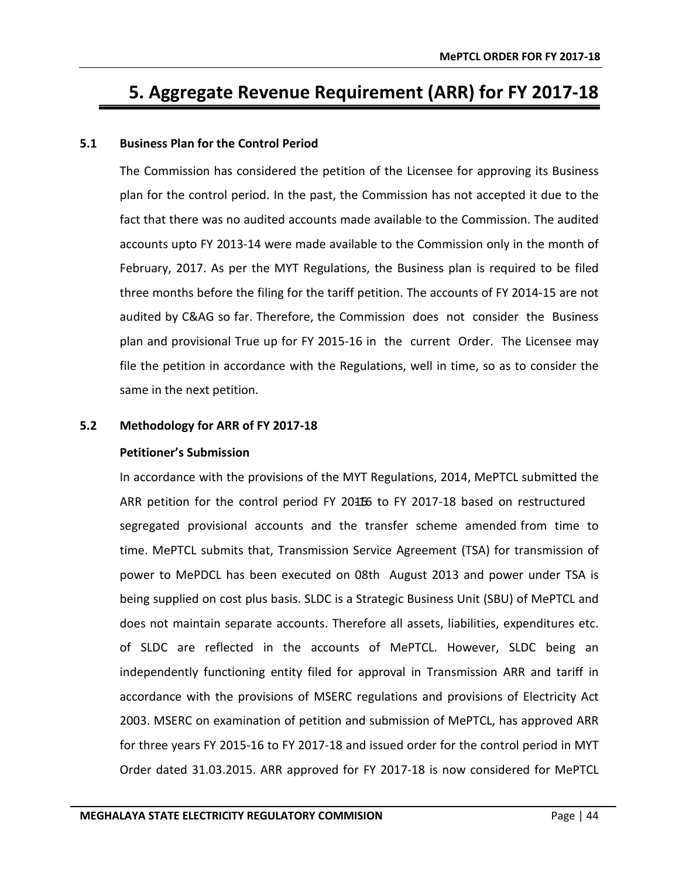# 5. Aggregate Revenue Requirement (ARR) for FY 2017-18

## 5.1 Business Plan for the Control Period

The Commission has considered the petition of the Licensee for approving its Business plan for the control period. In the past, the Commission has not accepted it due to the fact that there was no audited accounts made available to the Commission. The audited accounts upto FY 2013-14 were made available to the Commission only in the month of February, 2017. As per the MYT Regulations, the Business plan is required to be filed three months before the filing for the tariff petition. The accounts of FY 2014-15 are not audited by C&AG so far. Therefore, the Commission does not consider the Business plan and provisional True up for FY 2015-16 in the current Order. The Licensee may file the petition in accordance with the Regulations, well in time, so as to consider the same in the next petition.

## 5.2 Methodology for ARR of FY 2017-18

**Petitioner's Submission**

In accordance with the provisions of the MYT Regulations, 2014, MePTCL submitted the ARR petition for the control period FY 2015-16 to FY 2017-18 based on restructured segregated provisional accounts and the transfer scheme amended from time to time. MePTCL submits that, Transmission Service Agreement (TSA) for transmission of power to MePDCL has been executed on 08th August 2013 and power under TSA is being supplied on cost plus basis. SLDC is a Strategic Business Unit (SBU) of MePTCL and does not maintain separate accounts. Therefore all assets, liabilities, expenditures etc. of SLDC are reflected in the accounts of MePTCL. However, SLDC being an independently functioning entity filed for approval in Transmission ARR and tariff in accordance with the provisions of MSERC regulations and provisions of Electricity Act 2003. MSERC on examination of petition and submission of MePTCL, has approved ARR for three years FY 2015-16 to FY 2017-18 and issued order for the control period in MYT Order dated 31.03.2015. ARR approved for FY 2017-18 is now considered for MePTCL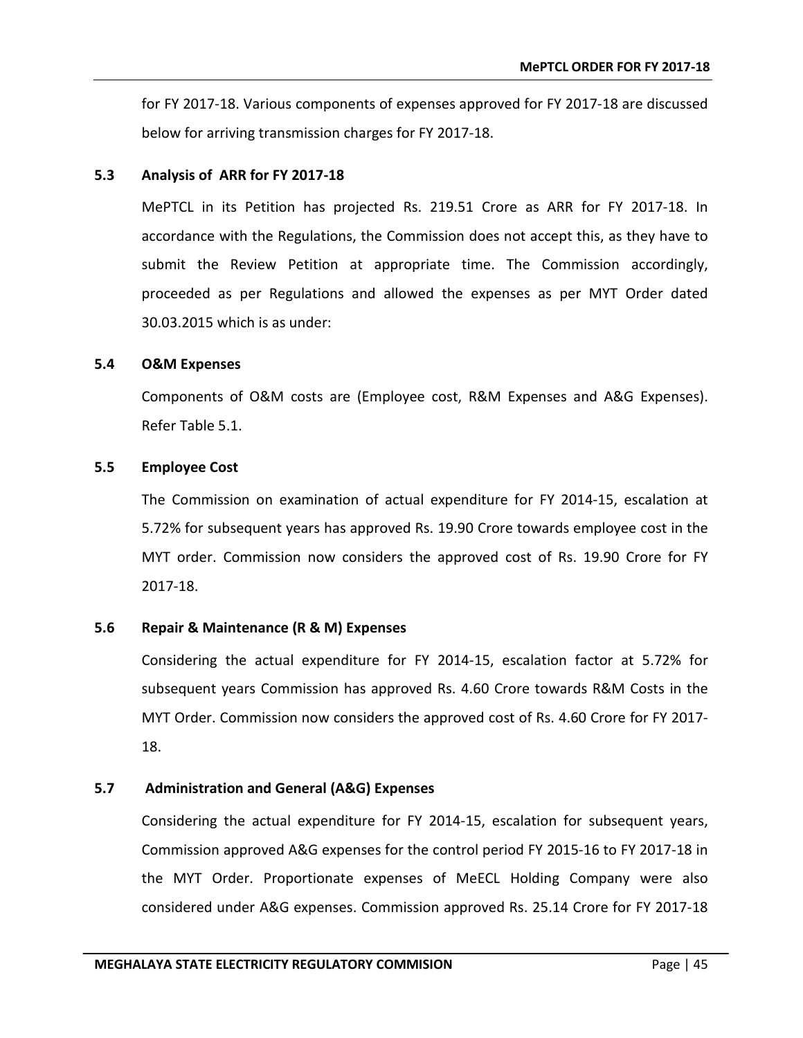for FY 2017-18. Various components of expenses approved for FY 2017-18 are discussed below for arriving transmission charges for FY 2017-18.

### 5.3 Analysis of ARR for FY 2017-18

MePTCL in its Petition has projected Rs. 219.51 Crore as ARR for FY 2017-18. In accordance with the Regulations, the Commission does not accept this, as they have to submit the Review Petition at appropriate time. The Commission accordingly, proceeded as per Regulations and allowed the expenses as per MYT Order dated 30.03.2015 which is as under:

### 5.4 O&M Expenses

Components of O&M costs are (Employee cost, R&M Expenses and A&G Expenses). Refer Table 5.1.

### 5.5 Employee Cost

The Commission on examination of actual expenditure for FY 2014-15, escalation at 5.72% for subsequent years has approved Rs. 19.90 Crore towards employee cost in the MYT order. Commission now considers the approved cost of Rs. 19.90 Crore for FY 2017-18.

### 5.6 Repair & Maintenance (R & M) Expenses

Considering the actual expenditure for FY 2014-15, escalation factor at 5.72% for subsequent years Commission has approved Rs. 4.60 Crore towards R&M Costs in the MYT Order. Commission now considers the approved cost of Rs. 4.60 Crore for FY 2017-18.

### 5.7 Administration and General (A&G) Expenses

Considering the actual expenditure for FY 2014-15, escalation for subsequent years, Commission approved A&G expenses for the control period FY 2015-16 to FY 2017-18 in the MYT Order. Proportionate expenses of MeECL Holding Company were also considered under A&G expenses. Commission approved Rs. 25.14 Crore for FY 2017-18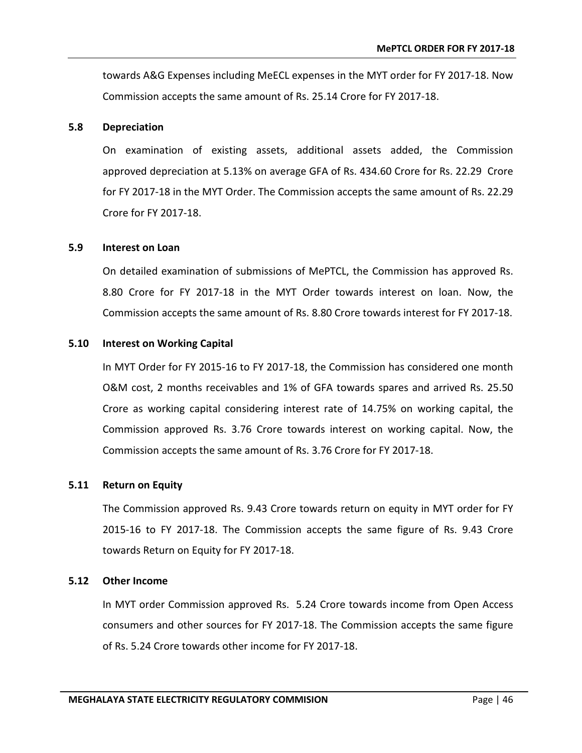towards A&G Expenses including MeECL expenses in the MYT order for FY 2017-18. Now Commission accepts the same amount of Rs. 25.14 Crore for FY 2017-18.

### 5.8 Depreciation

On examination of existing assets, additional assets added, the Commission approved depreciation at 5.13% on average GFA of Rs. 434.60 Crore for Rs. 22.29 Crore for FY 2017-18 in the MYT Order. The Commission accepts the same amount of Rs. 22.29 Crore for FY 2017-18.

### 5.9 Interest on Loan

On detailed examination of submissions of MePTCL, the Commission has approved Rs. 8.80 Crore for FY 2017-18 in the MYT Order towards interest on loan. Now, the Commission accepts the same amount of Rs. 8.80 Crore towards interest for FY 2017-18.

### 5.10 Interest on Working Capital

In MYT Order for FY 2015-16 to FY 2017-18, the Commission has considered one month O&M cost, 2 months receivables and 1% of GFA towards spares and arrived Rs. 25.50 Crore as working capital considering interest rate of 14.75% on working capital, the Commission approved Rs. 3.76 Crore towards interest on working capital. Now, the Commission accepts the same amount of Rs. 3.76 Crore for FY 2017-18.

### 5.11 Return on Equity

The Commission approved Rs. 9.43 Crore towards return on equity in MYT order for FY 2015-16 to FY 2017-18. The Commission accepts the same figure of Rs. 9.43 Crore towards Return on Equity for FY 2017-18.

### 5.12 Other Income

In MYT order Commission approved Rs. 5.24 Crore towards income from Open Access consumers and other sources for FY 2017-18. The Commission accepts the same figure of Rs. 5.24 Crore towards other income for FY 2017-18.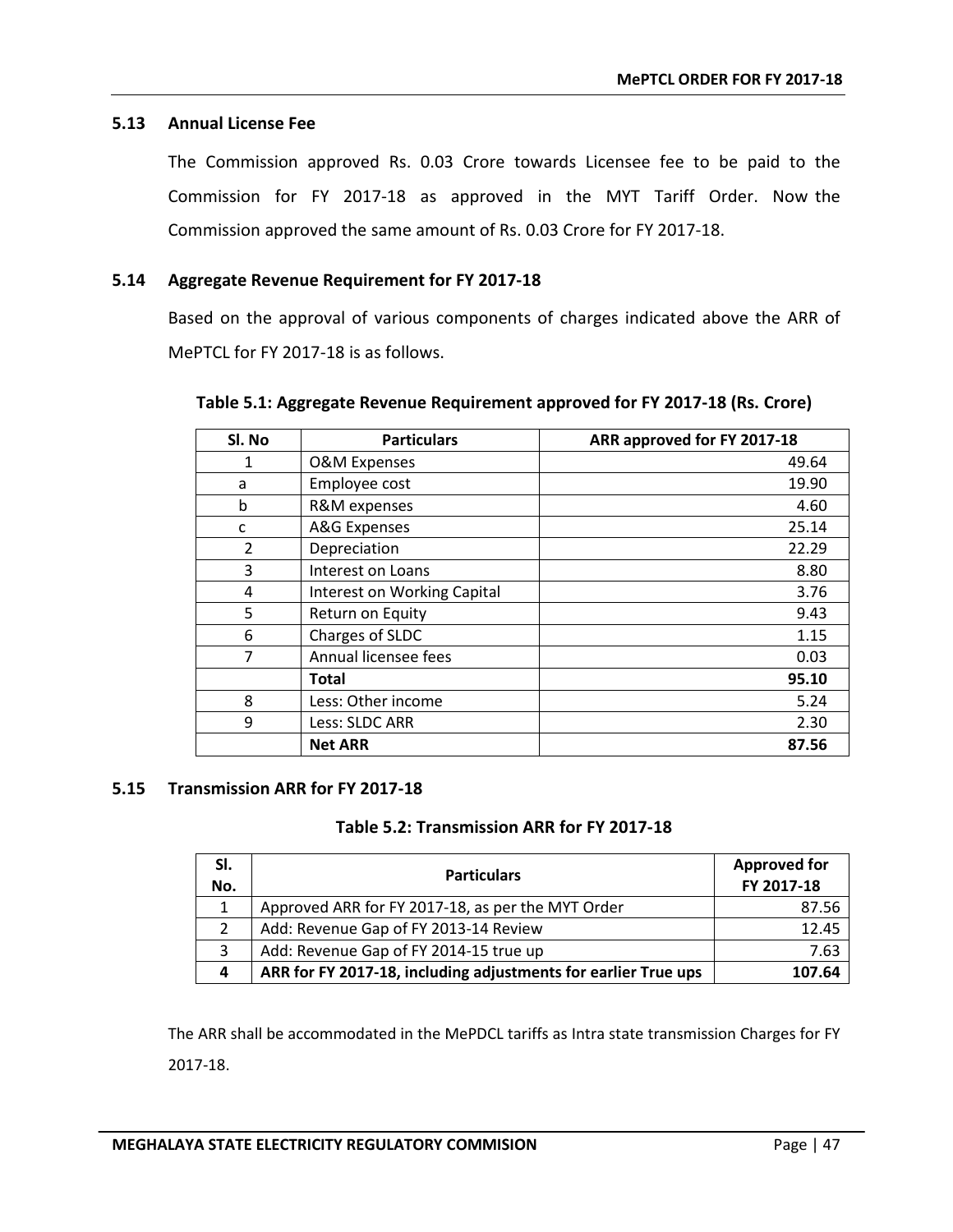### 5.13 Annual License Fee

The Commission approved Rs. 0.03 Crore towards Licensee fee to be paid to the Commission for FY 2017-18 as approved in the MYT Tariff Order. Now the Commission approved the same amount of Rs. 0.03 Crore for FY 2017-18.

### 5.14 Aggregate Revenue Requirement for FY 2017-18

Based on the approval of various components of charges indicated above the ARR of MePTCL for FY 2017-18 is as follows.

**Table 5.1: Aggregate Revenue Requirement approved for FY 2017-18 (Rs. Crore)**

| Sl. No | Particulars | ARR approved for FY 2017-18 |
|---|---|---|
| 1 | O&M Expenses | 49.64 |
| a | Employee cost | 19.90 |
| b | R&M expenses | 4.60 |
| c | A&G Expenses | 25.14 |
| 2 | Depreciation | 22.29 |
| 3 | Interest on Loans | 8.80 |
| 4 | Interest on Working Capital | 3.76 |
| 5 | Return on Equity | 9.43 |
| 6 | Charges of SLDC | 1.15 |
| 7 | Annual licensee fees | 0.03 |
| | **Total** | **95.10** |
| 8 | Less: Other income | 5.24 |
| 9 | Less: SLDC ARR | 2.30 |
| | **Net ARR** | **87.56** |

### 5.15 Transmission ARR for FY 2017-18

**Table 5.2: Transmission ARR for FY 2017-18**

| Sl. No. | Particulars | Approved for FY 2017-18 |
|---|---|---|
| 1 | Approved ARR for FY 2017-18, as per the MYT Order | 87.56 |
| 2 | Add: Revenue Gap of FY 2013-14 Review | 12.45 |
| 3 | Add: Revenue Gap of FY 2014-15 true up | 7.63 |
| **4** | **ARR for FY 2017-18, including adjustments for earlier True ups** | **107.64** |

The ARR shall be accommodated in the MePDCL tariffs as Intra state transmission Charges for FY 2017-18.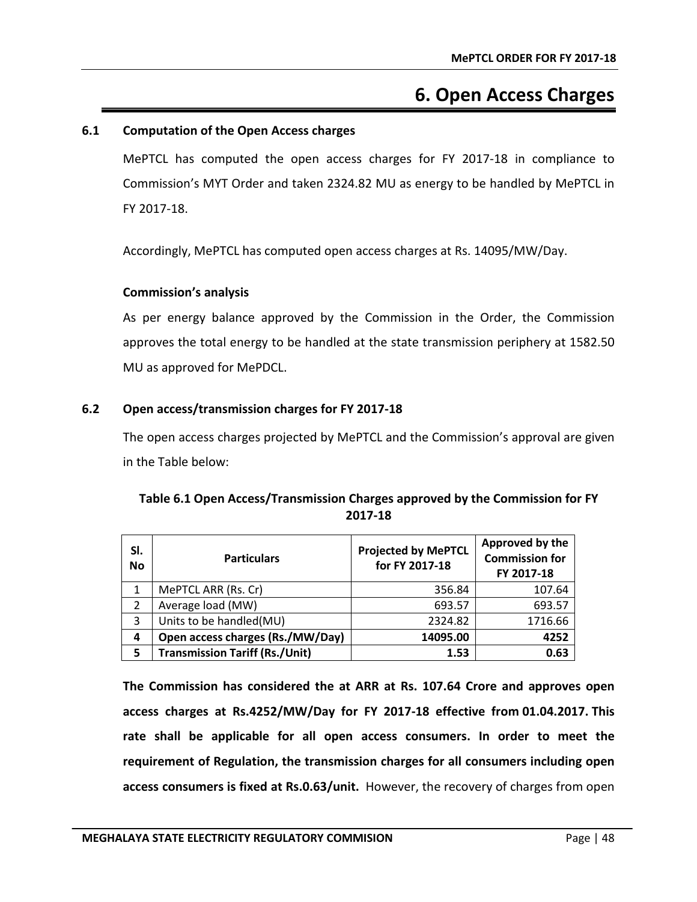# 6. Open Access Charges

### 6.1 Computation of the Open Access charges

MePTCL has computed the open access charges for FY 2017-18 in compliance to Commission's MYT Order and taken 2324.82 MU as energy to be handled by MePTCL in FY 2017-18.

Accordingly, MePTCL has computed open access charges at Rs. 14095/MW/Day.

**Commission's analysis**

As per energy balance approved by the Commission in the Order, the Commission approves the total energy to be handled at the state transmission periphery at 1582.50 MU as approved for MePDCL.

### 6.2 Open access/transmission charges for FY 2017-18

The open access charges projected by MePTCL and the Commission's approval are given in the Table below:

**Table 6.1 Open Access/Transmission Charges approved by the Commission for FY 2017-18**

| Sl. No | Particulars | Projected by MePTCL for FY 2017-18 | Approved by the Commission for FY 2017-18 |
|---|---|---|---|
| 1 | MePTCL ARR (Rs. Cr) | 356.84 | 107.64 |
| 2 | Average load (MW) | 693.57 | 693.57 |
| 3 | Units to be handled(MU) | 2324.82 | 1716.66 |
| **4** | **Open access charges (Rs./MW/Day)** | **14095.00** | **4252** |
| **5** | **Transmission Tariff (Rs./Unit)** | **1.53** | **0.63** |

**The Commission has considered the at ARR at Rs. 107.64 Crore and approves open access charges at Rs.4252/MW/Day for FY 2017-18 effective from 01.04.2017. This rate shall be applicable for all open access consumers. In order to meet the requirement of Regulation, the transmission charges for all consumers including open access consumers is fixed at Rs.0.63/unit.** However, the recovery of charges from open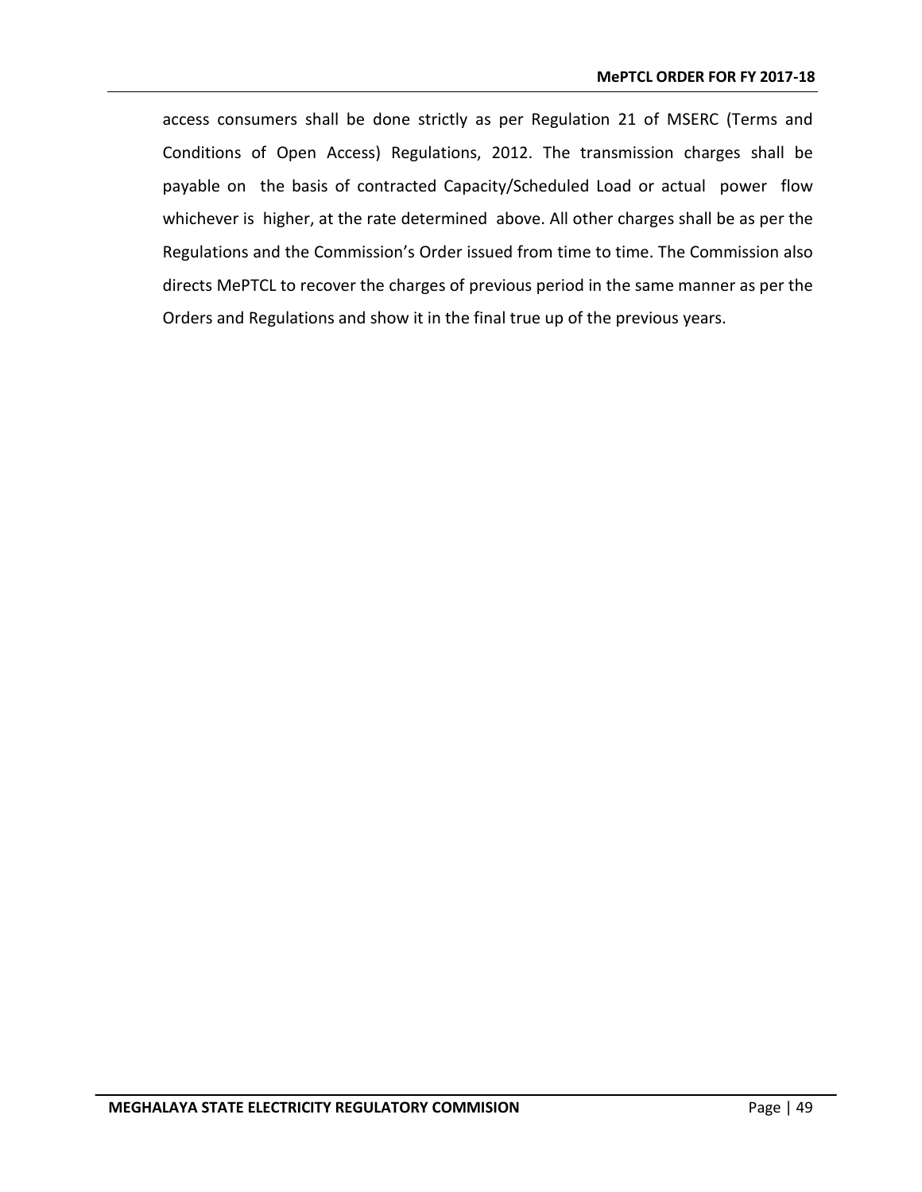access consumers shall be done strictly as per Regulation 21 of MSERC (Terms and Conditions of Open Access) Regulations, 2012. The transmission charges shall be payable on the basis of contracted Capacity/Scheduled Load or actual power flow whichever is higher, at the rate determined above. All other charges shall be as per the Regulations and the Commission's Order issued from time to time. The Commission also directs MePTCL to recover the charges of previous period in the same manner as per the Orders and Regulations and show it in the final true up of the previous years.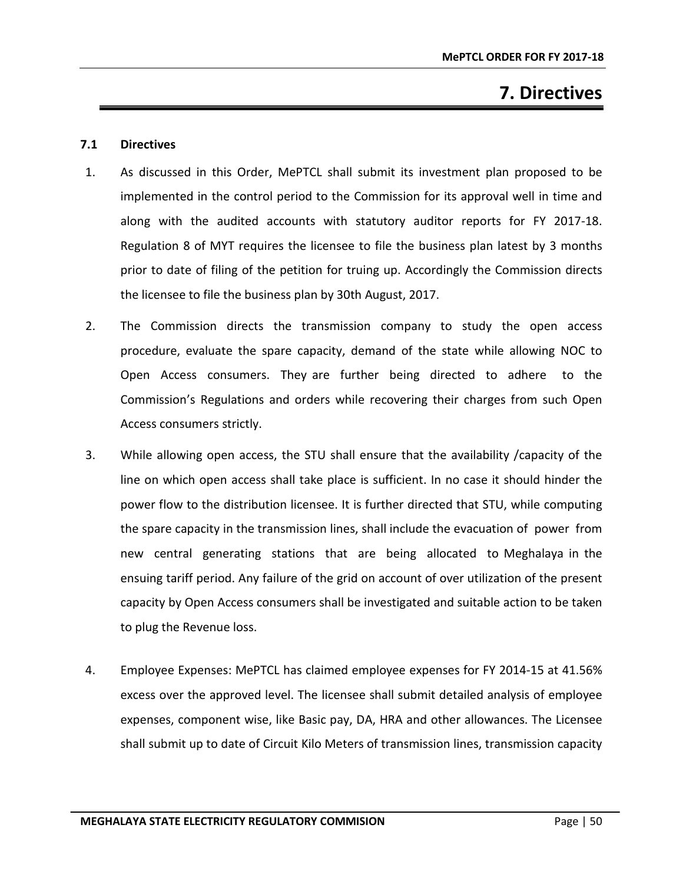# 7. Directives

### 7.1 Directives

1. As discussed in this Order, MePTCL shall submit its investment plan proposed to be implemented in the control period to the Commission for its approval well in time and along with the audited accounts with statutory auditor reports for FY 2017-18. Regulation 8 of MYT requires the licensee to file the business plan latest by 3 months prior to date of filing of the petition for truing up. Accordingly the Commission directs the licensee to file the business plan by 30th August, 2017.

2. The Commission directs the transmission company to study the open access procedure, evaluate the spare capacity, demand of the state while allowing NOC to Open Access consumers. They are further being directed to adhere to the Commission's Regulations and orders while recovering their charges from such Open Access consumers strictly.

3. While allowing open access, the STU shall ensure that the availability /capacity of the line on which open access shall take place is sufficient. In no case it should hinder the power flow to the distribution licensee. It is further directed that STU, while computing the spare capacity in the transmission lines, shall include the evacuation of power from new central generating stations that are being allocated to Meghalaya in the ensuing tariff period. Any failure of the grid on account of over utilization of the present capacity by Open Access consumers shall be investigated and suitable action to be taken to plug the Revenue loss.

4. Employee Expenses: MePTCL has claimed employee expenses for FY 2014-15 at 41.56% excess over the approved level. The licensee shall submit detailed analysis of employee expenses, component wise, like Basic pay, DA, HRA and other allowances. The Licensee shall submit up to date of Circuit Kilo Meters of transmission lines, transmission capacity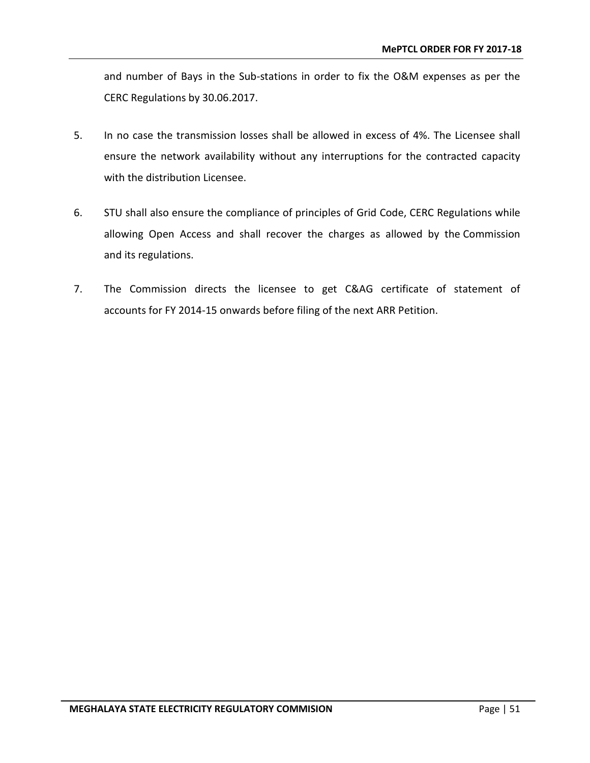and number of Bays in the Sub-stations in order to fix the O&M expenses as per the CERC Regulations by 30.06.2017.

5. In no case the transmission losses shall be allowed in excess of 4%. The Licensee shall ensure the network availability without any interruptions for the contracted capacity with the distribution Licensee.

6. STU shall also ensure the compliance of principles of Grid Code, CERC Regulations while allowing Open Access and shall recover the charges as allowed by the Commission and its regulations.

7. The Commission directs the licensee to get C&AG certificate of statement of accounts for FY 2014-15 onwards before filing of the next ARR Petition.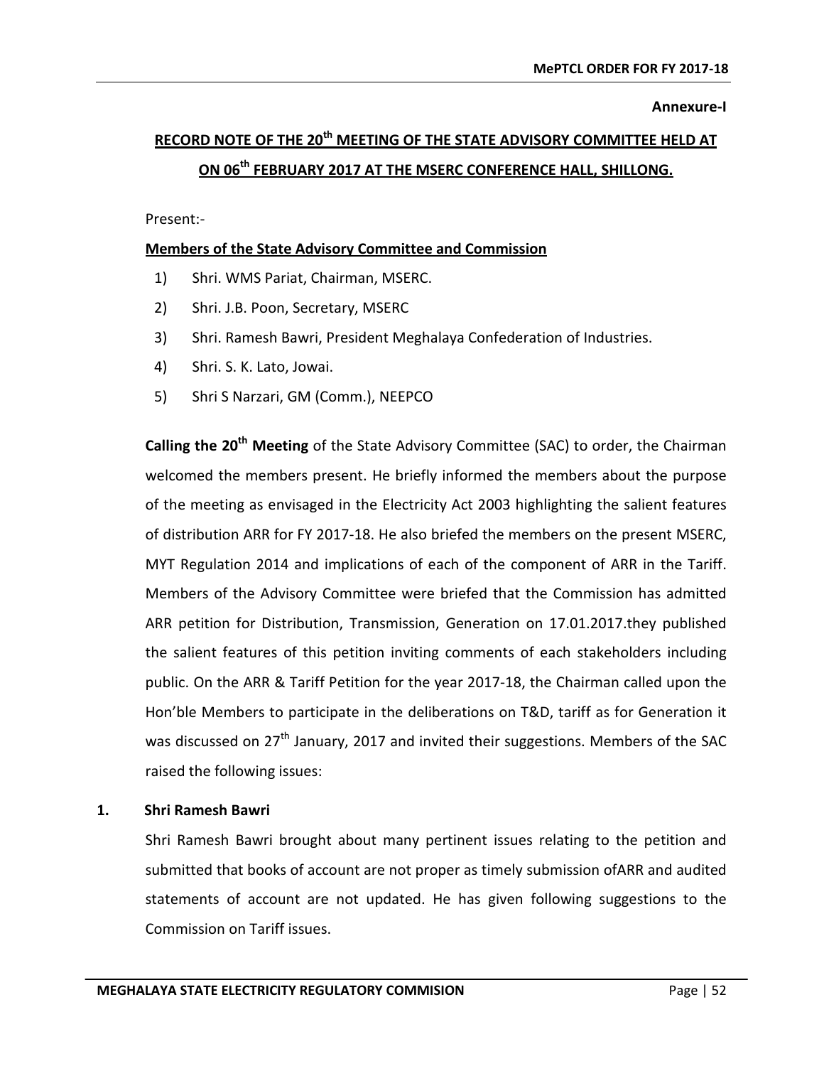**Annexure-I**

## RECORD NOTE OF THE 20th MEETING OF THE STATE ADVISORY COMMITTEE HELD AT ON 06th FEBRUARY 2017 AT THE MSERC CONFERENCE HALL, SHILLONG.

Present:-

**Members of the State Advisory Committee and Commission**

1) Shri. WMS Pariat, Chairman, MSERC.
2) Shri. J.B. Poon, Secretary, MSERC
3) Shri. Ramesh Bawri, President Meghalaya Confederation of Industries.
4) Shri. S. K. Lato, Jowai.
5) Shri S Narzari, GM (Comm.), NEEPCO

**Calling the 20th Meeting** of the State Advisory Committee (SAC) to order, the Chairman welcomed the members present. He briefly informed the members about the purpose of the meeting as envisaged in the Electricity Act 2003 highlighting the salient features of distribution ARR for FY 2017-18. He also briefed the members on the present MSERC, MYT Regulation 2014 and implications of each of the component of ARR in the Tariff. Members of the Advisory Committee were briefed that the Commission has admitted ARR petition for Distribution, Transmission, Generation on 17.01.2017.they published the salient features of this petition inviting comments of each stakeholders including public. On the ARR & Tariff Petition for the year 2017-18, the Chairman called upon the Hon'ble Members to participate in the deliberations on T&D, tariff as for Generation it was discussed on 27th January, 2017 and invited their suggestions. Members of the SAC raised the following issues:

**1. Shri Ramesh Bawri**

Shri Ramesh Bawri brought about many pertinent issues relating to the petition and submitted that books of account are not proper as timely submission ofARR and audited statements of account are not updated. He has given following suggestions to the Commission on Tariff issues.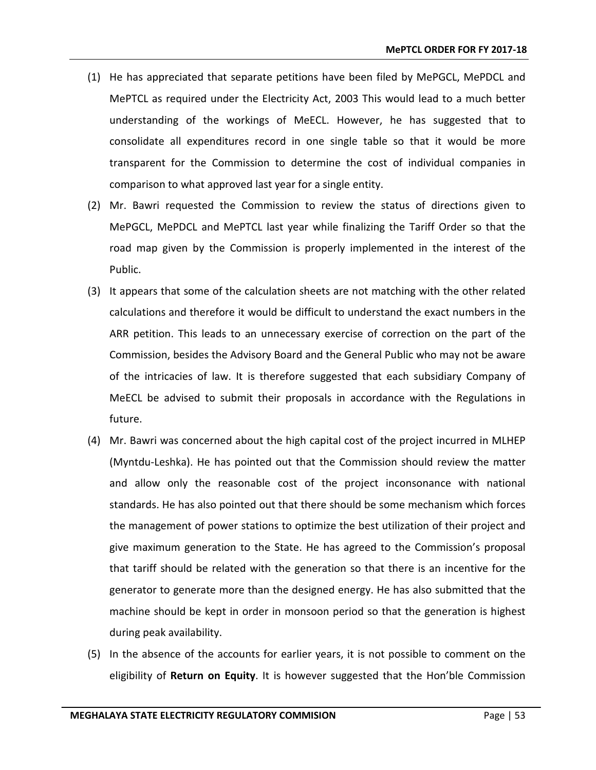(1) He has appreciated that separate petitions have been filed by MePGCL, MePDCL and MePTCL as required under the Electricity Act, 2003 This would lead to a much better understanding of the workings of MeECL. However, he has suggested that to consolidate all expenditures record in one single table so that it would be more transparent for the Commission to determine the cost of individual companies in comparison to what approved last year for a single entity.

(2) Mr. Bawri requested the Commission to review the status of directions given to MePGCL, MePDCL and MePTCL last year while finalizing the Tariff Order so that the road map given by the Commission is properly implemented in the interest of the Public.

(3) It appears that some of the calculation sheets are not matching with the other related calculations and therefore it would be difficult to understand the exact numbers in the ARR petition. This leads to an unnecessary exercise of correction on the part of the Commission, besides the Advisory Board and the General Public who may not be aware of the intricacies of law. It is therefore suggested that each subsidiary Company of MeECL be advised to submit their proposals in accordance with the Regulations in future.

(4) Mr. Bawri was concerned about the high capital cost of the project incurred in MLHEP (Myntdu-Leshka). He has pointed out that the Commission should review the matter and allow only the reasonable cost of the project inconsonance with national standards. He has also pointed out that there should be some mechanism which forces the management of power stations to optimize the best utilization of their project and give maximum generation to the State. He has agreed to the Commission's proposal that tariff should be related with the generation so that there is an incentive for the generator to generate more than the designed energy. He has also submitted that the machine should be kept in order in monsoon period so that the generation is highest during peak availability.

(5) In the absence of the accounts for earlier years, it is not possible to comment on the eligibility of **Return on Equity**. It is however suggested that the Hon'ble Commission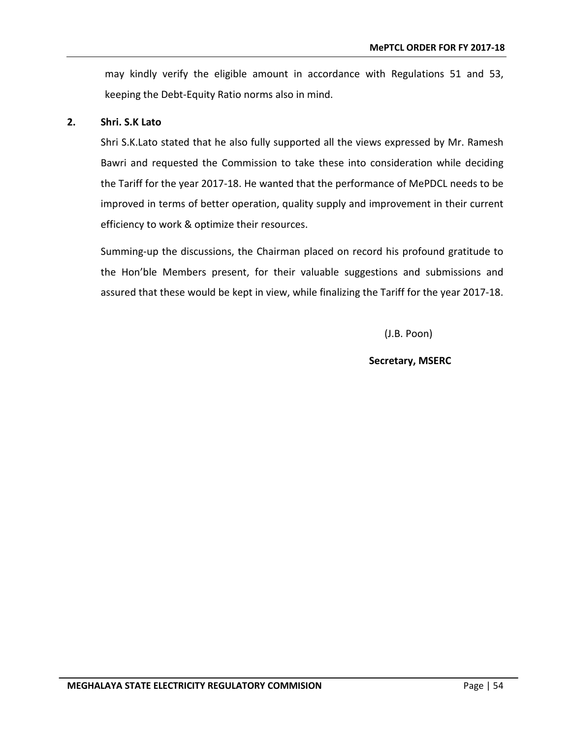may kindly verify the eligible amount in accordance with Regulations 51 and 53, keeping the Debt-Equity Ratio norms also in mind.

**2. Shri. S.K Lato**

Shri S.K.Lato stated that he also fully supported all the views expressed by Mr. Ramesh Bawri and requested the Commission to take these into consideration while deciding the Tariff for the year 2017-18. He wanted that the performance of MePDCL needs to be improved in terms of better operation, quality supply and improvement in their current efficiency to work & optimize their resources.

Summing-up the discussions, the Chairman placed on record his profound gratitude to the Hon'ble Members present, for their valuable suggestions and submissions and assured that these would be kept in view, while finalizing the Tariff for the year 2017-18.

(J.B. Poon)

**Secretary, MSERC**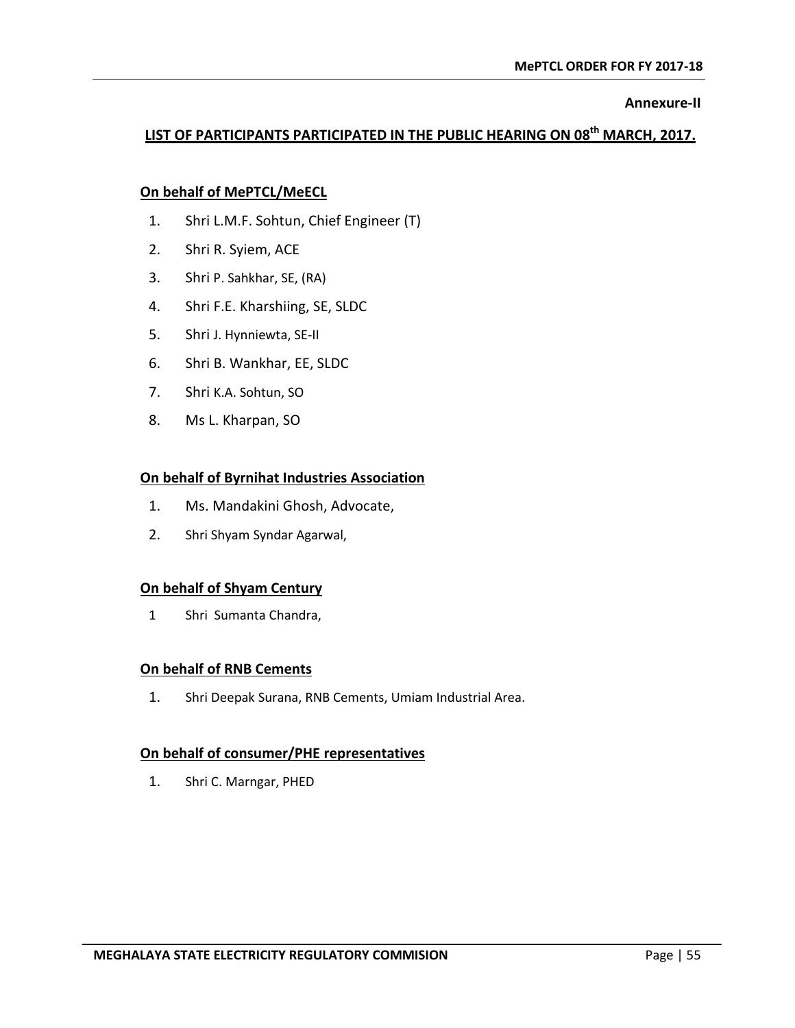**Annexure-II**

## LIST OF PARTICIPANTS PARTICIPATED IN THE PUBLIC HEARING ON 08th MARCH, 2017.

**On behalf of MePTCL/MeECL**

1. Shri L.M.F. Sohtun, Chief Engineer (T)
2. Shri R. Syiem, ACE
3. Shri P. Sahkhar, SE, (RA)
4. Shri F.E. Kharshiing, SE, SLDC
5. Shri J. Hynniewta, SE-II
6. Shri B. Wankhar, EE, SLDC
7. Shri K.A. Sohtun, SO
8. Ms L. Kharpan, SO

**On behalf of Byrnihat Industries Association**

1. Ms. Mandakini Ghosh, Advocate,
2. Shri Shyam Syndar Agarwal,

**On behalf of Shyam Century**

1. Shri Sumanta Chandra,

**On behalf of RNB Cements**

1. Shri Deepak Surana, RNB Cements, Umiam Industrial Area.

**On behalf of consumer/PHE representatives**

1. Shri C. Marngar, PHED